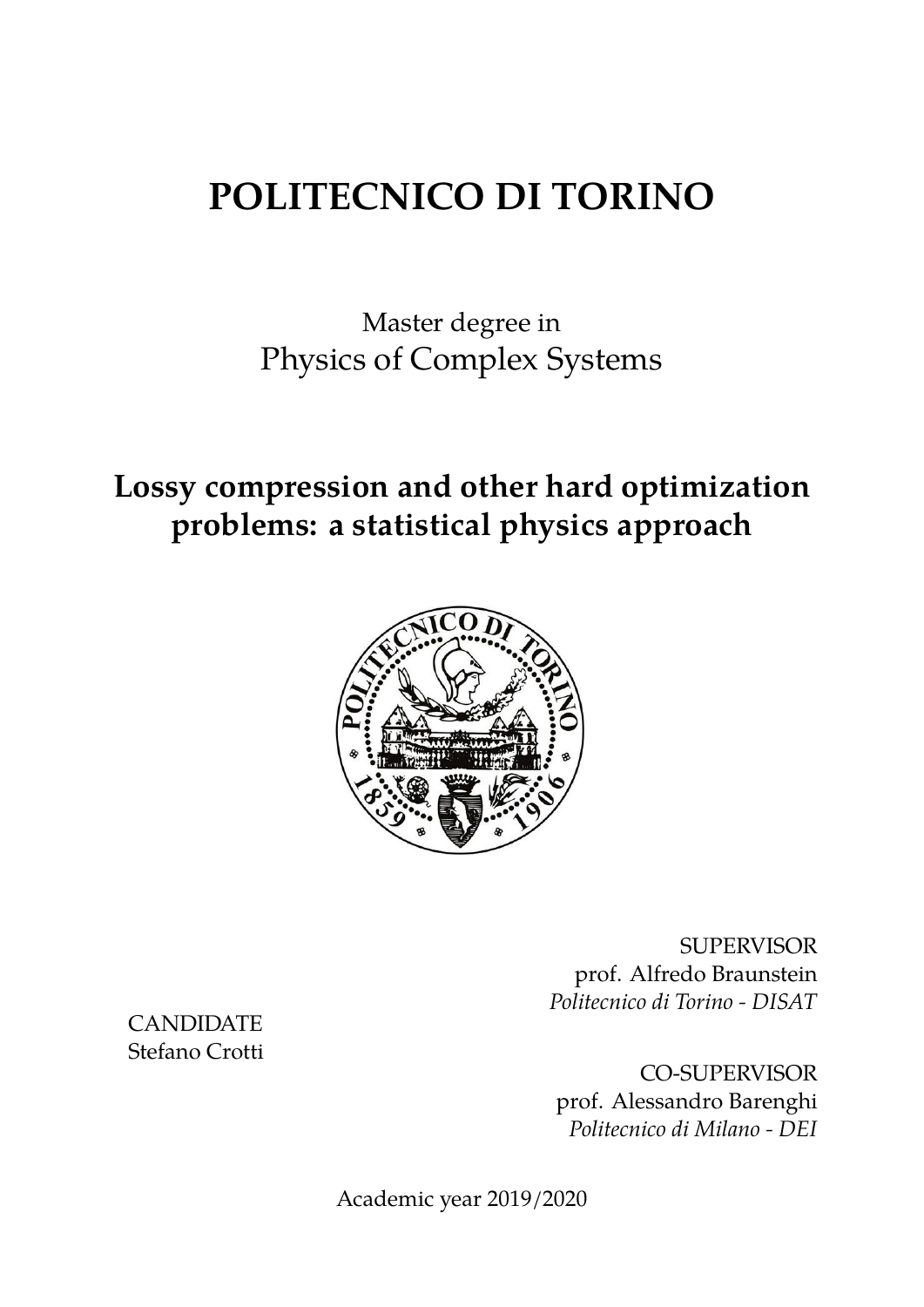# POLITECNICO DI TORINO

Master degree in
Physics of Complex Systems

## Lossy compression and other hard optimization problems: a statistical physics approach

SUPERVISOR
prof. Alfredo Braunstein
*Politecnico di Torino - DISAT*

CANDIDATE
Stefano Crotti

CO-SUPERVISOR
prof. Alessandro Barenghi
*Politecnico di Milano - DEI*

Academic year 2019/2020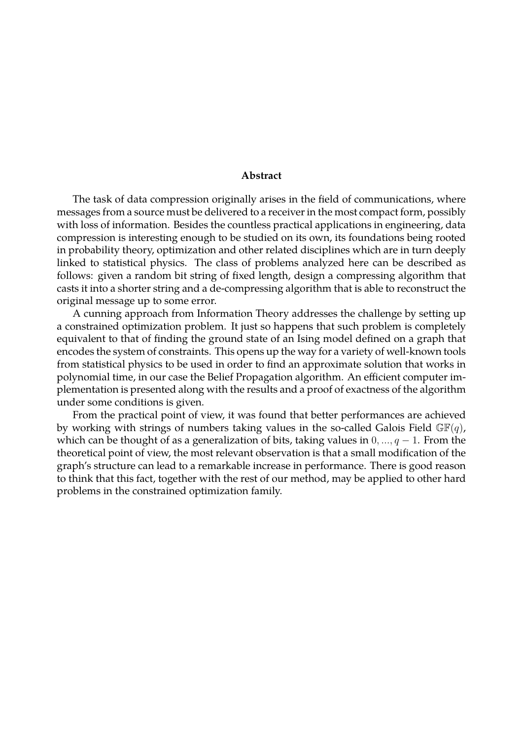**Abstract**

The task of data compression originally arises in the field of communications, where messages from a source must be delivered to a receiver in the most compact form, possibly with loss of information. Besides the countless practical applications in engineering, data compression is interesting enough to be studied on its own, its foundations being rooted in probability theory, optimization and other related disciplines which are in turn deeply linked to statistical physics. The class of problems analyzed here can be described as follows: given a random bit string of fixed length, design a compressing algorithm that casts it into a shorter string and a de-compressing algorithm that is able to reconstruct the original message up to some error.

A cunning approach from Information Theory addresses the challenge by setting up a constrained optimization problem. It just so happens that such problem is completely equivalent to that of finding the ground state of an Ising model defined on a graph that encodes the system of constraints. This opens up the way for a variety of well-known tools from statistical physics to be used in order to find an approximate solution that works in polynomial time, in our case the Belief Propagation algorithm. An efficient computer implementation is presented along with the results and a proof of exactness of the algorithm under some conditions is given.

From the practical point of view, it was found that better performances are achieved by working with strings of numbers taking values in the so-called Galois Field $\mathbb{GF}(q)$, which can be thought of as a generalization of bits, taking values in $0, ..., q-1$. From the theoretical point of view, the most relevant observation is that a small modification of the graph's structure can lead to a remarkable increase in performance. There is good reason to think that this fact, together with the rest of our method, may be applied to other hard problems in the constrained optimization family.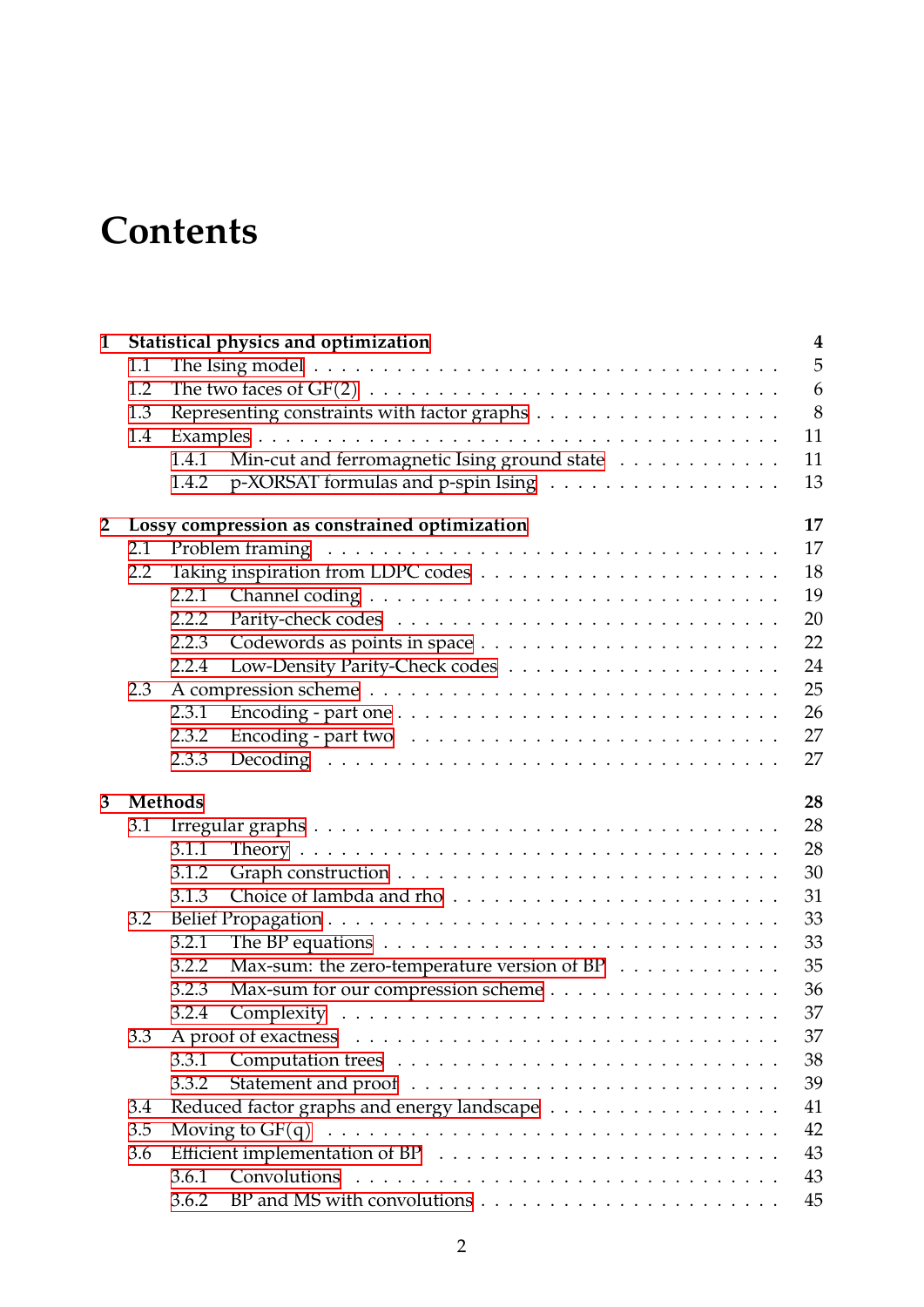# Contents

**1 Statistical physics and optimization** — 4
- 1.1 The Ising model — 5
- 1.2 The two faces of GF(2) — 6
- 1.3 Representing constraints with factor graphs — 8
- 1.4 Examples — 11
  - 1.4.1 Min-cut and ferromagnetic Ising ground state — 11
  - 1.4.2 p-XORSAT formulas and p-spin Ising — 13

**2 Lossy compression as constrained optimization** — 17
- 2.1 Problem framing — 17
- 2.2 Taking inspiration from LDPC codes — 18
  - 2.2.1 Channel coding — 19
  - 2.2.2 Parity-check codes — 20
  - 2.2.3 Codewords as points in space — 22
  - 2.2.4 Low-Density Parity-Check codes — 24
- 2.3 A compression scheme — 25
  - 2.3.1 Encoding - part one — 26
  - 2.3.2 Encoding - part two — 27
  - 2.3.3 Decoding — 27

**3 Methods** — 28
- 3.1 Irregular graphs — 28
  - 3.1.1 Theory — 28
  - 3.1.2 Graph construction — 30
  - 3.1.3 Choice of lambda and rho — 31
- 3.2 Belief Propagation — 33
  - 3.2.1 The BP equations — 33
  - 3.2.2 Max-sum: the zero-temperature version of BP — 35
  - 3.2.3 Max-sum for our compression scheme — 36
  - 3.2.4 Complexity — 37
- 3.3 A proof of exactness — 37
  - 3.3.1 Computation trees — 38
  - 3.3.2 Statement and proof — 39
- 3.4 Reduced factor graphs and energy landscape — 41
- 3.5 Moving to GF(q) — 42
- 3.6 Efficient implementation of BP — 43
  - 3.6.1 Convolutions — 43
  - 3.6.2 BP and MS with convolutions — 45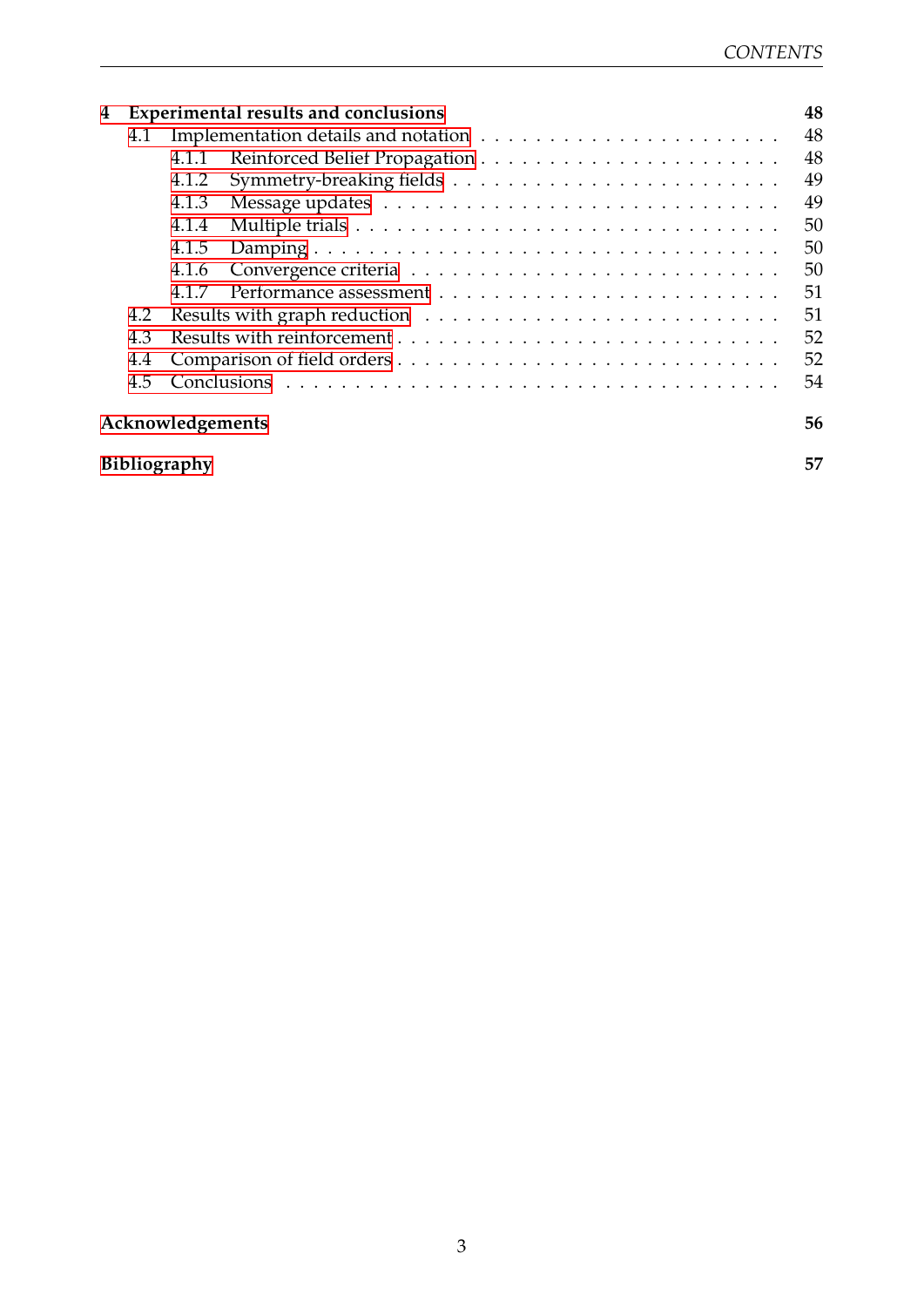**4 Experimental results and conclusions** **48**

- 4.1 Implementation details and notation . . . . . 48
  - 4.1.1 Reinforced Belief Propagation . . . . . 48
  - 4.1.2 Symmetry-breaking fields . . . . . 49
  - 4.1.3 Message updates . . . . . 49
  - 4.1.4 Multiple trials . . . . . 50
  - 4.1.5 Damping . . . . . 50
  - 4.1.6 Convergence criteria . . . . . 50
  - 4.1.7 Performance assessment . . . . . 51
- 4.2 Results with graph reduction . . . . . 51
- 4.3 Results with reinforcement . . . . . 52
- 4.4 Comparison of field orders . . . . . 52
- 4.5 Conclusions . . . . . 54

**Acknowledgements** **56**

**Bibliography** **57**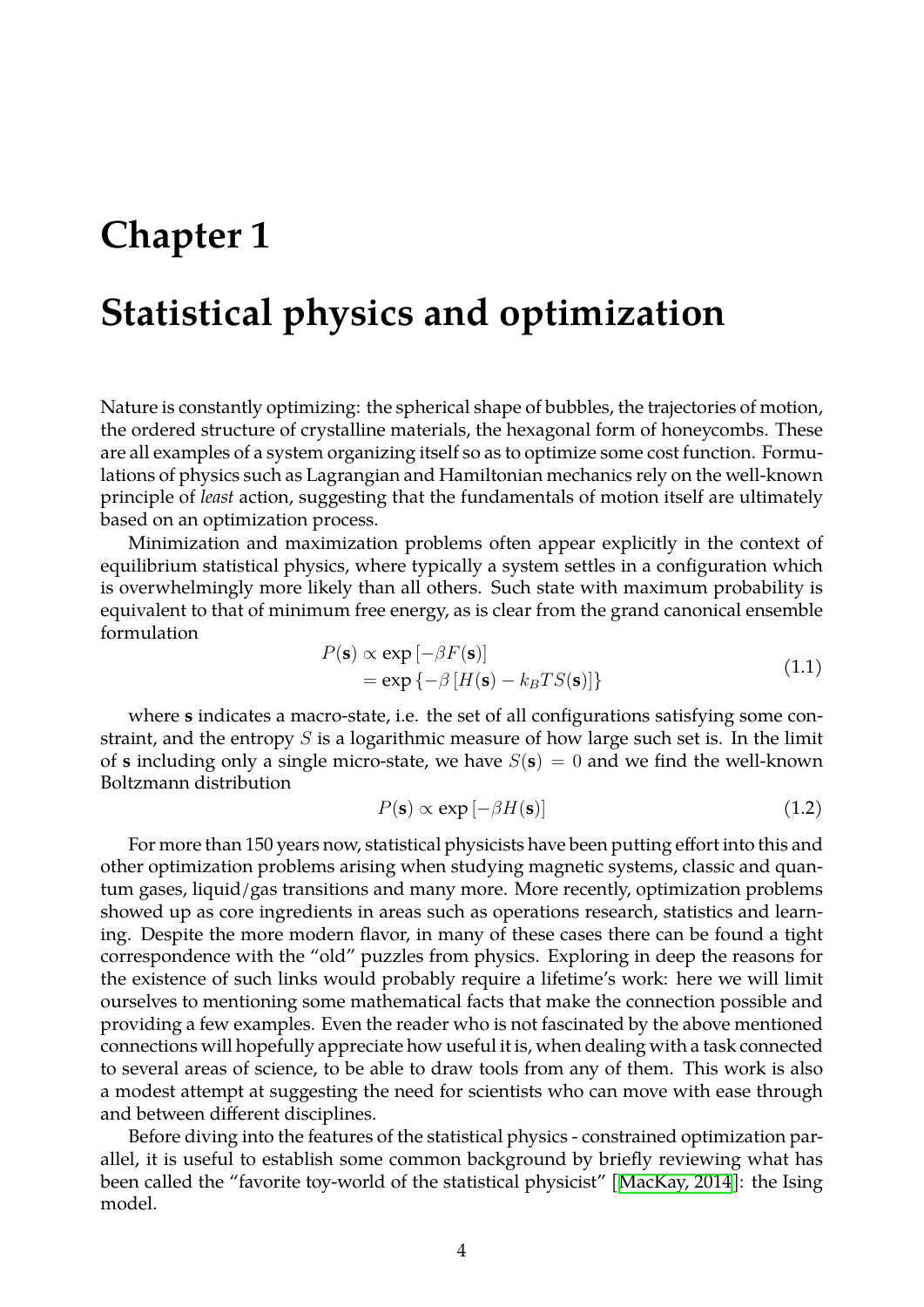# Chapter 1

# Statistical physics and optimization

Nature is constantly optimizing: the spherical shape of bubbles, the trajectories of motion, the ordered structure of crystalline materials, the hexagonal form of honeycombs. These are all examples of a system organizing itself so as to optimize some cost function. Formulations of physics such as Lagrangian and Hamiltonian mechanics rely on the well-known principle of *least* action, suggesting that the fundamentals of motion itself are ultimately based on an optimization process.

Minimization and maximization problems often appear explicitly in the context of equilibrium statistical physics, where typically a system settles in a configuration which is overwhelmingly more likely than all others. Such state with maximum probability is equivalent to that of minimum free energy, as is clear from the grand canonical ensemble formulation

$$
\begin{aligned}
P(\mathbf{s}) &\propto \exp\left[-\beta F(\mathbf{s})\right] \\
&= \exp\left\{-\beta\left[H(\mathbf{s}) - k_B T S(\mathbf{s})\right]\right\}
\end{aligned}
\tag{1.1}
$$

where $\mathbf{s}$ indicates a macro-state, i.e. the set of all configurations satisfying some constraint, and the entropy $S$ is a logarithmic measure of how large such set is. In the limit of $\mathbf{s}$ including only a single micro-state, we have $S(\mathbf{s}) = 0$ and we find the well-known Boltzmann distribution

$$
P(\mathbf{s}) \propto \exp\left[-\beta H(\mathbf{s})\right] \tag{1.2}
$$

For more than 150 years now, statistical physicists have been putting effort into this and other optimization problems arising when studying magnetic systems, classic and quantum gases, liquid/gas transitions and many more. More recently, optimization problems showed up as core ingredients in areas such as operations research, statistics and learning. Despite the more modern flavor, in many of these cases there can be found a tight correspondence with the "old" puzzles from physics. Exploring in deep the reasons for the existence of such links would probably require a lifetime's work: here we will limit ourselves to mentioning some mathematical facts that make the connection possible and providing a few examples. Even the reader who is not fascinated by the above mentioned connections will hopefully appreciate how useful it is, when dealing with a task connected to several areas of science, to be able to draw tools from any of them. This work is also a modest attempt at suggesting the need for scientists who can move with ease through and between different disciplines.

Before diving into the features of the statistical physics - constrained optimization parallel, it is useful to establish some common background by briefly reviewing what has been called the "favorite toy-world of the statistical physicist" [MacKay, 2014]: the Ising model.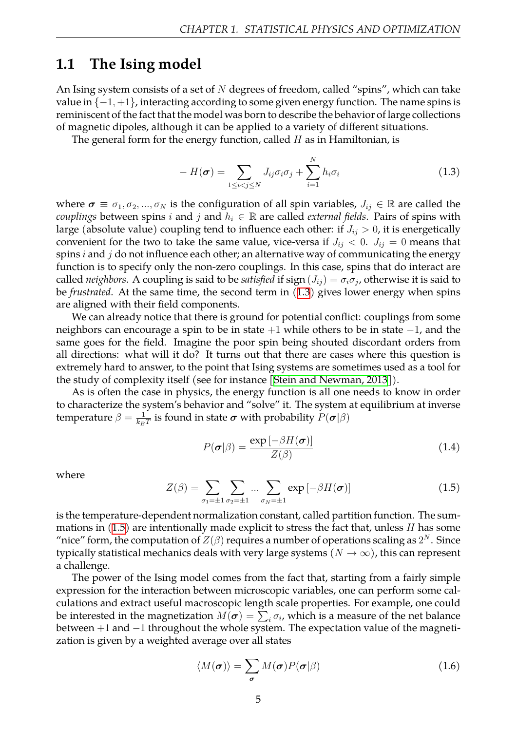## 1.1 The Ising model

An Ising system consists of a set of $N$ degrees of freedom, called "spins", which can take value in $\{-1, +1\}$, interacting according to some given energy function. The name spins is reminiscent of the fact that the model was born to describe the behavior of large collections of magnetic dipoles, although it can be applied to a variety of different situations.

The general form for the energy function, called $H$ as in Hamiltonian, is

$$-H(\boldsymbol{\sigma}) = \sum_{1 \leq i < j \leq N} J_{ij} \sigma_i \sigma_j + \sum_{i=1}^{N} h_i \sigma_i \tag{1.3}$$

where $\boldsymbol{\sigma} \equiv \sigma_1, \sigma_2, ..., \sigma_N$ is the configuration of all spin variables, $J_{ij} \in \mathbb{R}$ are called the *couplings* between spins $i$ and $j$ and $h_i \in \mathbb{R}$ are called *external fields*. Pairs of spins with large (absolute value) coupling tend to influence each other: if $J_{ij} > 0$, it is energetically convenient for the two to take the same value, vice-versa if $J_{ij} < 0$. $J_{ij} = 0$ means that spins $i$ and $j$ do not influence each other; an alternative way of communicating the energy function is to specify only the non-zero couplings. In this case, spins that do interact are called *neighbors*. A coupling is said to be *satisfied* if sign $(J_{ij}) = \sigma_i \sigma_j$, otherwise it is said to be *frustrated*. At the same time, the second term in (1.3) gives lower energy when spins are aligned with their field components.

We can already notice that there is ground for potential conflict: couplings from some neighbors can encourage a spin to be in state $+1$ while others to be in state $-1$, and the same goes for the field. Imagine the poor spin being shouted discordant orders from all directions: what will it do? It turns out that there are cases where this question is extremely hard to answer, to the point that Ising systems are sometimes used as a tool for the study of complexity itself (see for instance [Stein and Newman, 2013]).

As is often the case in physics, the energy function is all one needs to know in order to characterize the system's behavior and "solve" it. The system at equilibrium at inverse temperature $\beta = \frac{1}{k_B T}$ is found in state $\boldsymbol{\sigma}$ with probability $P(\boldsymbol{\sigma}|\beta)$

$$P(\boldsymbol{\sigma}|\beta) = \frac{\exp\left[-\beta H(\boldsymbol{\sigma})\right]}{Z(\beta)} \tag{1.4}$$

where

$$Z(\beta) = \sum_{\sigma_1 = \pm 1} \sum_{\sigma_2 = \pm 1} ... \sum_{\sigma_N = \pm 1} \exp\left[-\beta H(\boldsymbol{\sigma})\right] \tag{1.5}$$

is the temperature-dependent normalization constant, called partition function. The summations in (1.5) are intentionally made explicit to stress the fact that, unless $H$ has some "nice" form, the computation of $Z(\beta)$ requires a number of operations scaling as $2^N$. Since typically statistical mechanics deals with very large systems ($N \to \infty$), this can represent a challenge.

The power of the Ising model comes from the fact that, starting from a fairly simple expression for the interaction between microscopic variables, one can perform some calculations and extract useful macroscopic length scale properties. For example, one could be interested in the magnetization $M(\boldsymbol{\sigma}) = \sum_i \sigma_i$, which is a measure of the net balance between $+1$ and $-1$ throughout the whole system. The expectation value of the magnetization is given by a weighted average over all states

$$\langle M(\boldsymbol{\sigma}) \rangle = \sum_{\boldsymbol{\sigma}} M(\boldsymbol{\sigma}) P(\boldsymbol{\sigma}|\beta) \tag{1.6}$$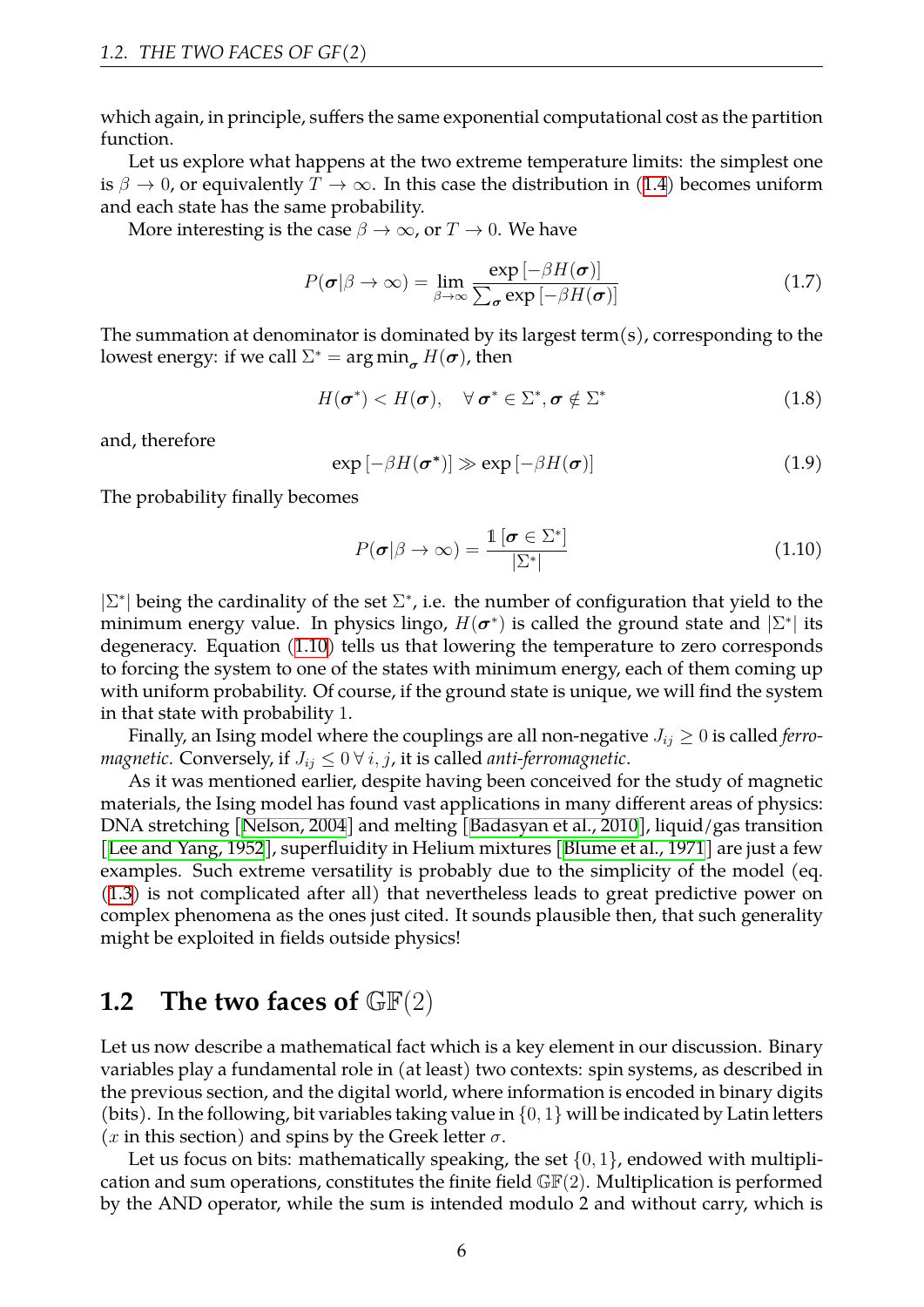which again, in principle, suffers the same exponential computational cost as the partition function.

Let us explore what happens at the two extreme temperature limits: the simplest one is $\beta \to 0$, or equivalently $T \to \infty$. In this case the distribution in (1.4) becomes uniform and each state has the same probability.

More interesting is the case $\beta \to \infty$, or $T \to 0$. We have

$$P(\boldsymbol{\sigma}|\beta \to \infty) = \lim_{\beta \to \infty} \frac{\exp\left[-\beta H(\boldsymbol{\sigma})\right]}{\sum_{\boldsymbol{\sigma}} \exp\left[-\beta H(\boldsymbol{\sigma})\right]} \tag{1.7}$$

The summation at denominator is dominated by its largest term(s), corresponding to the lowest energy: if we call $\Sigma^* = \arg\min_{\boldsymbol{\sigma}} H(\boldsymbol{\sigma})$, then

$$H(\boldsymbol{\sigma}^*) < H(\boldsymbol{\sigma}), \quad \forall\, \boldsymbol{\sigma}^* \in \Sigma^*, \boldsymbol{\sigma} \notin \Sigma^* \tag{1.8}$$

and, therefore

$$\exp\left[-\beta H(\boldsymbol{\sigma}^*)\right] \gg \exp\left[-\beta H(\boldsymbol{\sigma})\right] \tag{1.9}$$

The probability finally becomes

$$P(\boldsymbol{\sigma}|\beta \to \infty) = \frac{\mathbb{1}\left[\boldsymbol{\sigma} \in \Sigma^*\right]}{|\Sigma^*|} \tag{1.10}$$

$|\Sigma^*|$ being the cardinality of the set $\Sigma^*$, i.e. the number of configuration that yield to the minimum energy value. In physics lingo, $H(\boldsymbol{\sigma}^*)$ is called the ground state and $|\Sigma^*|$ its degeneracy. Equation (1.10) tells us that lowering the temperature to zero corresponds to forcing the system to one of the states with minimum energy, each of them coming up with uniform probability. Of course, if the ground state is unique, we will find the system in that state with probability 1.

Finally, an Ising model where the couplings are all non-negative $J_{ij} \geq 0$ is called *ferromagnetic*. Conversely, if $J_{ij} \leq 0\, \forall\, i, j$, it is called *anti-ferromagnetic*.

As it was mentioned earlier, despite having been conceived for the study of magnetic materials, the Ising model has found vast applications in many different areas of physics: DNA stretching [Nelson, 2004] and melting [Badasyan et al., 2010], liquid/gas transition [Lee and Yang, 1952], superfluidity in Helium mixtures [Blume et al., 1971] are just a few examples. Such extreme versatility is probably due to the simplicity of the model (eq. (1.3) is not complicated after all) that nevertheless leads to great predictive power on complex phenomena as the ones just cited. It sounds plausible then, that such generality might be exploited in fields outside physics!

## 1.2 The two faces of $\mathbb{GF}(2)$

Let us now describe a mathematical fact which is a key element in our discussion. Binary variables play a fundamental role in (at least) two contexts: spin systems, as described in the previous section, and the digital world, where information is encoded in binary digits (bits). In the following, bit variables taking value in $\{0, 1\}$ will be indicated by Latin letters ($x$ in this section) and spins by the Greek letter $\sigma$.

Let us focus on bits: mathematically speaking, the set $\{0, 1\}$, endowed with multiplication and sum operations, constitutes the finite field $\mathbb{GF}(2)$. Multiplication is performed by the AND operator, while the sum is intended modulo 2 and without carry, which is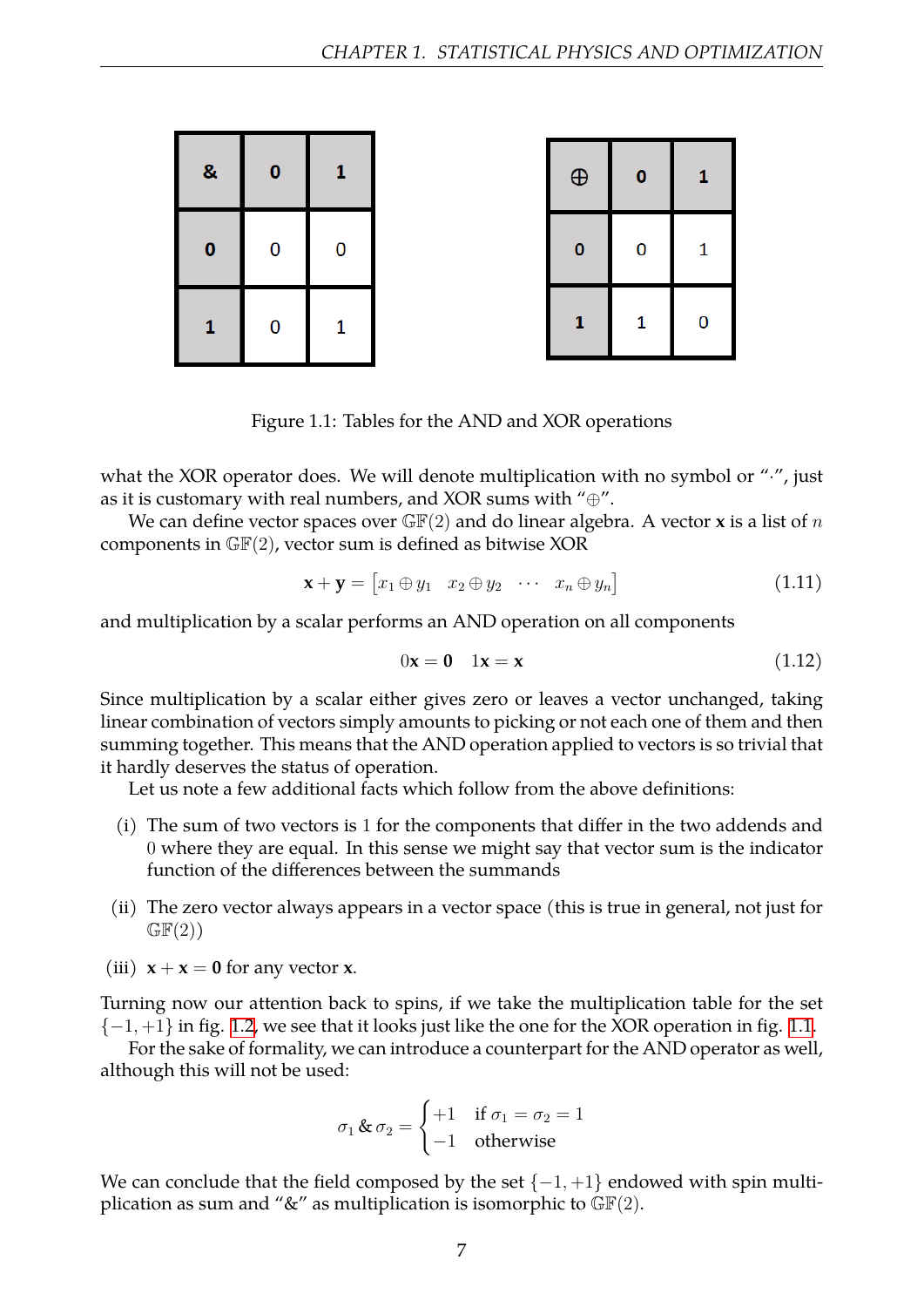| & | 0 | 1 |
|---|---|---|
| **0** | 0 | 0 |
| **1** | 0 | 1 |

| $\oplus$ | 0 | 1 |
|---|---|---|
| **0** | 0 | 1 |
| **1** | 1 | 0 |

Figure 1.1: Tables for the AND and XOR operations

what the XOR operator does. We will denote multiplication with no symbol or "$\cdot$", just as it is customary with real numbers, and XOR sums with "$\oplus$".

We can define vector spaces over $\mathbb{GF}(2)$ and do linear algebra. A vector $\mathbf{x}$ is a list of $n$ components in $\mathbb{GF}(2)$, vector sum is defined as bitwise XOR

$$\mathbf{x} + \mathbf{y} = \begin{bmatrix} x_1 \oplus y_1 & x_2 \oplus y_2 & \cdots & x_n \oplus y_n \end{bmatrix} \tag{1.11}$$

and multiplication by a scalar performs an AND operation on all components

$$0\mathbf{x} = \mathbf{0} \quad 1\mathbf{x} = \mathbf{x} \tag{1.12}$$

Since multiplication by a scalar either gives zero or leaves a vector unchanged, taking linear combination of vectors simply amounts to picking or not each one of them and then summing together. This means that the AND operation applied to vectors is so trivial that it hardly deserves the status of operation.

Let us note a few additional facts which follow from the above definitions:

(i) The sum of two vectors is 1 for the components that differ in the two addends and 0 where they are equal. In this sense we might say that vector sum is the indicator function of the differences between the summands

(ii) The zero vector always appears in a vector space (this is true in general, not just for $\mathbb{GF}(2)$)

(iii) $\mathbf{x} + \mathbf{x} = \mathbf{0}$ for any vector $\mathbf{x}$.

Turning now our attention back to spins, if we take the multiplication table for the set $\{-1, +1\}$ in fig. 1.2, we see that it looks just like the one for the XOR operation in fig. 1.1.

For the sake of formality, we can introduce a counterpart for the AND operator as well, although this will not be used:

$$\sigma_1 \,\&\, \sigma_2 = \begin{cases} +1 & \text{if } \sigma_1 = \sigma_2 = 1 \\ -1 & \text{otherwise} \end{cases}$$

We can conclude that the field composed by the set $\{-1, +1\}$ endowed with spin multiplication as sum and "&" as multiplication is isomorphic to $\mathbb{GF}(2)$.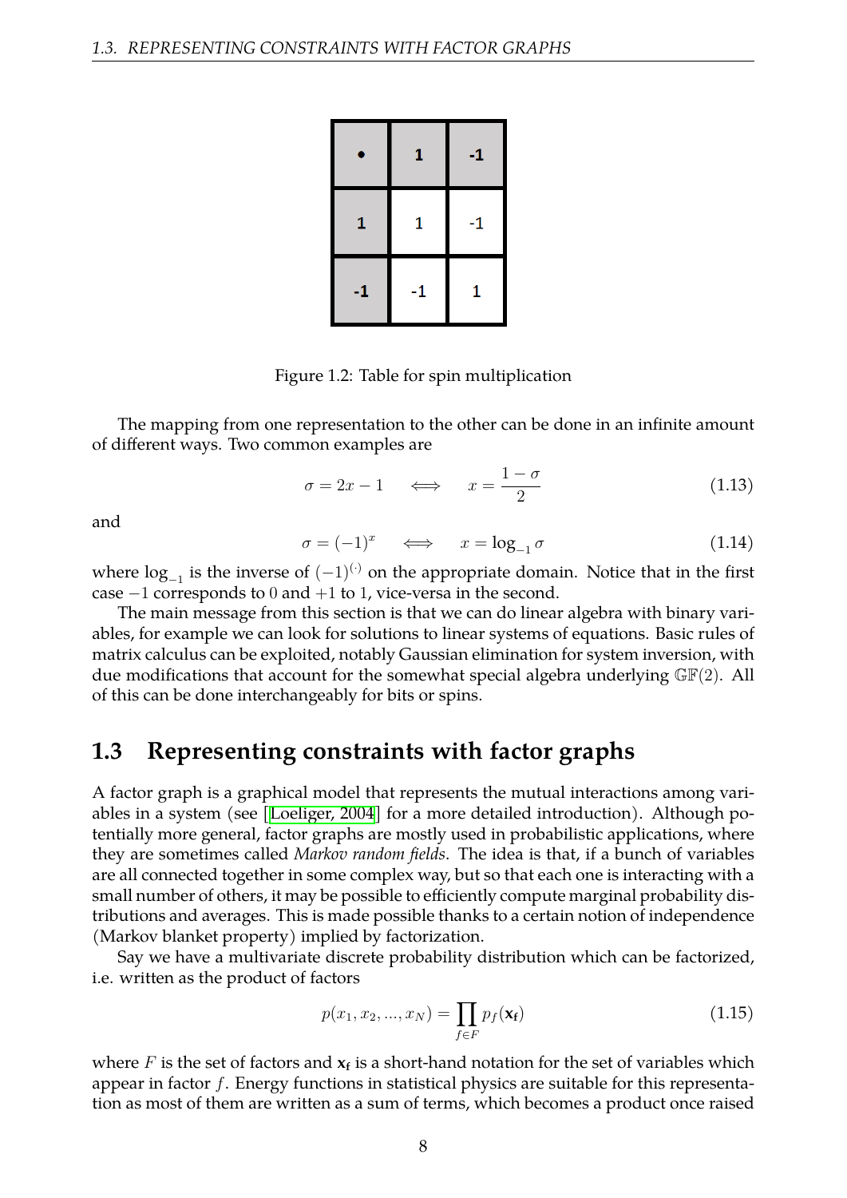| • | 1 | -1 |
| --- | --- | --- |
| 1 | 1 | -1 |
| -1 | -1 | 1 |

Figure 1.2: Table for spin multiplication

The mapping from one representation to the other can be done in an infinite amount of different ways. Two common examples are

$$\sigma = 2x - 1 \quad \iff \quad x = \frac{1-\sigma}{2} \tag{1.13}$$

and

$$\sigma = (-1)^x \quad \iff \quad x = \log_{-1} \sigma \tag{1.14}$$

where $\log_{-1}$ is the inverse of $(-1)^{(\cdot)}$ on the appropriate domain. Notice that in the first case $-1$ corresponds to $0$ and $+1$ to $1$, vice-versa in the second.

The main message from this section is that we can do linear algebra with binary variables, for example we can look for solutions to linear systems of equations. Basic rules of matrix calculus can be exploited, notably Gaussian elimination for system inversion, with due modifications that account for the somewhat special algebra underlying $\mathbb{GF}(2)$. All of this can be done interchangeably for bits or spins.

## 1.3 Representing constraints with factor graphs

A factor graph is a graphical model that represents the mutual interactions among variables in a system (see [Loeliger, 2004] for a more detailed introduction). Although potentially more general, factor graphs are mostly used in probabilistic applications, where they are sometimes called *Markov random fields*. The idea is that, if a bunch of variables are all connected together in some complex way, but so that each one is interacting with a small number of others, it may be possible to efficiently compute marginal probability distributions and averages. This is made possible thanks to a certain notion of independence (Markov blanket property) implied by factorization.

Say we have a multivariate discrete probability distribution which can be factorized, i.e. written as the product of factors

$$p(x_1, x_2, ..., x_N) = \prod_{f \in F} p_f(\mathbf{x_f}) \tag{1.15}$$

where $F$ is the set of factors and $\mathbf{x_f}$ is a short-hand notation for the set of variables which appear in factor $f$. Energy functions in statistical physics are suitable for this representation as most of them are written as a sum of terms, which becomes a product once raised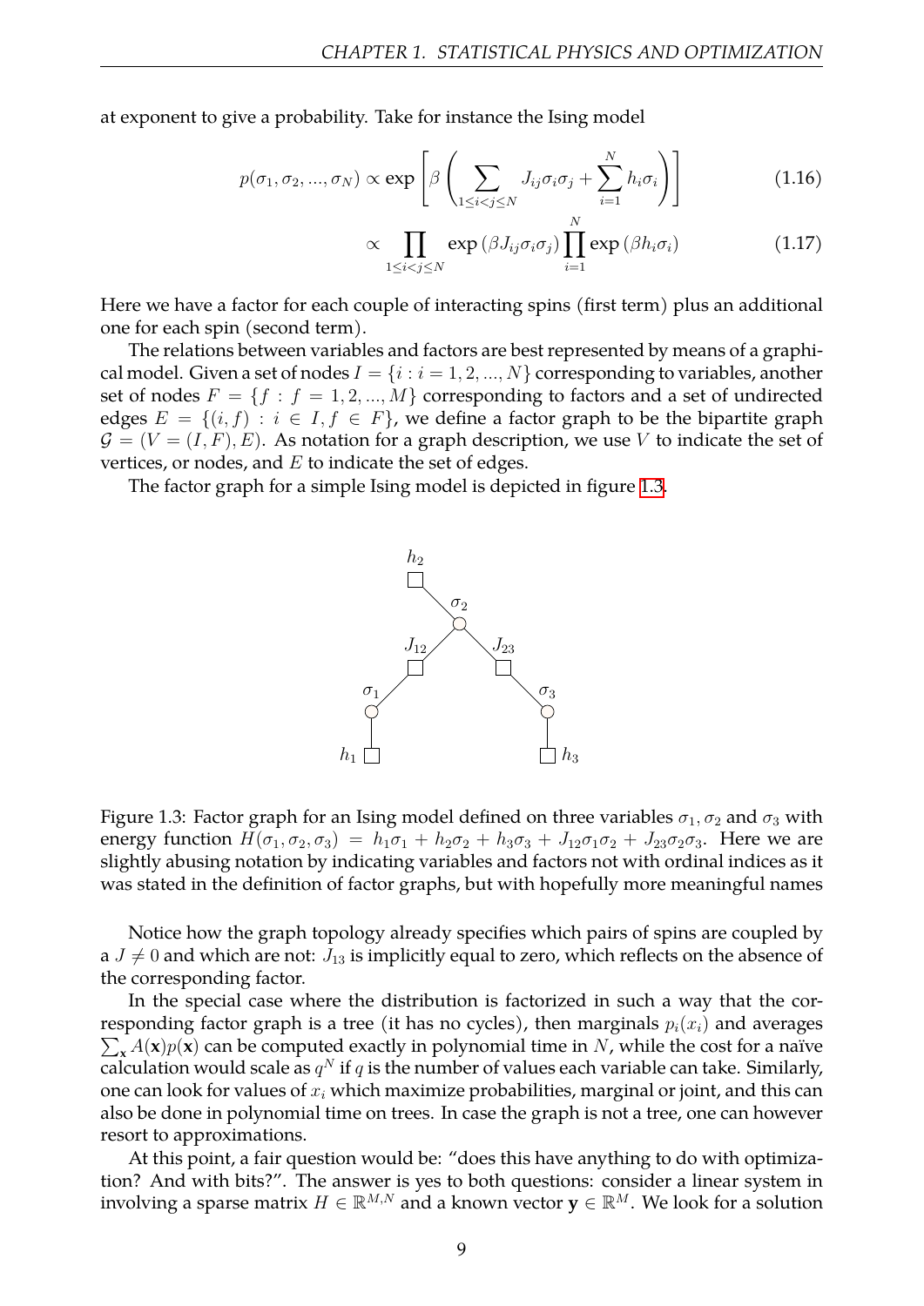at exponent to give a probability. Take for instance the Ising model

$$p(\sigma_1, \sigma_2, ..., \sigma_N) \propto \exp\left[\beta\left(\sum_{1\le i<j\le N} J_{ij}\sigma_i\sigma_j + \sum_{i=1}^{N} h_i\sigma_i\right)\right] \tag{1.16}$$

$$\propto \prod_{1\le i<j\le N} \exp\left(\beta J_{ij}\sigma_i\sigma_j\right)\prod_{i=1}^{N}\exp\left(\beta h_i\sigma_i\right) \tag{1.17}$$

Here we have a factor for each couple of interacting spins (first term) plus an additional one for each spin (second term).

The relations between variables and factors are best represented by means of a graphical model. Given a set of nodes $I = \{i : i = 1, 2, ..., N\}$ corresponding to variables, another set of nodes $F = \{f : f = 1, 2, ..., M\}$ corresponding to factors and a set of undirected edges $E = \{(i, f) : i \in I, f \in F\}$, we define a factor graph to be the bipartite graph $\mathcal{G} = (V = (I, F), E)$. As notation for a graph description, we use $V$ to indicate the set of vertices, or nodes, and $E$ to indicate the set of edges.

The factor graph for a simple Ising model is depicted in figure 1.3.

Figure 1.3: Factor graph for an Ising model defined on three variables $\sigma_1, \sigma_2$ and $\sigma_3$ with energy function $H(\sigma_1, \sigma_2, \sigma_3) = h_1\sigma_1 + h_2\sigma_2 + h_3\sigma_3 + J_{12}\sigma_1\sigma_2 + J_{23}\sigma_2\sigma_3$. Here we are slightly abusing notation by indicating variables and factors not with ordinal indices as it was stated in the definition of factor graphs, but with hopefully more meaningful names

Notice how the graph topology already specifies which pairs of spins are coupled by a $J \neq 0$ and which are not: $J_{13}$ is implicitly equal to zero, which reflects on the absence of the corresponding factor.

In the special case where the distribution is factorized in such a way that the corresponding factor graph is a tree (it has no cycles), then marginals $p_i(x_i)$ and averages $\sum_{\mathbf{x}} A(\mathbf{x})p(\mathbf{x})$ can be computed exactly in polynomial time in $N$, while the cost for a naïve calculation would scale as $q^N$ if $q$ is the number of values each variable can take. Similarly, one can look for values of $x_i$ which maximize probabilities, marginal or joint, and this can also be done in polynomial time on trees. In case the graph is not a tree, one can however resort to approximations.

At this point, a fair question would be: "does this have anything to do with optimization? And with bits?". The answer is yes to both questions: consider a linear system in involving a sparse matrix $H \in \mathbb{R}^{M,N}$ and a known vector $\mathbf{y} \in \mathbb{R}^M$. We look for a solution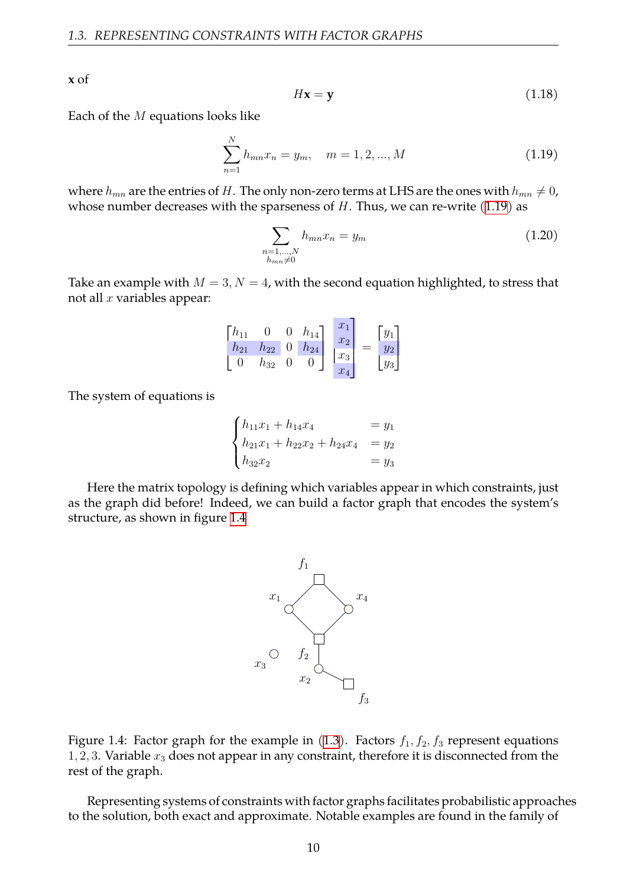**x** of

$$H\mathbf{x} = \mathbf{y} \tag{1.18}$$

Each of the $M$ equations looks like

$$\sum_{n=1}^{N} h_{mn} x_n = y_m, \quad m = 1, 2, ..., M \tag{1.19}$$

where $h_{mn}$ are the entries of $H$. The only non-zero terms at LHS are the ones with $h_{mn} \neq 0$, whose number decreases with the sparseness of $H$. Thus, we can re-write (1.19) as

$$\sum_{\substack{n=1,...,N \\ h_{mn} \neq 0}} h_{mn} x_n = y_m \tag{1.20}$$

Take an example with $M = 3, N = 4$, with the second equation highlighted, to stress that not all $x$ variables appear:

$$\begin{bmatrix} h_{11} & 0 & 0 & h_{14} \\ h_{21} & h_{22} & 0 & h_{24} \\ 0 & h_{32} & 0 & 0 \end{bmatrix} \begin{bmatrix} x_1 \\ x_2 \\ x_3 \\ x_4 \end{bmatrix} = \begin{bmatrix} y_1 \\ y_2 \\ y_3 \end{bmatrix}$$

The system of equations is

$$\begin{cases} h_{11}x_1 + h_{14}x_4 & = y_1 \\ h_{21}x_1 + h_{22}x_2 + h_{24}x_4 & = y_2 \\ h_{32}x_2 & = y_3 \end{cases}$$

Here the matrix topology is defining which variables appear in which constraints, just as the graph did before! Indeed, we can build a factor graph that encodes the system's structure, as shown in figure 1.4

Figure 1.4: Factor graph for the example in (1.3). Factors $f_1, f_2, f_3$ represent equations $1, 2, 3$. Variable $x_3$ does not appear in any constraint, therefore it is disconnected from the rest of the graph.

Representing systems of constraints with factor graphs facilitates probabilistic approaches to the solution, both exact and approximate. Notable examples are found in the family of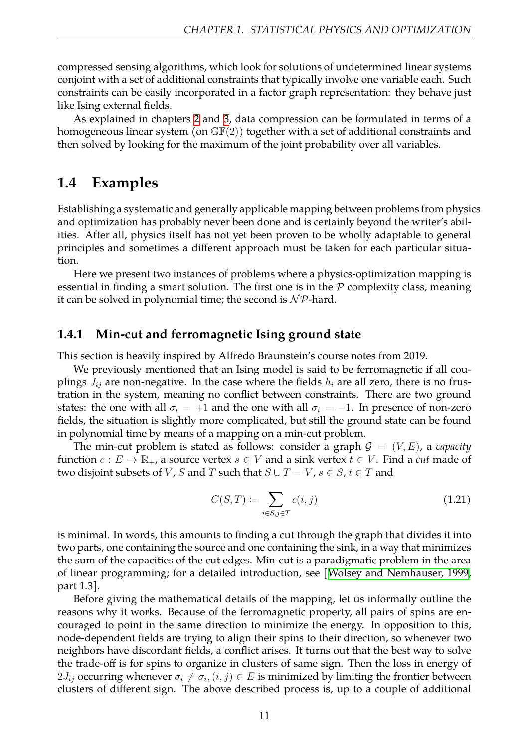compressed sensing algorithms, which look for solutions of undetermined linear systems conjoint with a set of additional constraints that typically involve one variable each. Such constraints can be easily incorporated in a factor graph representation: they behave just like Ising external fields.

As explained in chapters 2 and 3, data compression can be formulated in terms of a homogeneous linear system (on $\mathbb{GF}(2)$) together with a set of additional constraints and then solved by looking for the maximum of the joint probability over all variables.

## 1.4 Examples

Establishing a systematic and generally applicable mapping between problems from physics and optimization has probably never been done and is certainly beyond the writer's abilities. After all, physics itself has not yet been proven to be wholly adaptable to general principles and sometimes a different approach must be taken for each particular situation.

Here we present two instances of problems where a physics-optimization mapping is essential in finding a smart solution. The first one is in the $\mathcal{P}$ complexity class, meaning it can be solved in polynomial time; the second is $\mathcal{NP}$-hard.

### 1.4.1 Min-cut and ferromagnetic Ising ground state

This section is heavily inspired by Alfredo Braunstein's course notes from 2019.

We previously mentioned that an Ising model is said to be ferromagnetic if all couplings $J_{ij}$ are non-negative. In the case where the fields $h_i$ are all zero, there is no frustration in the system, meaning no conflict between constraints. There are two ground states: the one with all $\sigma_i = +1$ and the one with all $\sigma_i = -1$. In presence of non-zero fields, the situation is slightly more complicated, but still the ground state can be found in polynomial time by means of a mapping on a min-cut problem.

The min-cut problem is stated as follows: consider a graph $\mathcal{G} = (V, E)$, a *capacity* function $c : E \to \mathbb{R}_+$, a source vertex $s \in V$ and a sink vertex $t \in V$. Find a *cut* made of two disjoint subsets of $V$, $S$ and $T$ such that $S \cup T = V$, $s \in S$, $t \in T$ and

$$C(S,T) \coloneqq \sum_{i \in S, j \in T} c(i,j) \tag{1.21}$$

is minimal. In words, this amounts to finding a cut through the graph that divides it into two parts, one containing the source and one containing the sink, in a way that minimizes the sum of the capacities of the cut edges. Min-cut is a paradigmatic problem in the area of linear programming; for a detailed introduction, see [Wolsey and Nemhauser, 1999, part 1.3].

Before giving the mathematical details of the mapping, let us informally outline the reasons why it works. Because of the ferromagnetic property, all pairs of spins are encouraged to point in the same direction to minimize the energy. In opposition to this, node-dependent fields are trying to align their spins to their direction, so whenever two neighbors have discordant fields, a conflict arises. It turns out that the best way to solve the trade-off is for spins to organize in clusters of same sign. Then the loss in energy of $2J_{ij}$ occurring whenever $\sigma_i \neq \sigma_i, (i,j) \in E$ is minimized by limiting the frontier between clusters of different sign. The above described process is, up to a couple of additional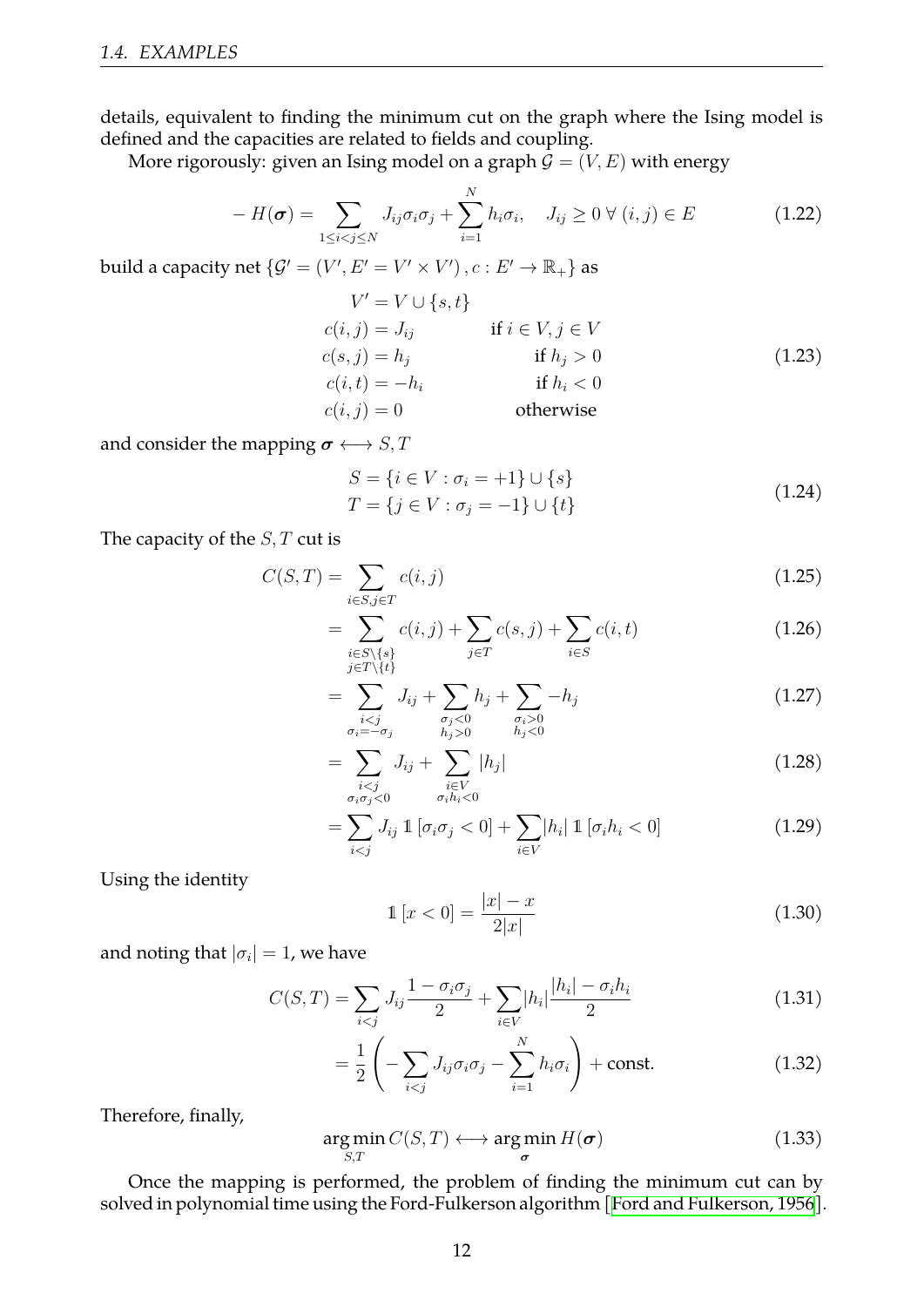details, equivalent to finding the minimum cut on the graph where the Ising model is defined and the capacities are related to fields and coupling.

More rigorously: given an Ising model on a graph $\mathcal{G} = (V, E)$ with energy

$$
-H(\boldsymbol{\sigma}) = \sum_{1 \le i < j \le N} J_{ij} \sigma_i \sigma_j + \sum_{i=1}^{N} h_i \sigma_i, \quad J_{ij} \ge 0 \;\forall\, (i,j) \in E \tag{1.22}
$$

build a capacity net $\{\mathcal{G}' = (V', E' = V' \times V'), c : E' \to \mathbb{R}_+\}$ as

$$
\begin{aligned}
V' &= V \cup \{s, t\} \\
c(i,j) &= J_{ij} && \text{if } i \in V, j \in V \\
c(s,j) &= h_j && \text{if } h_j > 0 \\
c(i,t) &= -h_i && \text{if } h_i < 0 \\
c(i,j) &= 0 && \text{otherwise}
\end{aligned} \tag{1.23}
$$

and consider the mapping $\boldsymbol{\sigma} \longleftrightarrow S, T$

$$
\begin{aligned}
S &= \{i \in V : \sigma_i = +1\} \cup \{s\} \\
T &= \{j \in V : \sigma_j = -1\} \cup \{t\}
\end{aligned} \tag{1.24}
$$

The capacity of the $S, T$ cut is

$$
\begin{aligned}
C(S,T) &= \sum_{i \in S, j \in T} c(i,j) && (1.25) \\
&= \sum_{\substack{i \in S \setminus \{s\} \\ j \in T \setminus \{t\}}} c(i,j) + \sum_{j \in T} c(s,j) + \sum_{i \in S} c(i,t) && (1.26) \\
&= \sum_{\substack{i<j \\ \sigma_i = -\sigma_j}} J_{ij} + \sum_{\substack{\sigma_j < 0 \\ h_j > 0}} h_j + \sum_{\substack{\sigma_i > 0 \\ h_j < 0}} -h_j && (1.27) \\
&= \sum_{\substack{i<j \\ \sigma_i \sigma_j < 0}} J_{ij} + \sum_{\substack{i \in V \\ \sigma_i h_i < 0}} |h_j| && (1.28) \\
&= \sum_{i<j} J_{ij} \, \mathbb{1}\left[\sigma_i \sigma_j < 0\right] + \sum_{i \in V} |h_i| \, \mathbb{1}\left[\sigma_i h_i < 0\right] && (1.29)
\end{aligned}
$$

Using the identity

$$
\mathbb{1}\left[x < 0\right] = \frac{|x| - x}{2|x|} \tag{1.30}
$$

and noting that $|\sigma_i| = 1$, we have

$$
\begin{aligned}
C(S,T) &= \sum_{i<j} J_{ij} \frac{1 - \sigma_i \sigma_j}{2} + \sum_{i \in V} |h_i| \frac{|h_i| - \sigma_i h_i}{2} && (1.31) \\
&= \frac{1}{2}\left( -\sum_{i<j} J_{ij} \sigma_i \sigma_j - \sum_{i=1}^{N} h_i \sigma_i \right) + \text{const.} && (1.32)
\end{aligned}
$$

Therefore, finally,

$$
\arg\min_{S,T} C(S,T) \longleftrightarrow \arg\min_{\boldsymbol{\sigma}} H(\boldsymbol{\sigma}) \tag{1.33}
$$

Once the mapping is performed, the problem of finding the minimum cut can by solved in polynomial time using the Ford-Fulkerson algorithm [Ford and Fulkerson, 1956].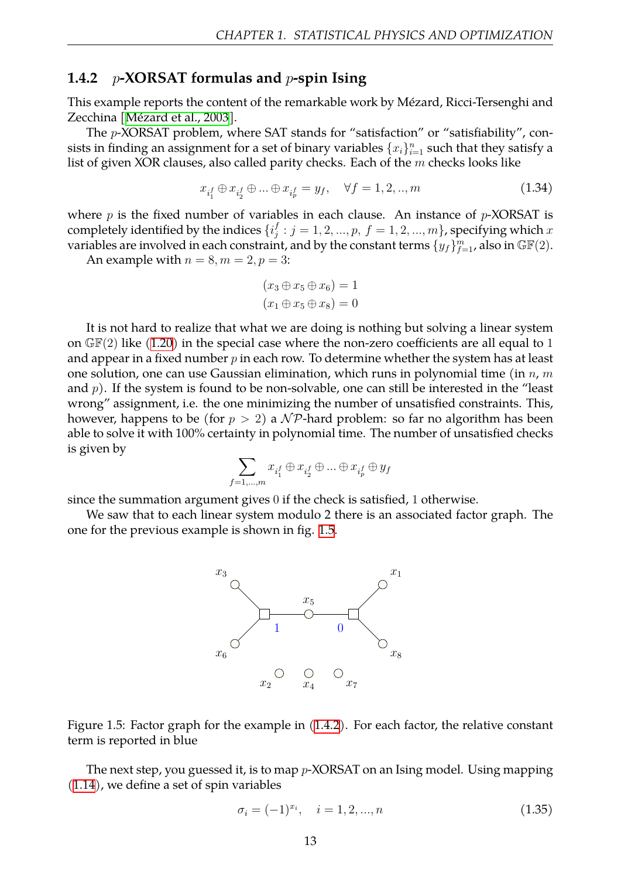### 1.4.2 $p$-XORSAT formulas and $p$-spin Ising

This example reports the content of the remarkable work by Mézard, Ricci-Tersenghi and Zecchina [Mézard et al., 2003].

The $p$-XORSAT problem, where SAT stands for "satisfaction" or "satisfiability", consists in finding an assignment for a set of binary variables $\{x_i\}_{i=1}^n$ such that they satisfy a list of given XOR clauses, also called parity checks. Each of the $m$ checks looks like

$$x_{i_1^f} \oplus x_{i_2^f} \oplus ... \oplus x_{i_p^f} = y_f, \quad \forall f = 1, 2, .., m \tag{1.34}$$

where $p$ is the fixed number of variables in each clause. An instance of $p$-XORSAT is completely identified by the indices $\{i_j^f : j = 1, 2, ..., p, \ f = 1, 2, ..., m\}$, specifying which $x$ variables are involved in each constraint, and by the constant terms $\{y_f\}_{f=1}^m$, also in $\mathbb{GF}(2)$.

An example with $n = 8, m = 2, p = 3$:

$$(x_3 \oplus x_5 \oplus x_6) = 1$$
$$(x_1 \oplus x_5 \oplus x_8) = 0$$

It is not hard to realize that what we are doing is nothing but solving a linear system on $\mathbb{GF}(2)$ like (1.20) in the special case where the non-zero coefficients are all equal to 1 and appear in a fixed number $p$ in each row. To determine whether the system has at least one solution, one can use Gaussian elimination, which runs in polynomial time (in $n$, $m$ and $p$). If the system is found to be non-solvable, one can still be interested in the "least wrong" assignment, i.e. the one minimizing the number of unsatisfied constraints. This, however, happens to be (for $p > 2$) a $\mathcal{NP}$-hard problem: so far no algorithm has been able to solve it with 100% certainty in polynomial time. The number of unsatisfied checks is given by

$$\sum_{f=1,...,m} x_{i_1^f} \oplus x_{i_2^f} \oplus ... \oplus x_{i_p^f} \oplus y_f$$

since the summation argument gives 0 if the check is satisfied, 1 otherwise.

We saw that to each linear system modulo 2 there is an associated factor graph. The one for the previous example is shown in fig. 1.5.

Figure 1.5: Factor graph for the example in (1.4.2). For each factor, the relative constant term is reported in blue

The next step, you guessed it, is to map $p$-XORSAT on an Ising model. Using mapping (1.14), we define a set of spin variables

$$\sigma_i = (-1)^{x_i}, \quad i = 1, 2, ..., n \tag{1.35}$$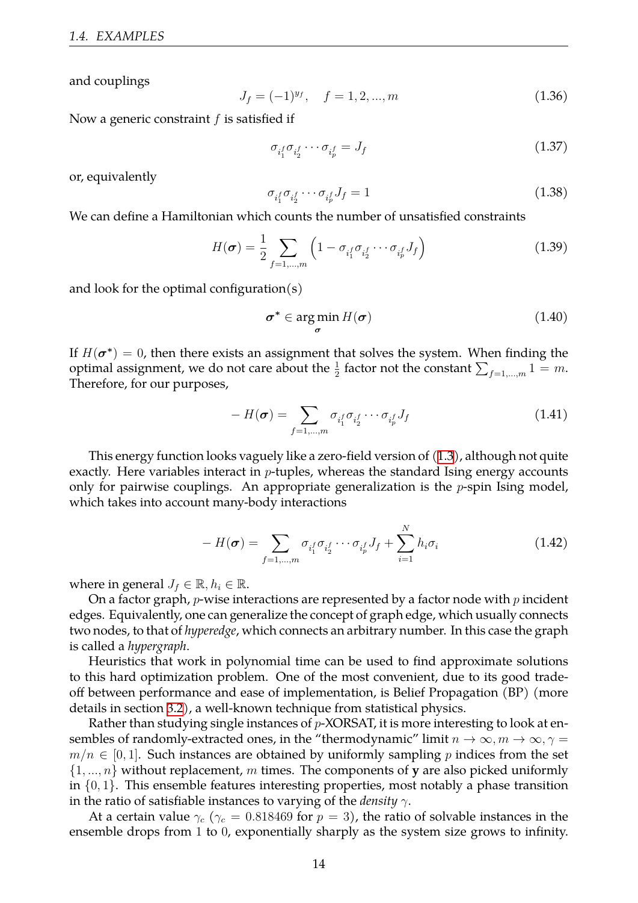and couplings

$$J_f = (-1)^{y_f}, \quad f = 1, 2, ..., m \tag{1.36}$$

Now a generic constraint $f$ is satisfied if

$$\sigma_{i_1^f} \sigma_{i_2^f} \cdots \sigma_{i_p^f} = J_f \tag{1.37}$$

or, equivalently

$$\sigma_{i_1^f} \sigma_{i_2^f} \cdots \sigma_{i_p^f} J_f = 1 \tag{1.38}$$

We can define a Hamiltonian which counts the number of unsatisfied constraints

$$H(\boldsymbol{\sigma}) = \frac{1}{2} \sum_{f=1,...,m} \left( 1 - \sigma_{i_1^f} \sigma_{i_2^f} \cdots \sigma_{i_p^f} J_f \right) \tag{1.39}$$

and look for the optimal configuration(s)

$$\boldsymbol{\sigma}^* \in \arg\min_{\boldsymbol{\sigma}} H(\boldsymbol{\sigma}) \tag{1.40}$$

If $H(\boldsymbol{\sigma}^*) = 0$, then there exists an assignment that solves the system. When finding the optimal assignment, we do not care about the $\frac{1}{2}$ factor not the constant $\sum_{f=1,...,m} 1 = m$. Therefore, for our purposes,

$$-H(\boldsymbol{\sigma}) = \sum_{f=1,...,m} \sigma_{i_1^f} \sigma_{i_2^f} \cdots \sigma_{i_p^f} J_f \tag{1.41}$$

This energy function looks vaguely like a zero-field version of (1.3), although not quite exactly. Here variables interact in $p$-tuples, whereas the standard Ising energy accounts only for pairwise couplings. An appropriate generalization is the $p$-spin Ising model, which takes into account many-body interactions

$$-H(\boldsymbol{\sigma}) = \sum_{f=1,...,m} \sigma_{i_1^f} \sigma_{i_2^f} \cdots \sigma_{i_p^f} J_f + \sum_{i=1}^{N} h_i \sigma_i \tag{1.42}$$

where in general $J_f \in \mathbb{R}, h_i \in \mathbb{R}$.

On a factor graph, $p$-wise interactions are represented by a factor node with $p$ incident edges. Equivalently, one can generalize the concept of graph edge, which usually connects two nodes, to that of *hyperedge*, which connects an arbitrary number. In this case the graph is called a *hypergraph*.

Heuristics that work in polynomial time can be used to find approximate solutions to this hard optimization problem. One of the most convenient, due to its good trade-off between performance and ease of implementation, is Belief Propagation (BP) (more details in section 3.2), a well-known technique from statistical physics.

Rather than studying single instances of $p$-XORSAT, it is more interesting to look at ensembles of randomly-extracted ones, in the "thermodynamic" limit $n \to \infty, m \to \infty, \gamma = m/n \in [0, 1]$. Such instances are obtained by uniformly sampling $p$ indices from the set $\{1, ..., n\}$ without replacement, $m$ times. The components of $\mathbf{y}$ are also picked uniformly in $\{0, 1\}$. This ensemble features interesting properties, most notably a phase transition in the ratio of satisfiable instances to varying of the *density* $\gamma$.

At a certain value $\gamma_c$ ($\gamma_c = 0.818469$ for $p = 3$), the ratio of solvable instances in the ensemble drops from $1$ to $0$, exponentially sharply as the system size grows to infinity.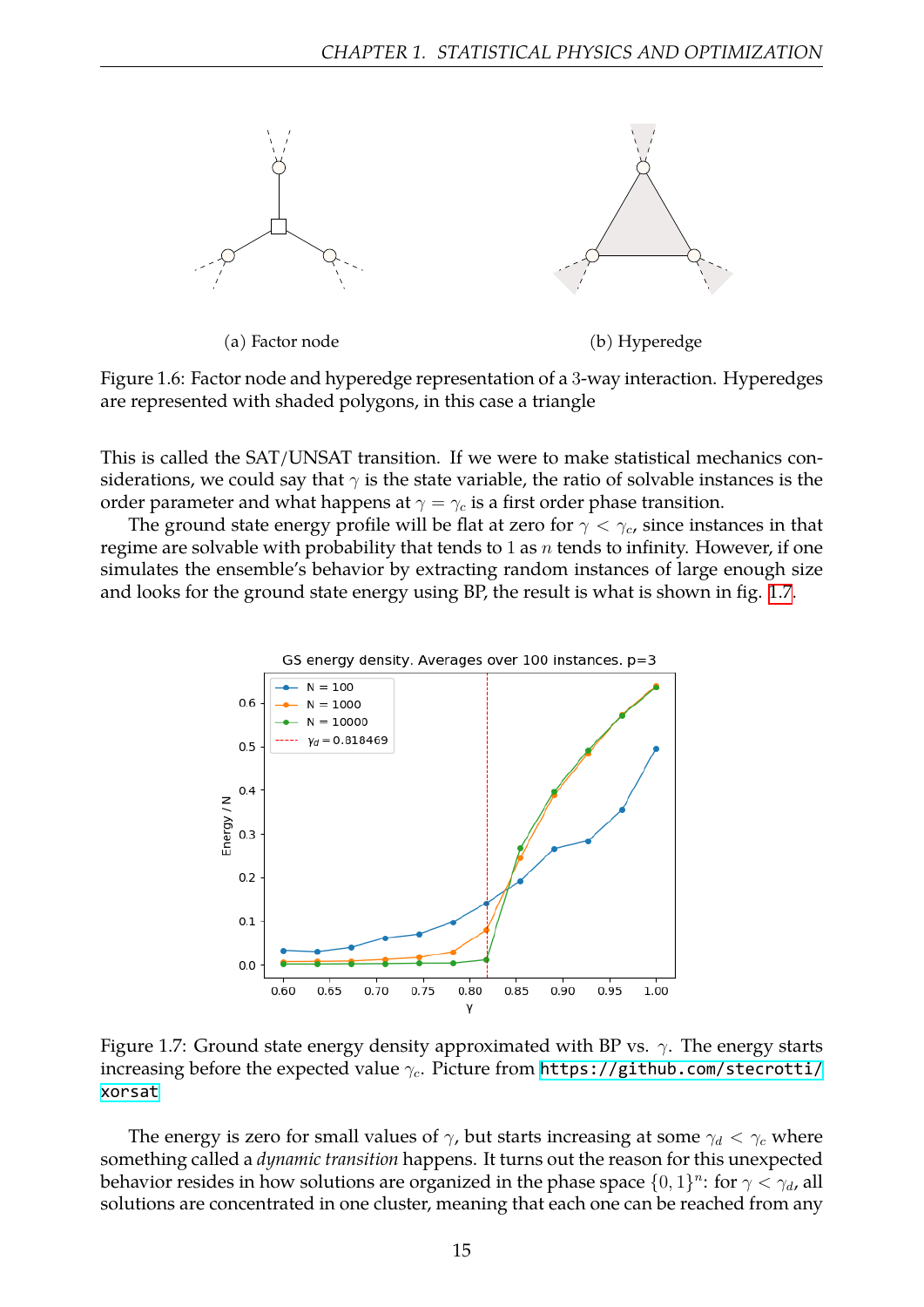(a) Factor node

(b) Hyperedge

Figure 1.6: Factor node and hyperedge representation of a 3-way interaction. Hyperedges are represented with shaded polygons, in this case a triangle

This is called the SAT/UNSAT transition. If we were to make statistical mechanics considerations, we could say that $\gamma$ is the state variable, the ratio of solvable instances is the order parameter and what happens at $\gamma = \gamma_c$ is a first order phase transition.

The ground state energy profile will be flat at zero for $\gamma < \gamma_c$, since instances in that regime are solvable with probability that tends to 1 as $n$ tends to infinity. However, if one simulates the ensemble's behavior by extracting random instances of large enough size and looks for the ground state energy using BP, the result is what is shown in fig. 1.7.

Figure 1.7: Ground state energy density approximated with BP vs. $\gamma$. The energy starts increasing before the expected value $\gamma_c$. Picture from https://github.com/stecrotti/xorsat

The energy is zero for small values of $\gamma$, but starts increasing at some $\gamma_d < \gamma_c$ where something called a *dynamic transition* happens. It turns out the reason for this unexpected behavior resides in how solutions are organized in the phase space $\{0, 1\}^n$: for $\gamma < \gamma_d$, all solutions are concentrated in one cluster, meaning that each one can be reached from any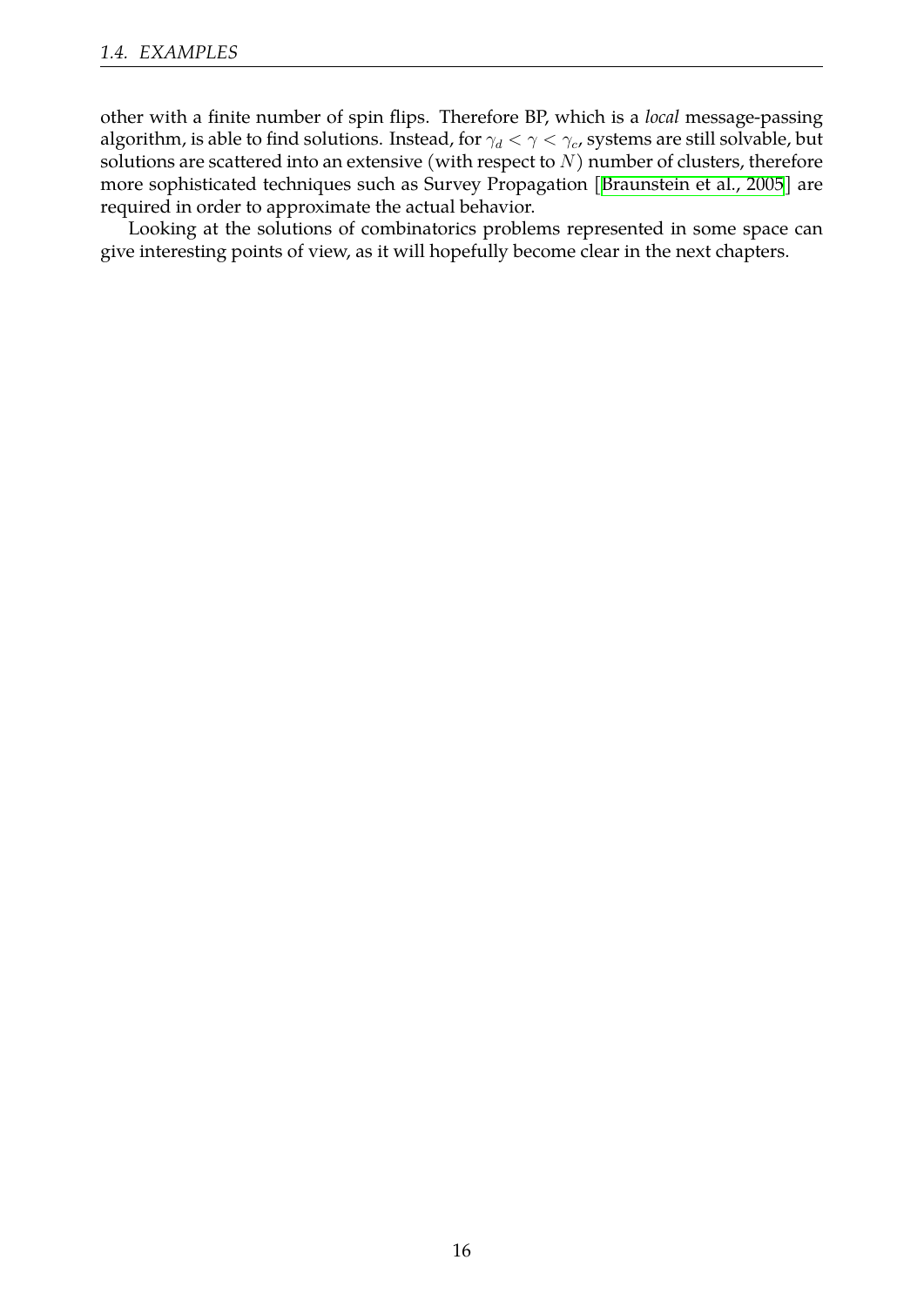other with a finite number of spin flips. Therefore BP, which is a *local* message-passing algorithm, is able to find solutions. Instead, for $\gamma_d < \gamma < \gamma_c$, systems are still solvable, but solutions are scattered into an extensive (with respect to $N$) number of clusters, therefore more sophisticated techniques such as Survey Propagation [Braunstein et al., 2005] are required in order to approximate the actual behavior.

Looking at the solutions of combinatorics problems represented in some space can give interesting points of view, as it will hopefully become clear in the next chapters.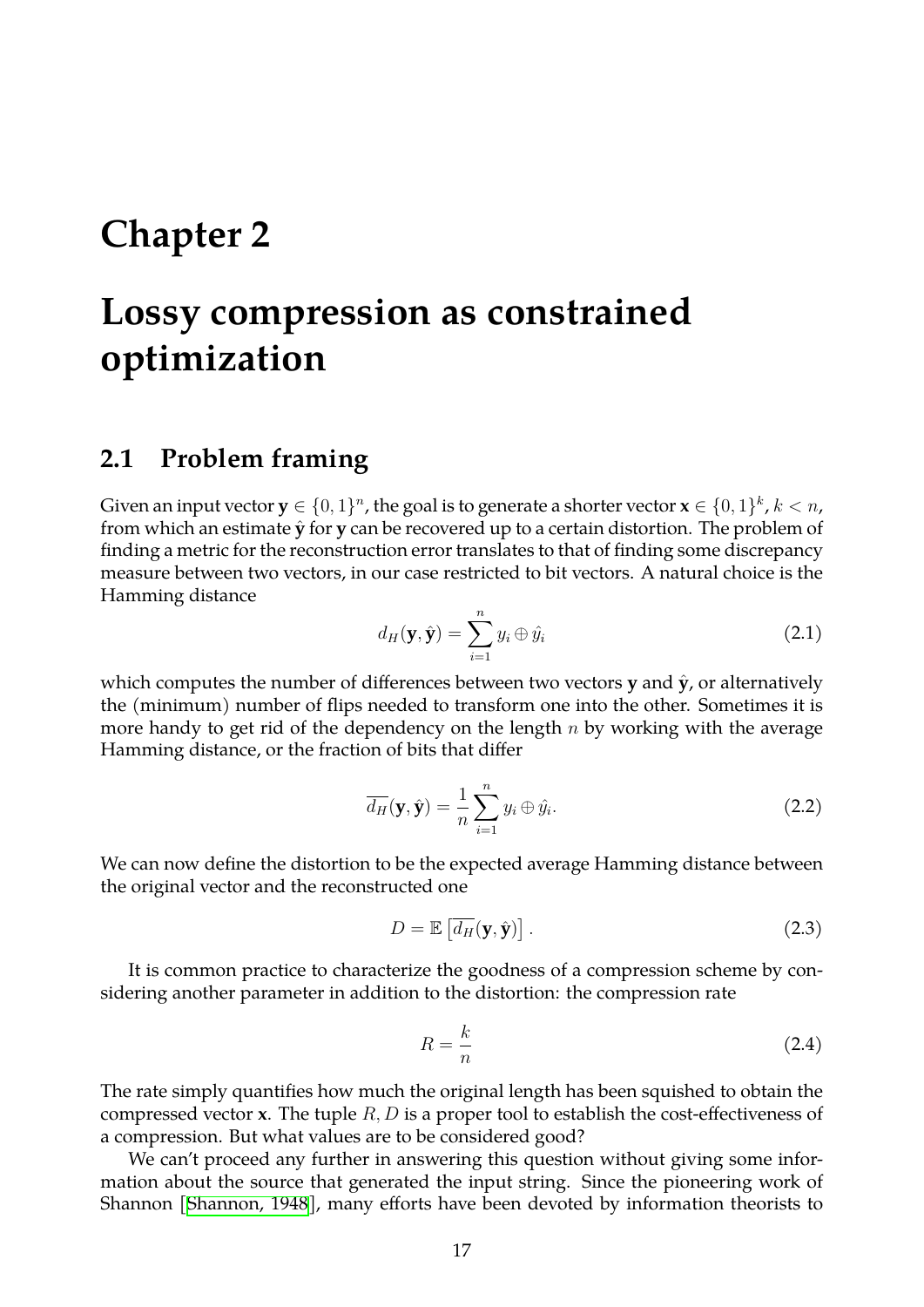# Chapter 2

# Lossy compression as constrained optimization

## 2.1 Problem framing

Given an input vector $\mathbf{y} \in \{0,1\}^n$, the goal is to generate a shorter vector $\mathbf{x} \in \{0,1\}^k$, $k < n$, from which an estimate $\hat{\mathbf{y}}$ for $\mathbf{y}$ can be recovered up to a certain distortion. The problem of finding a metric for the reconstruction error translates to that of finding some discrepancy measure between two vectors, in our case restricted to bit vectors. A natural choice is the Hamming distance

$$d_H(\mathbf{y}, \hat{\mathbf{y}}) = \sum_{i=1}^{n} y_i \oplus \hat{y}_i \tag{2.1}$$

which computes the number of differences between two vectors $\mathbf{y}$ and $\hat{\mathbf{y}}$, or alternatively the (minimum) number of flips needed to transform one into the other. Sometimes it is more handy to get rid of the dependency on the length $n$ by working with the average Hamming distance, or the fraction of bits that differ

$$\overline{d_H}(\mathbf{y}, \hat{\mathbf{y}}) = \frac{1}{n} \sum_{i=1}^{n} y_i \oplus \hat{y}_i. \tag{2.2}$$

We can now define the distortion to be the expected average Hamming distance between the original vector and the reconstructed one

$$D = \mathbb{E}\left[\overline{d_H}(\mathbf{y}, \hat{\mathbf{y}})\right]. \tag{2.3}$$

It is common practice to characterize the goodness of a compression scheme by considering another parameter in addition to the distortion: the compression rate

$$R = \frac{k}{n} \tag{2.4}$$

The rate simply quantifies how much the original length has been squished to obtain the compressed vector $\mathbf{x}$. The tuple $R, D$ is a proper tool to establish the cost-effectiveness of a compression. But what values are to be considered good?

We can't proceed any further in answering this question without giving some information about the source that generated the input string. Since the pioneering work of Shannon [Shannon, 1948], many efforts have been devoted by information theorists to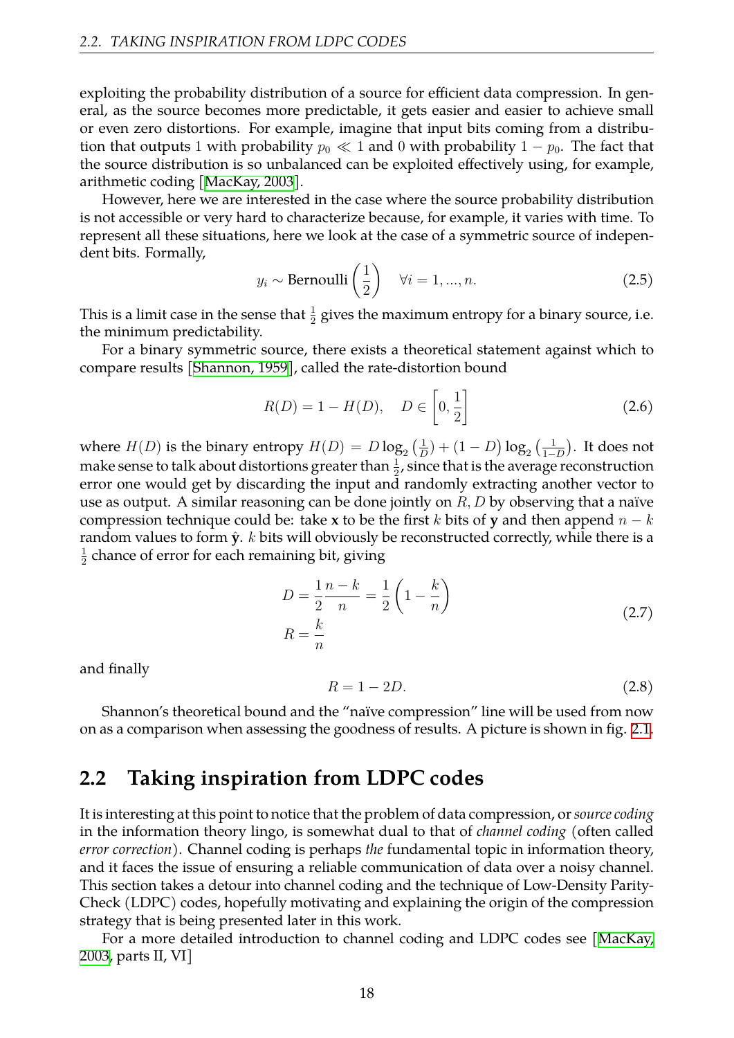exploiting the probability distribution of a source for efficient data compression. In general, as the source becomes more predictable, it gets easier and easier to achieve small or even zero distortions. For example, imagine that input bits coming from a distribution that outputs 1 with probability $p_0 \ll 1$ and 0 with probability $1 - p_0$. The fact that the source distribution is so unbalanced can be exploited effectively using, for example, arithmetic coding [MacKay, 2003].

However, here we are interested in the case where the source probability distribution is not accessible or very hard to characterize because, for example, it varies with time. To represent all these situations, here we look at the case of a symmetric source of independent bits. Formally,

$$y_i \sim \text{Bernoulli}\left(\frac{1}{2}\right) \quad \forall i = 1, ..., n. \tag{2.5}$$

This is a limit case in the sense that $\frac{1}{2}$ gives the maximum entropy for a binary source, i.e. the minimum predictability.

For a binary symmetric source, there exists a theoretical statement against which to compare results [Shannon, 1959], called the rate-distortion bound

$$R(D) = 1 - H(D), \quad D \in \left[0, \frac{1}{2}\right] \tag{2.6}$$

where $H(D)$ is the binary entropy $H(D) = D\log_2\left(\frac{1}{D}\right) + (1-D)\log_2\left(\frac{1}{1-D}\right)$. It does not make sense to talk about distortions greater than $\frac{1}{2}$, since that is the average reconstruction error one would get by discarding the input and randomly extracting another vector to use as output. A similar reasoning can be done jointly on $R, D$ by observing that a naïve compression technique could be: take $\mathbf{x}$ to be the first $k$ bits of $\mathbf{y}$ and then append $n-k$ random values to form $\hat{\mathbf{y}}$. $k$ bits will obviously be reconstructed correctly, while there is a $\frac{1}{2}$ chance of error for each remaining bit, giving

$$\begin{aligned} D &= \frac{1}{2}\frac{n-k}{n} = \frac{1}{2}\left(1 - \frac{k}{n}\right) \\ R &= \frac{k}{n} \end{aligned} \tag{2.7}$$

and finally

$$R = 1 - 2D. \tag{2.8}$$

Shannon's theoretical bound and the "naïve compression" line will be used from now on as a comparison when assessing the goodness of results. A picture is shown in fig. 2.1.

## 2.2 Taking inspiration from LDPC codes

It is interesting at this point to notice that the problem of data compression, or *source coding* in the information theory lingo, is somewhat dual to that of *channel coding* (often called *error correction*). Channel coding is perhaps *the* fundamental topic in information theory, and it faces the issue of ensuring a reliable communication of data over a noisy channel. This section takes a detour into channel coding and the technique of Low-Density Parity-Check (LDPC) codes, hopefully motivating and explaining the origin of the compression strategy that is being presented later in this work.

For a more detailed introduction to channel coding and LDPC codes see [MacKay, 2003, parts II, VI]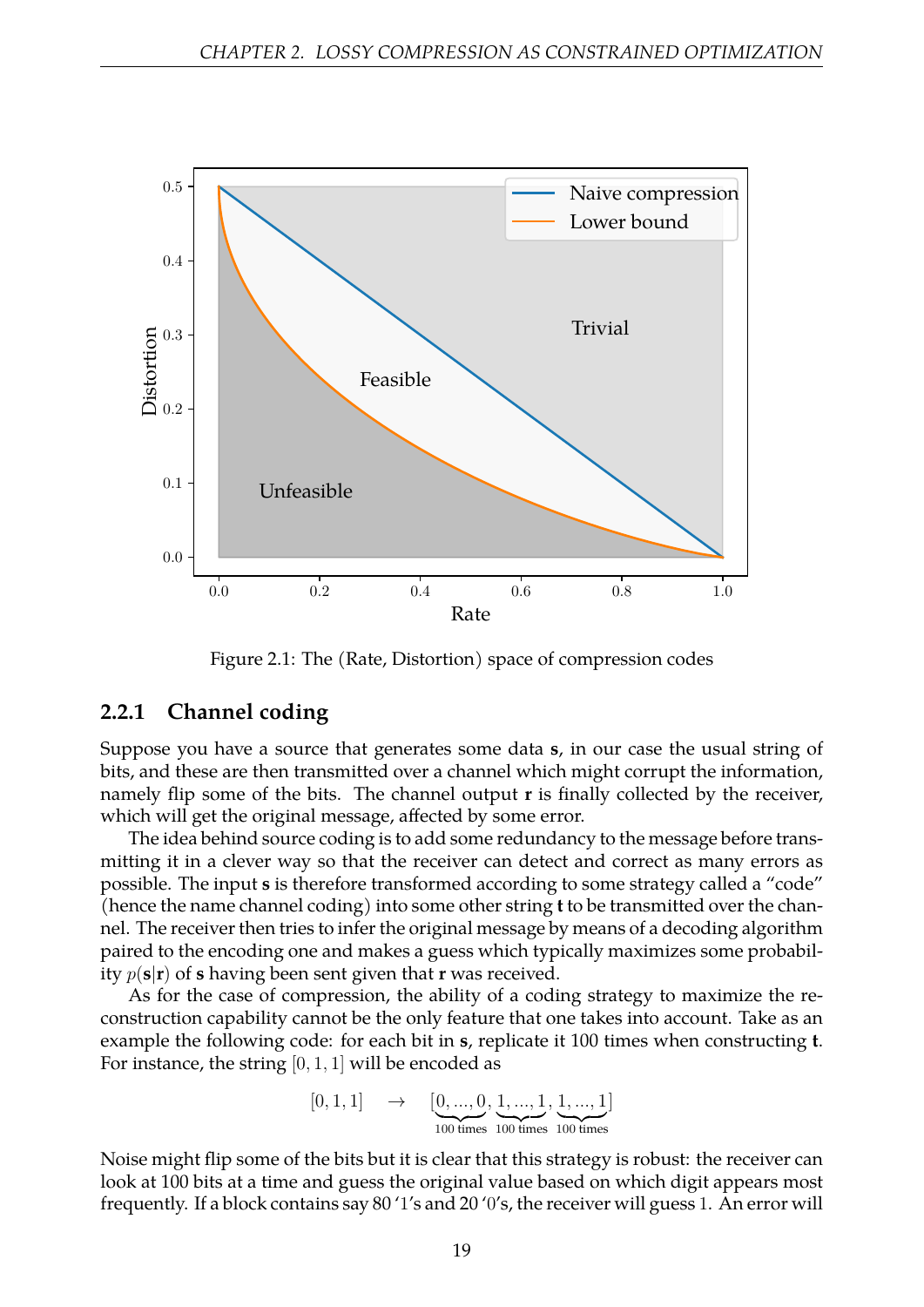Figure 2.1: The (Rate, Distortion) space of compression codes

### 2.2.1 Channel coding

Suppose you have a source that generates some data **s**, in our case the usual string of bits, and these are then transmitted over a channel which might corrupt the information, namely flip some of the bits. The channel output **r** is finally collected by the receiver, which will get the original message, affected by some error.

The idea behind source coding is to add some redundancy to the message before transmitting it in a clever way so that the receiver can detect and correct as many errors as possible. The input **s** is therefore transformed according to some strategy called a "code" (hence the name channel coding) into some other string **t** to be transmitted over the channel. The receiver then tries to infer the original message by means of a decoding algorithm paired to the encoding one and makes a guess which typically maximizes some probability $p(\mathbf{s}|\mathbf{r})$ of **s** having been sent given that **r** was received.

As for the case of compression, the ability of a coding strategy to maximize the reconstruction capability cannot be the only feature that one takes into account. Take as an example the following code: for each bit in **s**, replicate it 100 times when constructing **t**. For instance, the string $[0, 1, 1]$ will be encoded as

$$[0, 1, 1] \quad \rightarrow \quad [\underbrace{0, ..., 0}_{\text{100 times}}, \underbrace{1, ..., 1}_{\text{100 times}}, \underbrace{1, ..., 1}_{\text{100 times}}]$$

Noise might flip some of the bits but it is clear that this strategy is robust: the receiver can look at 100 bits at a time and guess the original value based on which digit appears most frequently. If a block contains say 80 '1's and 20 '0's, the receiver will guess 1. An error will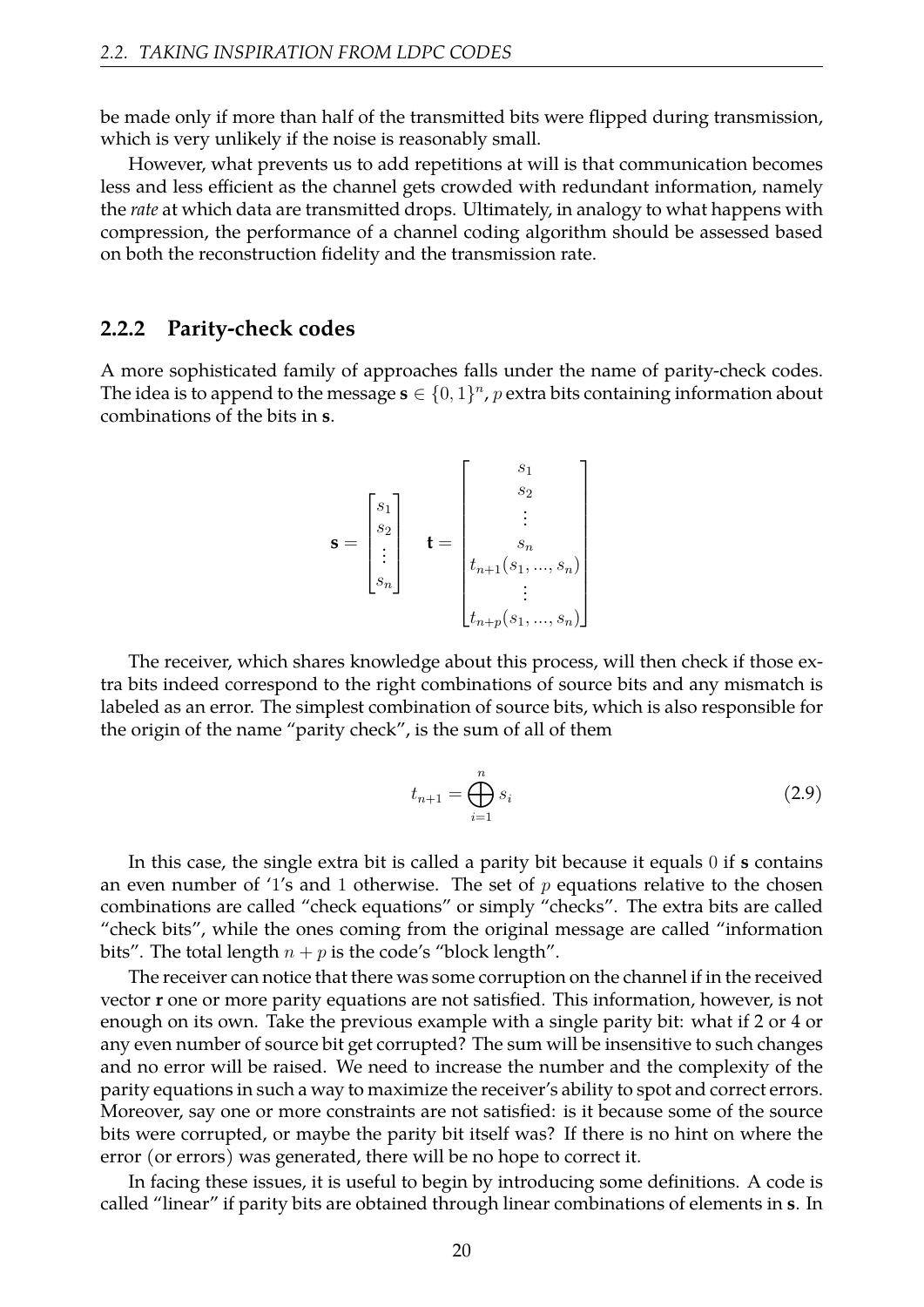be made only if more than half of the transmitted bits were flipped during transmission, which is very unlikely if the noise is reasonably small.

However, what prevents us to add repetitions at will is that communication becomes less and less efficient as the channel gets crowded with redundant information, namely the *rate* at which data are transmitted drops. Ultimately, in analogy to what happens with compression, the performance of a channel coding algorithm should be assessed based on both the reconstruction fidelity and the transmission rate.

### 2.2.2 Parity-check codes

A more sophisticated family of approaches falls under the name of parity-check codes. The idea is to append to the message $\mathbf{s} \in \{0,1\}^n$, $p$ extra bits containing information about combinations of the bits in $\mathbf{s}$.

$$
\mathbf{s} = \begin{bmatrix} s_1 \\ s_2 \\ \vdots \\ s_n \end{bmatrix} \quad \mathbf{t} = \begin{bmatrix} s_1 \\ s_2 \\ \vdots \\ s_n \\ t_{n+1}(s_1, ..., s_n) \\ \vdots \\ t_{n+p}(s_1, ..., s_n) \end{bmatrix}
$$

The receiver, which shares knowledge about this process, will then check if those extra bits indeed correspond to the right combinations of source bits and any mismatch is labeled as an error. The simplest combination of source bits, which is also responsible for the origin of the name "parity check", is the sum of all of them

$$
t_{n+1} = \bigoplus_{i=1}^{n} s_i \tag{2.9}
$$

In this case, the single extra bit is called a parity bit because it equals $0$ if $\mathbf{s}$ contains an even number of '$1$'s and $1$ otherwise. The set of $p$ equations relative to the chosen combinations are called "check equations" or simply "checks". The extra bits are called "check bits", while the ones coming from the original message are called "information bits". The total length $n+p$ is the code's "block length".

The receiver can notice that there was some corruption on the channel if in the received vector $\mathbf{r}$ one or more parity equations are not satisfied. This information, however, is not enough on its own. Take the previous example with a single parity bit: what if 2 or 4 or any even number of source bit get corrupted? The sum will be insensitive to such changes and no error will be raised. We need to increase the number and the complexity of the parity equations in such a way to maximize the receiver's ability to spot and correct errors. Moreover, say one or more constraints are not satisfied: is it because some of the source bits were corrupted, or maybe the parity bit itself was? If there is no hint on where the error (or errors) was generated, there will be no hope to correct it.

In facing these issues, it is useful to begin by introducing some definitions. A code is called "linear" if parity bits are obtained through linear combinations of elements in $\mathbf{s}$. In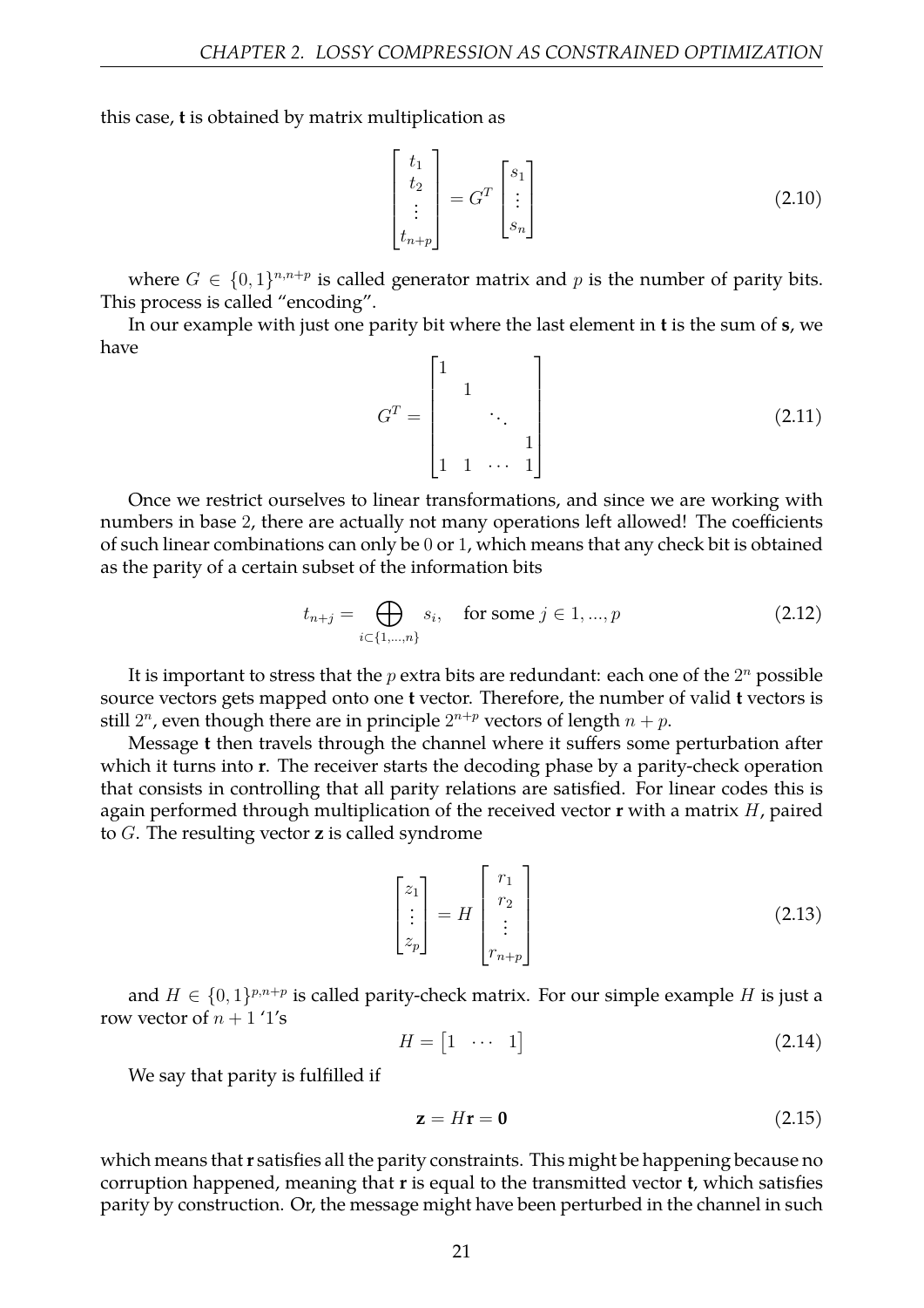this case, **t** is obtained by matrix multiplication as

$$\begin{bmatrix} t_1 \\ t_2 \\ \vdots \\ t_{n+p} \end{bmatrix} = G^T \begin{bmatrix} s_1 \\ \vdots \\ s_n \end{bmatrix} \tag{2.10}$$

where $G \in \{0,1\}^{n,n+p}$ is called generator matrix and $p$ is the number of parity bits. This process is called "encoding".

In our example with just one parity bit where the last element in **t** is the sum of **s**, we have

$$G^T = \begin{bmatrix} 1 & & & \\ & 1 & & \\ & & \ddots & \\ & & & 1 \\ 1 & 1 & \cdots & 1 \end{bmatrix} \tag{2.11}$$

Once we restrict ourselves to linear transformations, and since we are working with numbers in base 2, there are actually not many operations left allowed! The coefficients of such linear combinations can only be 0 or 1, which means that any check bit is obtained as the parity of a certain subset of the information bits

$$t_{n+j} = \bigoplus_{i \subset \{1,...,n\}} s_i, \quad \text{for some } j \in 1,...,p \tag{2.12}$$

It is important to stress that the $p$ extra bits are redundant: each one of the $2^n$ possible source vectors gets mapped onto one **t** vector. Therefore, the number of valid **t** vectors is still $2^n$, even though there are in principle $2^{n+p}$ vectors of length $n+p$.

Message **t** then travels through the channel where it suffers some perturbation after which it turns into **r**. The receiver starts the decoding phase by a parity-check operation that consists in controlling that all parity relations are satisfied. For linear codes this is again performed through multiplication of the received vector **r** with a matrix $H$, paired to $G$. The resulting vector **z** is called syndrome

$$\begin{bmatrix} z_1 \\ \vdots \\ z_p \end{bmatrix} = H \begin{bmatrix} r_1 \\ r_2 \\ \vdots \\ r_{n+p} \end{bmatrix} \tag{2.13}$$

and $H \in \{0,1\}^{p,n+p}$ is called parity-check matrix. For our simple example $H$ is just a row vector of $n+1$ '1's

$$H = \begin{bmatrix} 1 & \cdots & 1 \end{bmatrix} \tag{2.14}$$

We say that parity is fulfilled if

$$\mathbf{z} = H\mathbf{r} = \mathbf{0} \tag{2.15}$$

which means that **r** satisfies all the parity constraints. This might be happening because no corruption happened, meaning that **r** is equal to the transmitted vector **t**, which satisfies parity by construction. Or, the message might have been perturbed in the channel in such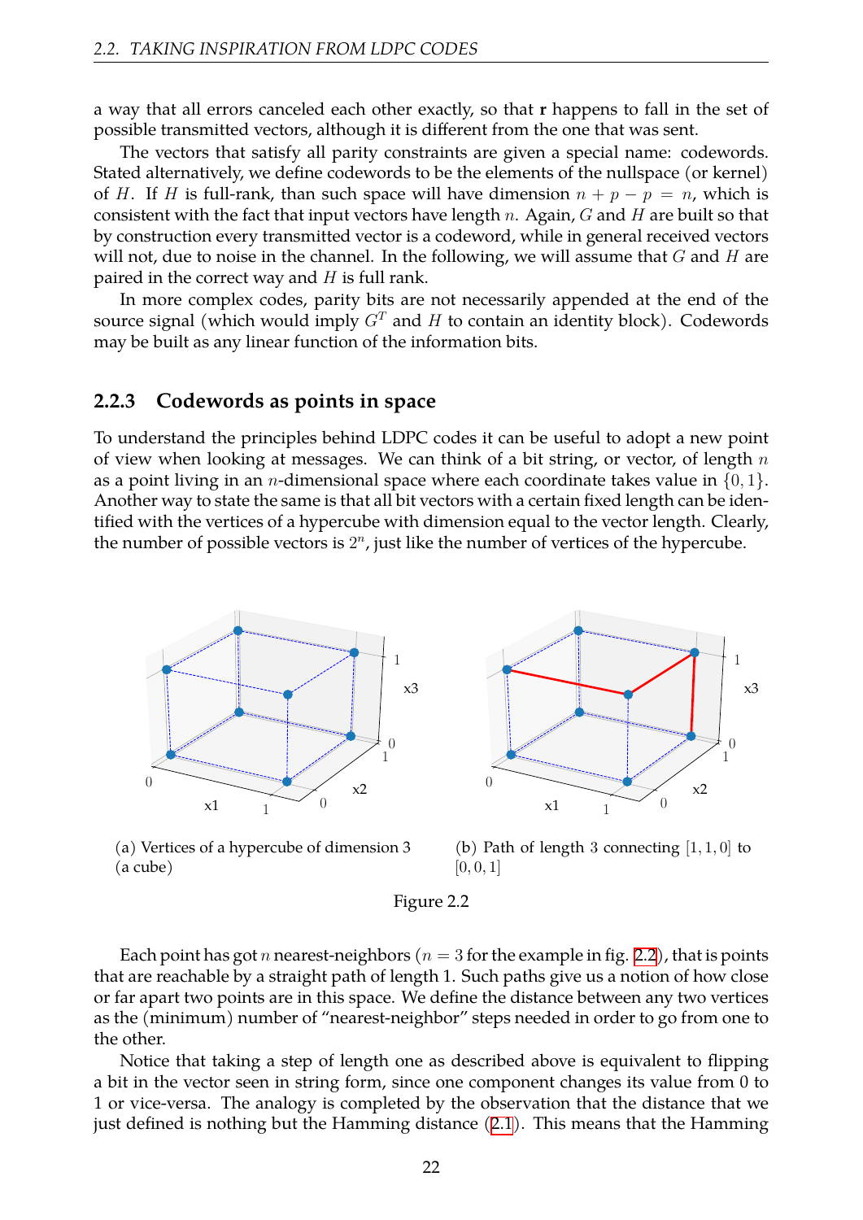a way that all errors canceled each other exactly, so that **r** happens to fall in the set of possible transmitted vectors, although it is different from the one that was sent.

The vectors that satisfy all parity constraints are given a special name: codewords. Stated alternatively, we define codewords to be the elements of the nullspace (or kernel) of $H$. If $H$ is full-rank, than such space will have dimension $n + p - p = n$, which is consistent with the fact that input vectors have length $n$. Again, $G$ and $H$ are built so that by construction every transmitted vector is a codeword, while in general received vectors will not, due to noise in the channel. In the following, we will assume that $G$ and $H$ are paired in the correct way and $H$ is full rank.

In more complex codes, parity bits are not necessarily appended at the end of the source signal (which would imply $G^T$ and $H$ to contain an identity block). Codewords may be built as any linear function of the information bits.

### 2.2.3 Codewords as points in space

To understand the principles behind LDPC codes it can be useful to adopt a new point of view when looking at messages. We can think of a bit string, or vector, of length $n$ as a point living in an $n$-dimensional space where each coordinate takes value in $\{0, 1\}$. Another way to state the same is that all bit vectors with a certain fixed length can be identified with the vertices of a hypercube with dimension equal to the vector length. Clearly, the number of possible vectors is $2^n$, just like the number of vertices of the hypercube.

(a) Vertices of a hypercube of dimension 3 (a cube)

(b) Path of length 3 connecting $[1, 1, 0]$ to $[0, 0, 1]$

Figure 2.2

Each point has got $n$ nearest-neighbors ($n = 3$ for the example in fig. 2.2), that is points that are reachable by a straight path of length 1. Such paths give us a notion of how close or far apart two points are in this space. We define the distance between any two vertices as the (minimum) number of "nearest-neighbor" steps needed in order to go from one to the other.

Notice that taking a step of length one as described above is equivalent to flipping a bit in the vector seen in string form, since one component changes its value from 0 to 1 or vice-versa. The analogy is completed by the observation that the distance that we just defined is nothing but the Hamming distance (2.1). This means that the Hamming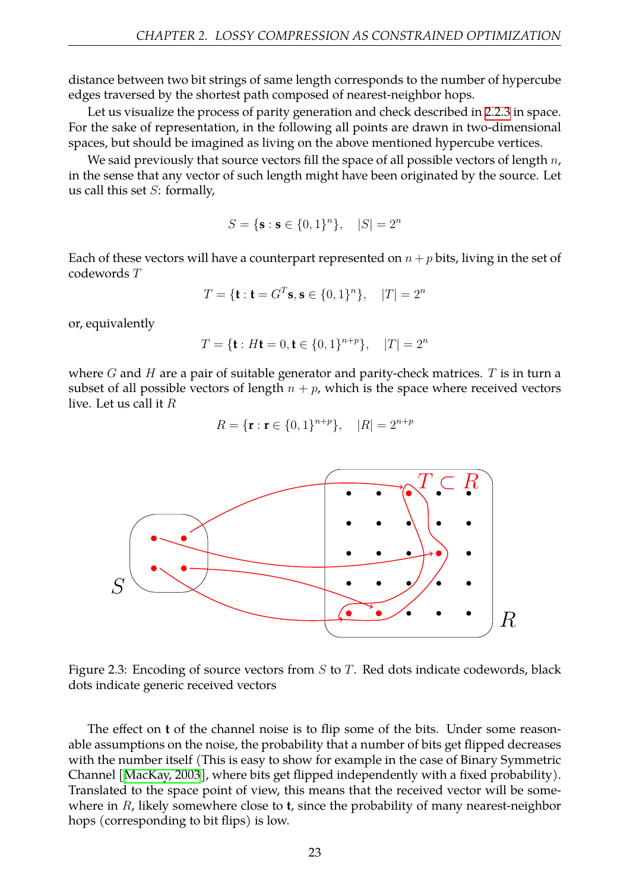distance between two bit strings of same length corresponds to the number of hypercube edges traversed by the shortest path composed of nearest-neighbor hops.

Let us visualize the process of parity generation and check described in 2.2.3 in space. For the sake of representation, in the following all points are drawn in two-dimensional spaces, but should be imagined as living on the above mentioned hypercube vertices.

We said previously that source vectors fill the space of all possible vectors of length $n$, in the sense that any vector of such length might have been originated by the source. Let us call this set $S$: formally,

$$S = \{\mathbf{s} : \mathbf{s} \in \{0,1\}^n\}, \quad |S| = 2^n$$

Each of these vectors will have a counterpart represented on $n+p$ bits, living in the set of codewords $T$

$$T = \{\mathbf{t} : \mathbf{t} = G^T\mathbf{s}, \mathbf{s} \in \{0,1\}^n\}, \quad |T| = 2^n$$

or, equivalently

$$T = \{\mathbf{t} : H\mathbf{t} = 0, \mathbf{t} \in \{0,1\}^{n+p}\}, \quad |T| = 2^n$$

where $G$ and $H$ are a pair of suitable generator and parity-check matrices. $T$ is in turn a subset of all possible vectors of length $n+p$, which is the space where received vectors live. Let us call it $R$

$$R = \{\mathbf{r} : \mathbf{r} \in \{0,1\}^{n+p}\}, \quad |R| = 2^{n+p}$$

Figure 2.3: Encoding of source vectors from $S$ to $T$. Red dots indicate codewords, black dots indicate generic received vectors

The effect on $\mathbf{t}$ of the channel noise is to flip some of the bits. Under some reasonable assumptions on the noise, the probability that a number of bits get flipped decreases with the number itself (This is easy to show for example in the case of Binary Symmetric Channel [MacKay, 2003], where bits get flipped independently with a fixed probability). Translated to the space point of view, this means that the received vector will be somewhere in $R$, likely somewhere close to $\mathbf{t}$, since the probability of many nearest-neighbor hops (corresponding to bit flips) is low.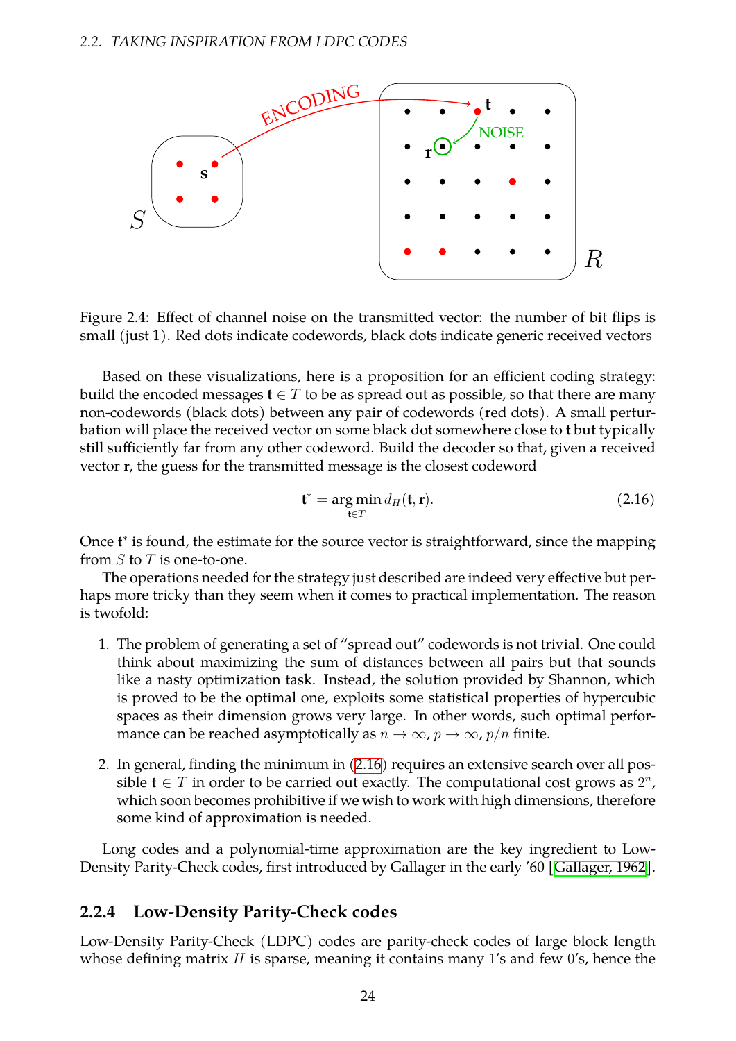Figure 2.4: Effect of channel noise on the transmitted vector: the number of bit flips is small (just 1). Red dots indicate codewords, black dots indicate generic received vectors

Based on these visualizations, here is a proposition for an efficient coding strategy: build the encoded messages $\mathbf{t} \in T$ to be as spread out as possible, so that there are many non-codewords (black dots) between any pair of codewords (red dots). A small perturbation will place the received vector on some black dot somewhere close to **t** but typically still sufficiently far from any other codeword. Build the decoder so that, given a received vector **r**, the guess for the transmitted message is the closest codeword

$$\mathbf{t}^* = \arg\min_{\mathbf{t} \in T} d_H(\mathbf{t}, \mathbf{r}). \tag{2.16}$$

Once $\mathbf{t}^*$ is found, the estimate for the source vector is straightforward, since the mapping from $S$ to $T$ is one-to-one.

The operations needed for the strategy just described are indeed very effective but perhaps more tricky than they seem when it comes to practical implementation. The reason is twofold:

1. The problem of generating a set of "spread out" codewords is not trivial. One could think about maximizing the sum of distances between all pairs but that sounds like a nasty optimization task. Instead, the solution provided by Shannon, which is proved to be the optimal one, exploits some statistical properties of hypercubic spaces as their dimension grows very large. In other words, such optimal performance can be reached asymptotically as $n \to \infty$, $p \to \infty$, $p/n$ finite.

2. In general, finding the minimum in (2.16) requires an extensive search over all possible $\mathbf{t} \in T$ in order to be carried out exactly. The computational cost grows as $2^n$, which soon becomes prohibitive if we wish to work with high dimensions, therefore some kind of approximation is needed.

Long codes and a polynomial-time approximation are the key ingredient to Low-Density Parity-Check codes, first introduced by Gallager in the early '60 [Gallager, 1962].

### 2.2.4 Low-Density Parity-Check codes

Low-Density Parity-Check (LDPC) codes are parity-check codes of large block length whose defining matrix $H$ is sparse, meaning it contains many 1's and few 0's, hence the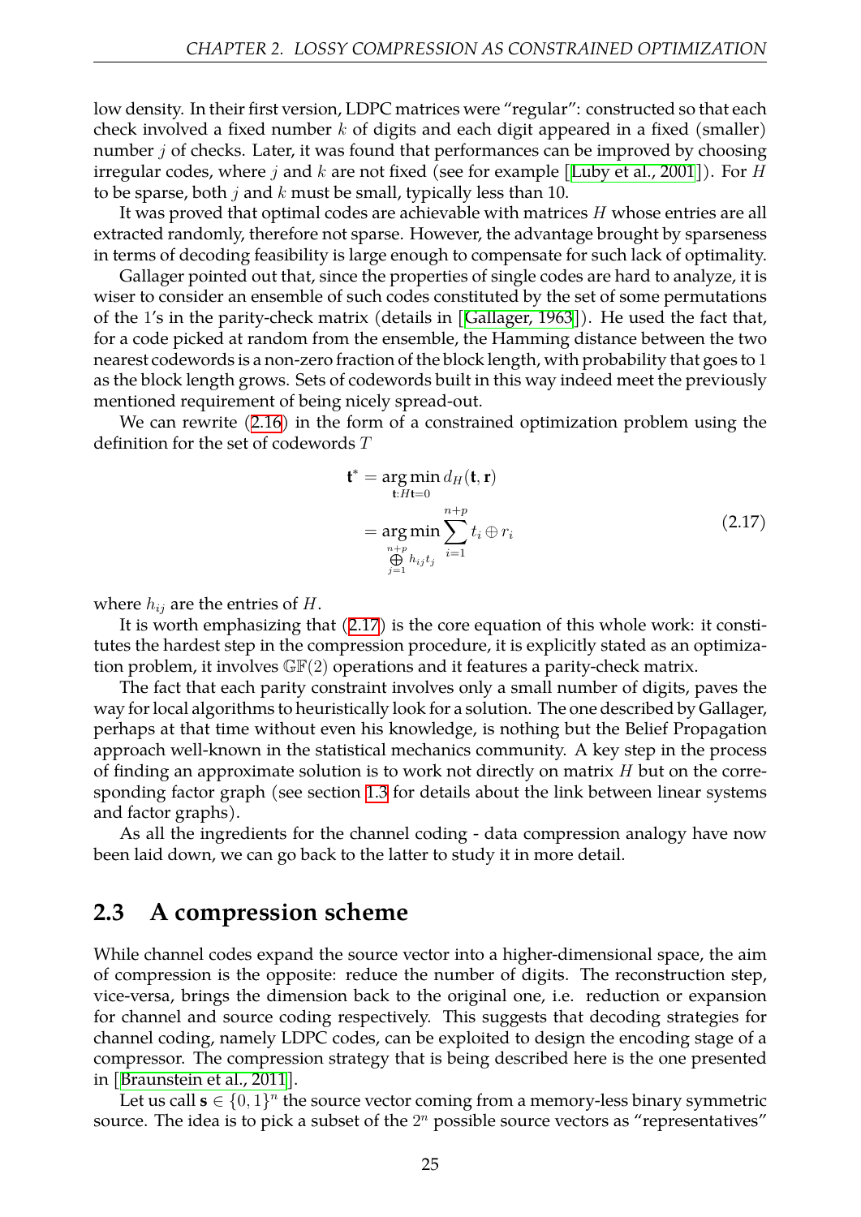low density. In their first version, LDPC matrices were "regular": constructed so that each check involved a fixed number $k$ of digits and each digit appeared in a fixed (smaller) number $j$ of checks. Later, it was found that performances can be improved by choosing irregular codes, where $j$ and $k$ are not fixed (see for example [Luby et al., 2001]). For $H$ to be sparse, both $j$ and $k$ must be small, typically less than 10.

It was proved that optimal codes are achievable with matrices $H$ whose entries are all extracted randomly, therefore not sparse. However, the advantage brought by sparseness in terms of decoding feasibility is large enough to compensate for such lack of optimality.

Gallager pointed out that, since the properties of single codes are hard to analyze, it is wiser to consider an ensemble of such codes constituted by the set of some permutations of the 1's in the parity-check matrix (details in [Gallager, 1963]). He used the fact that, for a code picked at random from the ensemble, the Hamming distance between the two nearest codewords is a non-zero fraction of the block length, with probability that goes to 1 as the block length grows. Sets of codewords built in this way indeed meet the previously mentioned requirement of being nicely spread-out.

We can rewrite (2.16) in the form of a constrained optimization problem using the definition for the set of codewords $T$

$$
\begin{aligned}
\mathbf{t}^* &= \underset{\mathbf{t}:H\mathbf{t}=0}{\arg\min}\, d_H(\mathbf{t},\mathbf{r}) \\
&= \underset{\bigoplus_{j=1}^{n+p} h_{ij}t_j}{\arg\min} \sum_{i=1}^{n+p} t_i \oplus r_i
\end{aligned}
\tag{2.17}
$$

where $h_{ij}$ are the entries of $H$.

It is worth emphasizing that (2.17) is the core equation of this whole work: it constitutes the hardest step in the compression procedure, it is explicitly stated as an optimization problem, it involves $\mathbb{GF}(2)$ operations and it features a parity-check matrix.

The fact that each parity constraint involves only a small number of digits, paves the way for local algorithms to heuristically look for a solution. The one described by Gallager, perhaps at that time without even his knowledge, is nothing but the Belief Propagation approach well-known in the statistical mechanics community. A key step in the process of finding an approximate solution is to work not directly on matrix $H$ but on the corresponding factor graph (see section 1.3 for details about the link between linear systems and factor graphs).

As all the ingredients for the channel coding - data compression analogy have now been laid down, we can go back to the latter to study it in more detail.

## 2.3 A compression scheme

While channel codes expand the source vector into a higher-dimensional space, the aim of compression is the opposite: reduce the number of digits. The reconstruction step, vice-versa, brings the dimension back to the original one, i.e. reduction or expansion for channel and source coding respectively. This suggests that decoding strategies for channel coding, namely LDPC codes, can be exploited to design the encoding stage of a compressor. The compression strategy that is being described here is the one presented in [Braunstein et al., 2011].

Let us call $\mathbf{s} \in \{0,1\}^n$ the source vector coming from a memory-less binary symmetric source. The idea is to pick a subset of the $2^n$ possible source vectors as "representatives"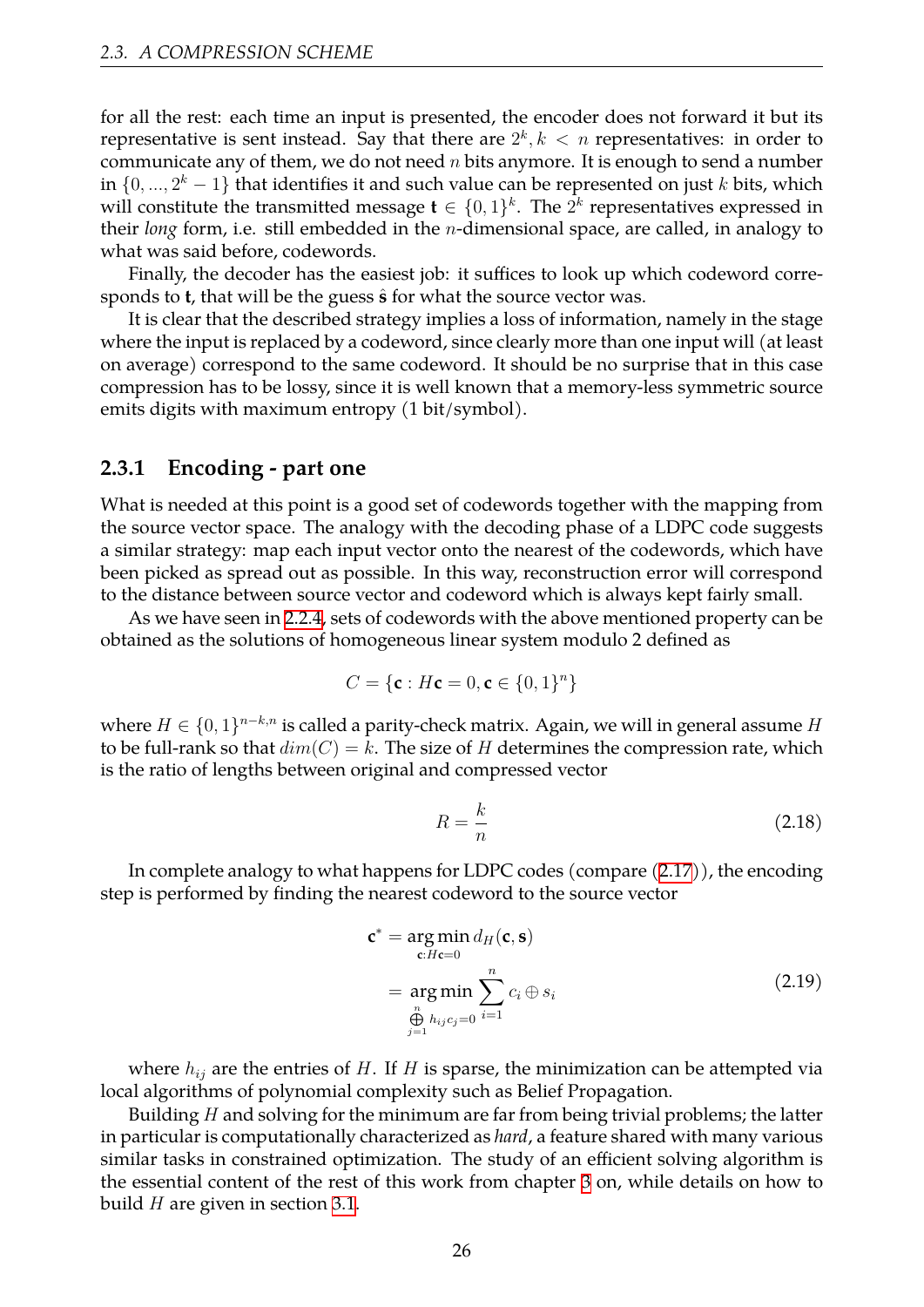for all the rest: each time an input is presented, the encoder does not forward it but its representative is sent instead. Say that there are $2^k, k < n$ representatives: in order to communicate any of them, we do not need $n$ bits anymore. It is enough to send a number in $\{0, ..., 2^k - 1\}$ that identifies it and such value can be represented on just $k$ bits, which will constitute the transmitted message $\mathbf{t} \in \{0,1\}^k$. The $2^k$ representatives expressed in their *long* form, i.e. still embedded in the $n$-dimensional space, are called, in analogy to what was said before, codewords.

Finally, the decoder has the easiest job: it suffices to look up which codeword corresponds to $\mathbf{t}$, that will be the guess $\hat{\mathbf{s}}$ for what the source vector was.

It is clear that the described strategy implies a loss of information, namely in the stage where the input is replaced by a codeword, since clearly more than one input will (at least on average) correspond to the same codeword. It should be no surprise that in this case compression has to be lossy, since it is well known that a memory-less symmetric source emits digits with maximum entropy (1 bit/symbol).

### 2.3.1 Encoding - part one

What is needed at this point is a good set of codewords together with the mapping from the source vector space. The analogy with the decoding phase of a LDPC code suggests a similar strategy: map each input vector onto the nearest of the codewords, which have been picked as spread out as possible. In this way, reconstruction error will correspond to the distance between source vector and codeword which is always kept fairly small.

As we have seen in 2.2.4, sets of codewords with the above mentioned property can be obtained as the solutions of homogeneous linear system modulo 2 defined as

$$C = \{\mathbf{c} : H\mathbf{c} = 0, \mathbf{c} \in \{0,1\}^n\}$$

where $H \in \{0,1\}^{n-k,n}$ is called a parity-check matrix. Again, we will in general assume $H$ to be full-rank so that $dim(C) = k$. The size of $H$ determines the compression rate, which is the ratio of lengths between original and compressed vector

$$R = \frac{k}{n} \tag{2.18}$$

In complete analogy to what happens for LDPC codes (compare (2.17)), the encoding step is performed by finding the nearest codeword to the source vector

$$\begin{aligned}
\mathbf{c}^* &= \underset{\mathbf{c}:H\mathbf{c}=0}{\arg\min}\, d_H(\mathbf{c}, \mathbf{s}) \\
&= \underset{\bigoplus_{j=1}^{n} h_{ij}c_j = 0}{\arg\min} \sum_{i=1}^{n} c_i \oplus s_i
\end{aligned} \tag{2.19}$$

where $h_{ij}$ are the entries of $H$. If $H$ is sparse, the minimization can be attempted via local algorithms of polynomial complexity such as Belief Propagation.

Building $H$ and solving for the minimum are far from being trivial problems; the latter in particular is computationally characterized as *hard*, a feature shared with many various similar tasks in constrained optimization. The study of an efficient solving algorithm is the essential content of the rest of this work from chapter 3 on, while details on how to build $H$ are given in section 3.1.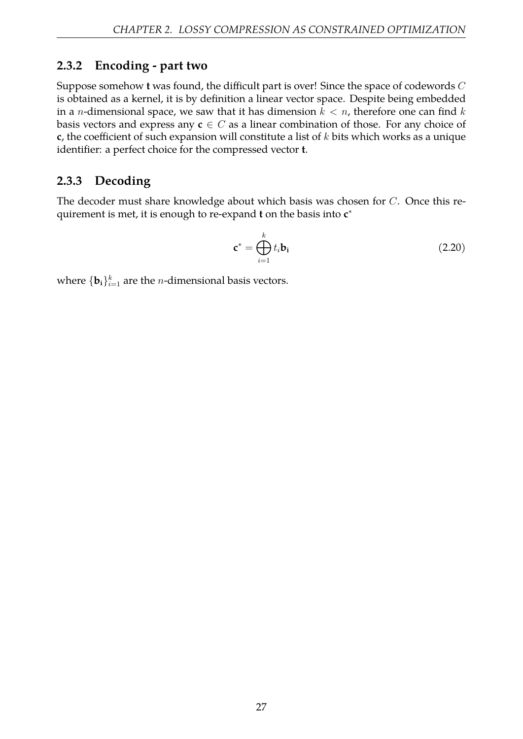### 2.3.2 Encoding - part two

Suppose somehow **t** was found, the difficult part is over! Since the space of codewords $C$ is obtained as a kernel, it is by definition a linear vector space. Despite being embedded in a $n$-dimensional space, we saw that it has dimension $k < n$, therefore one can find $k$ basis vectors and express any $\mathbf{c} \in C$ as a linear combination of those. For any choice of **c**, the coefficient of such expansion will constitute a list of $k$ bits which works as a unique identifier: a perfect choice for the compressed vector **t**.

### 2.3.3 Decoding

The decoder must share knowledge about which basis was chosen for $C$. Once this requirement is met, it is enough to re-expand **t** on the basis into $\mathbf{c}^*$

$$\mathbf{c}^* = \bigoplus_{i=1}^{k} t_i \mathbf{b_i} \tag{2.20}$$

where $\{\mathbf{b_i}\}_{i=1}^{k}$ are the $n$-dimensional basis vectors.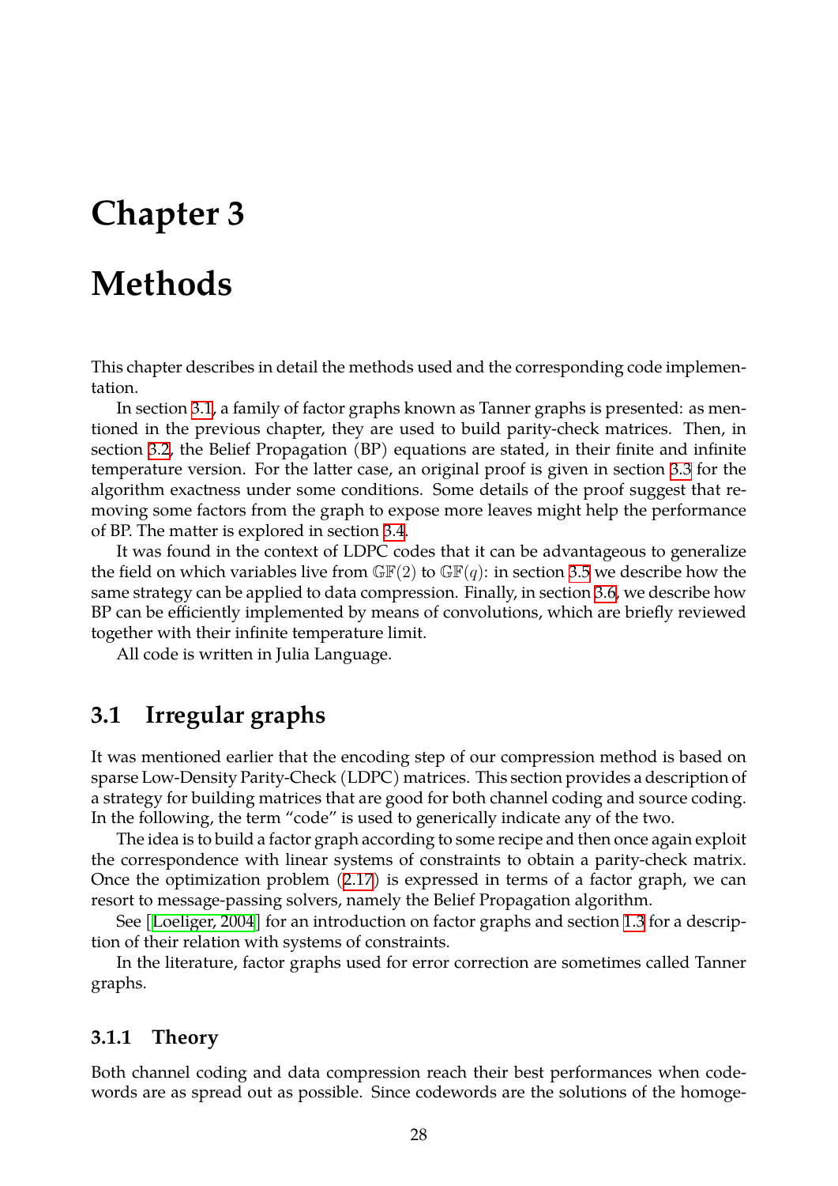# Chapter 3

# Methods

This chapter describes in detail the methods used and the corresponding code implementation.

In section 3.1, a family of factor graphs known as Tanner graphs is presented: as mentioned in the previous chapter, they are used to build parity-check matrices. Then, in section 3.2, the Belief Propagation (BP) equations are stated, in their finite and infinite temperature version. For the latter case, an original proof is given in section 3.3 for the algorithm exactness under some conditions. Some details of the proof suggest that removing some factors from the graph to expose more leaves might help the performance of BP. The matter is explored in section 3.4.

It was found in the context of LDPC codes that it can be advantageous to generalize the field on which variables live from $\mathbb{GF}(2)$ to $\mathbb{GF}(q)$: in section 3.5 we describe how the same strategy can be applied to data compression. Finally, in section 3.6, we describe how BP can be efficiently implemented by means of convolutions, which are briefly reviewed together with their infinite temperature limit.

All code is written in Julia Language.

## 3.1 Irregular graphs

It was mentioned earlier that the encoding step of our compression method is based on sparse Low-Density Parity-Check (LDPC) matrices. This section provides a description of a strategy for building matrices that are good for both channel coding and source coding. In the following, the term "code" is used to generically indicate any of the two.

The idea is to build a factor graph according to some recipe and then once again exploit the correspondence with linear systems of constraints to obtain a parity-check matrix. Once the optimization problem (2.17) is expressed in terms of a factor graph, we can resort to message-passing solvers, namely the Belief Propagation algorithm.

See [Loeliger, 2004] for an introduction on factor graphs and section 1.3 for a description of their relation with systems of constraints.

In the literature, factor graphs used for error correction are sometimes called Tanner graphs.

### 3.1.1 Theory

Both channel coding and data compression reach their best performances when codewords are as spread out as possible. Since codewords are the solutions of the homoge-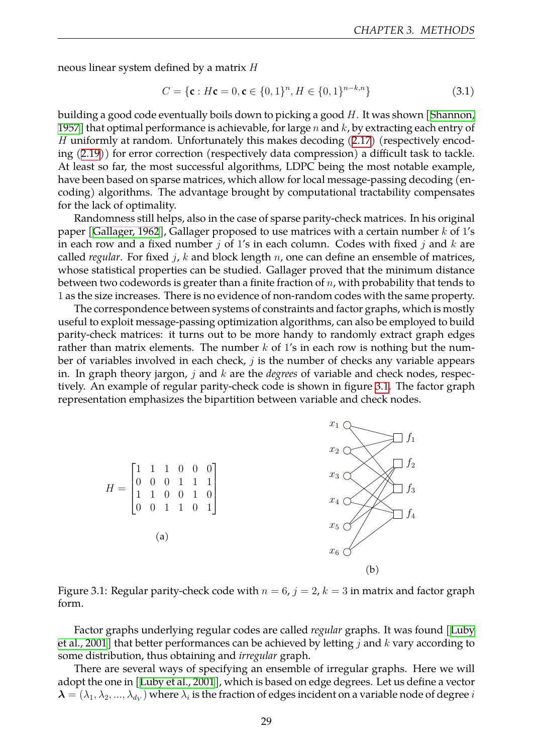neous linear system defined by a matrix $H$

$$C = \{\mathbf{c} : H\mathbf{c} = 0, \mathbf{c} \in \{0,1\}^n, H \in \{0,1\}^{n-k,n}\} \tag{3.1}$$

building a good code eventually boils down to picking a good $H$. It was shown [Shannon, 1957] that optimal performance is achievable, for large $n$ and $k$, by extracting each entry of $H$ uniformly at random. Unfortunately this makes decoding (2.17) (respectively encoding (2.19)) for error correction (respectively data compression) a difficult task to tackle. At least so far, the most successful algorithms, LDPC being the most notable example, have been based on sparse matrices, which allow for local message-passing decoding (encoding) algorithms. The advantage brought by computational tractability compensates for the lack of optimality.

Randomness still helps, also in the case of sparse parity-check matrices. In his original paper [Gallager, 1962], Gallager proposed to use matrices with a certain number $k$ of 1's in each row and a fixed number $j$ of 1's in each column. Codes with fixed $j$ and $k$ are called *regular*. For fixed $j$, $k$ and block length $n$, one can define an ensemble of matrices, whose statistical properties can be studied. Gallager proved that the minimum distance between two codewords is greater than a finite fraction of $n$, with probability that tends to 1 as the size increases. There is no evidence of non-random codes with the same property.

The correspondence between systems of constraints and factor graphs, which is mostly useful to exploit message-passing optimization algorithms, can also be employed to build parity-check matrices: it turns out to be more handy to randomly extract graph edges rather than matrix elements. The number $k$ of 1's in each row is nothing but the number of variables involved in each check, $j$ is the number of checks any variable appears in. In graph theory jargon, $j$ and $k$ are the *degrees* of variable and check nodes, respectively. An example of regular parity-check code is shown in figure 3.1. The factor graph representation emphasizes the bipartition between variable and check nodes.

$$H = \begin{bmatrix} 1 & 1 & 1 & 0 & 0 & 0 \\ 0 & 0 & 0 & 1 & 1 & 1 \\ 1 & 1 & 0 & 0 & 1 & 0 \\ 0 & 0 & 1 & 1 & 0 & 1 \end{bmatrix}$$

(a)

(b)

Figure 3.1: Regular parity-check code with $n = 6$, $j = 2$, $k = 3$ in matrix and factor graph form.

Factor graphs underlying regular codes are called *regular* graphs. It was found [Luby et al., 2001] that better performances can be achieved by letting $j$ and $k$ vary according to some distribution, thus obtaining and *irregular* graph.

There are several ways of specifying an ensemble of irregular graphs. Here we will adopt the one in [Luby et al., 2001], which is based on edge degrees. Let us define a vector $\boldsymbol{\lambda} = (\lambda_1, \lambda_2, ..., \lambda_{d_V})$ where $\lambda_i$ is the fraction of edges incident on a variable node of degree $i$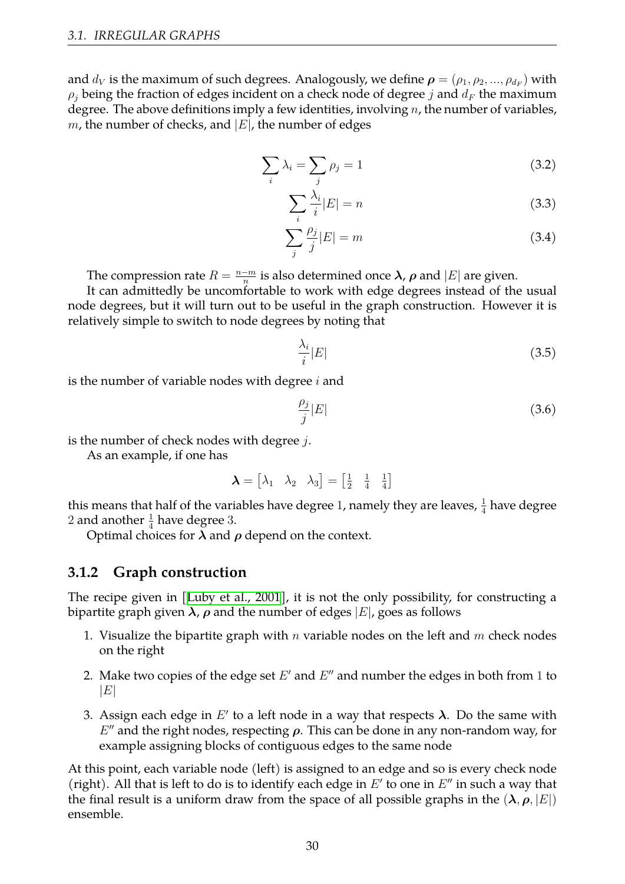and $d_V$ is the maximum of such degrees. Analogously, we define $\boldsymbol{\rho} = (\rho_1, \rho_2, ..., \rho_{d_F})$ with $\rho_j$ being the fraction of edges incident on a check node of degree $j$ and $d_F$ the maximum degree. The above definitions imply a few identities, involving $n$, the number of variables, $m$, the number of checks, and $|E|$, the number of edges

$$\sum_i \lambda_i = \sum_j \rho_j = 1 \tag{3.2}$$

$$\sum_i \frac{\lambda_i}{i} |E| = n \tag{3.3}$$

$$\sum_j \frac{\rho_j}{j} |E| = m \tag{3.4}$$

The compression rate $R = \frac{n-m}{n}$ is also determined once $\boldsymbol{\lambda}$, $\boldsymbol{\rho}$ and $|E|$ are given.

It can admittedly be uncomfortable to work with edge degrees instead of the usual node degrees, but it will turn out to be useful in the graph construction. However it is relatively simple to switch to node degrees by noting that

$$\frac{\lambda_i}{i} |E| \tag{3.5}$$

is the number of variable nodes with degree $i$ and

$$\frac{\rho_j}{j} |E| \tag{3.6}$$

is the number of check nodes with degree $j$.

As an example, if one has

$$\boldsymbol{\lambda} = \begin{bmatrix} \lambda_1 & \lambda_2 & \lambda_3 \end{bmatrix} = \begin{bmatrix} \frac{1}{2} & \frac{1}{4} & \frac{1}{4} \end{bmatrix}$$

this means that half of the variables have degree $1$, namely they are leaves, $\frac{1}{4}$ have degree $2$ and another $\frac{1}{4}$ have degree $3$.

Optimal choices for $\boldsymbol{\lambda}$ and $\boldsymbol{\rho}$ depend on the context.

### 3.1.2 Graph construction

The recipe given in [Luby et al., 2001], it is not the only possibility, for constructing a bipartite graph given $\boldsymbol{\lambda}$, $\boldsymbol{\rho}$ and the number of edges $|E|$, goes as follows

1. Visualize the bipartite graph with $n$ variable nodes on the left and $m$ check nodes on the right
2. Make two copies of the edge set $E'$ and $E''$ and number the edges in both from $1$ to $|E|$
3. Assign each edge in $E'$ to a left node in a way that respects $\boldsymbol{\lambda}$. Do the same with $E''$ and the right nodes, respecting $\boldsymbol{\rho}$. This can be done in any non-random way, for example assigning blocks of contiguous edges to the same node

At this point, each variable node (left) is assigned to an edge and so is every check node (right). All that is left to do is to identify each edge in $E'$ to one in $E''$ in such a way that the final result is a uniform draw from the space of all possible graphs in the $(\boldsymbol{\lambda}, \boldsymbol{\rho}, |E|)$ ensemble.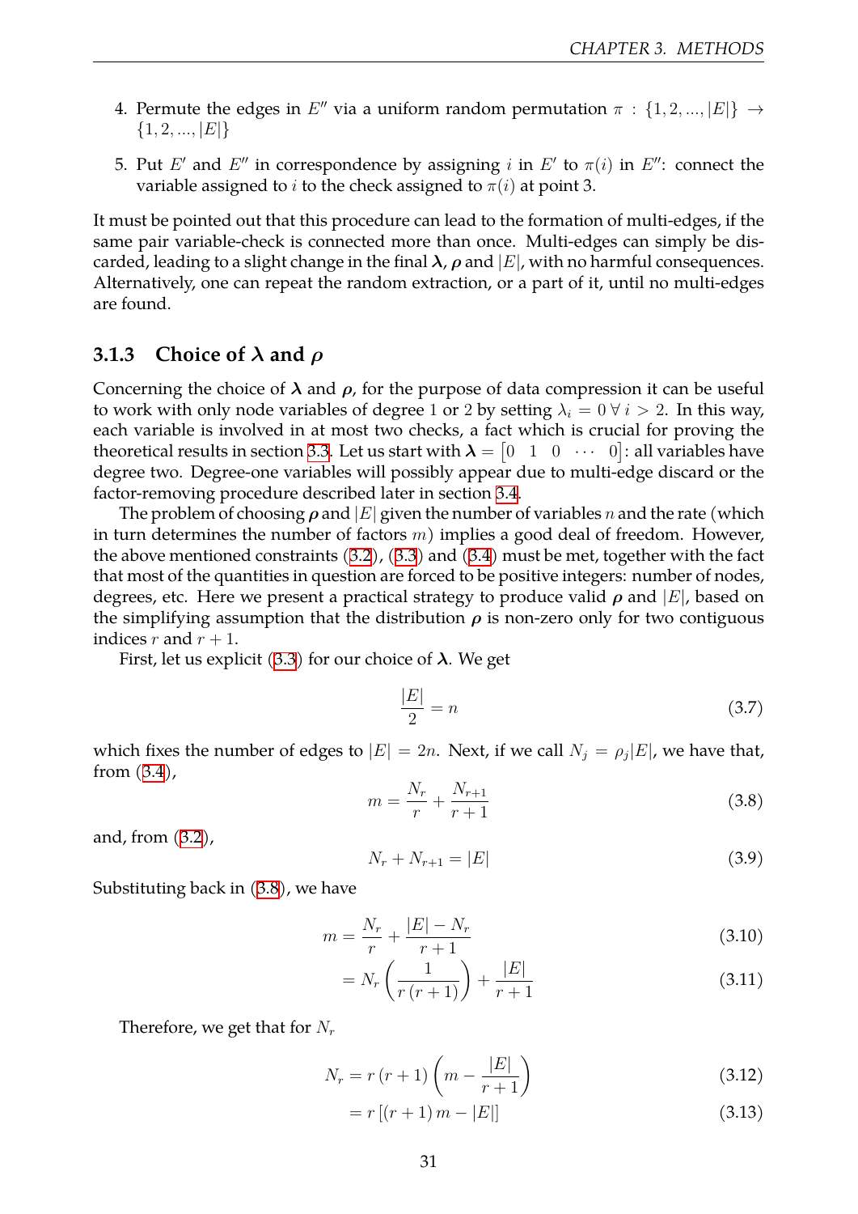4. Permute the edges in $E''$ via a uniform random permutation $\pi : \{1, 2, ..., |E|\} \to \{1, 2, ..., |E|\}$
5. Put $E'$ and $E''$ in correspondence by assigning $i$ in $E'$ to $\pi(i)$ in $E''$: connect the variable assigned to $i$ to the check assigned to $\pi(i)$ at point 3.

It must be pointed out that this procedure can lead to the formation of multi-edges, if the same pair variable-check is connected more than once. Multi-edges can simply be discarded, leading to a slight change in the final $\boldsymbol{\lambda}$, $\boldsymbol{\rho}$ and $|E|$, with no harmful consequences. Alternatively, one can repeat the random extraction, or a part of it, until no multi-edges are found.

### 3.1.3 Choice of $\boldsymbol{\lambda}$ and $\boldsymbol{\rho}$

Concerning the choice of $\boldsymbol{\lambda}$ and $\boldsymbol{\rho}$, for the purpose of data compression it can be useful to work with only node variables of degree 1 or 2 by setting $\lambda_i = 0 \; \forall \, i > 2$. In this way, each variable is involved in at most two checks, a fact which is crucial for proving the theoretical results in section 3.3. Let us start with $\boldsymbol{\lambda} = \begin{bmatrix} 0 & 1 & 0 & \cdots & 0 \end{bmatrix}$: all variables have degree two. Degree-one variables will possibly appear due to multi-edge discard or the factor-removing procedure described later in section 3.4.

The problem of choosing $\boldsymbol{\rho}$ and $|E|$ given the number of variables $n$ and the rate (which in turn determines the number of factors $m$) implies a good deal of freedom. However, the above mentioned constraints (3.2), (3.3) and (3.4) must be met, together with the fact that most of the quantities in question are forced to be positive integers: number of nodes, degrees, etc. Here we present a practical strategy to produce valid $\boldsymbol{\rho}$ and $|E|$, based on the simplifying assumption that the distribution $\boldsymbol{\rho}$ is non-zero only for two contiguous indices $r$ and $r + 1$.

First, let us explicit (3.3) for our choice of $\boldsymbol{\lambda}$. We get

$$\frac{|E|}{2} = n \tag{3.7}$$

which fixes the number of edges to $|E| = 2n$. Next, if we call $N_j = \rho_j |E|$, we have that, from (3.4),

$$m = \frac{N_r}{r} + \frac{N_{r+1}}{r+1} \tag{3.8}$$

and, from (3.2),

$$N_r + N_{r+1} = |E| \tag{3.9}$$

Substituting back in (3.8), we have

$$m = \frac{N_r}{r} + \frac{|E| - N_r}{r+1} \tag{3.10}$$

$$= N_r \left( \frac{1}{r\,(r+1)} \right) + \frac{|E|}{r+1} \tag{3.11}$$

Therefore, we get that for $N_r$

$$N_r = r\,(r+1) \left( m - \frac{|E|}{r+1} \right) \tag{3.12}$$

$$= r\left[(r+1)\,m - |E|\right] \tag{3.13}$$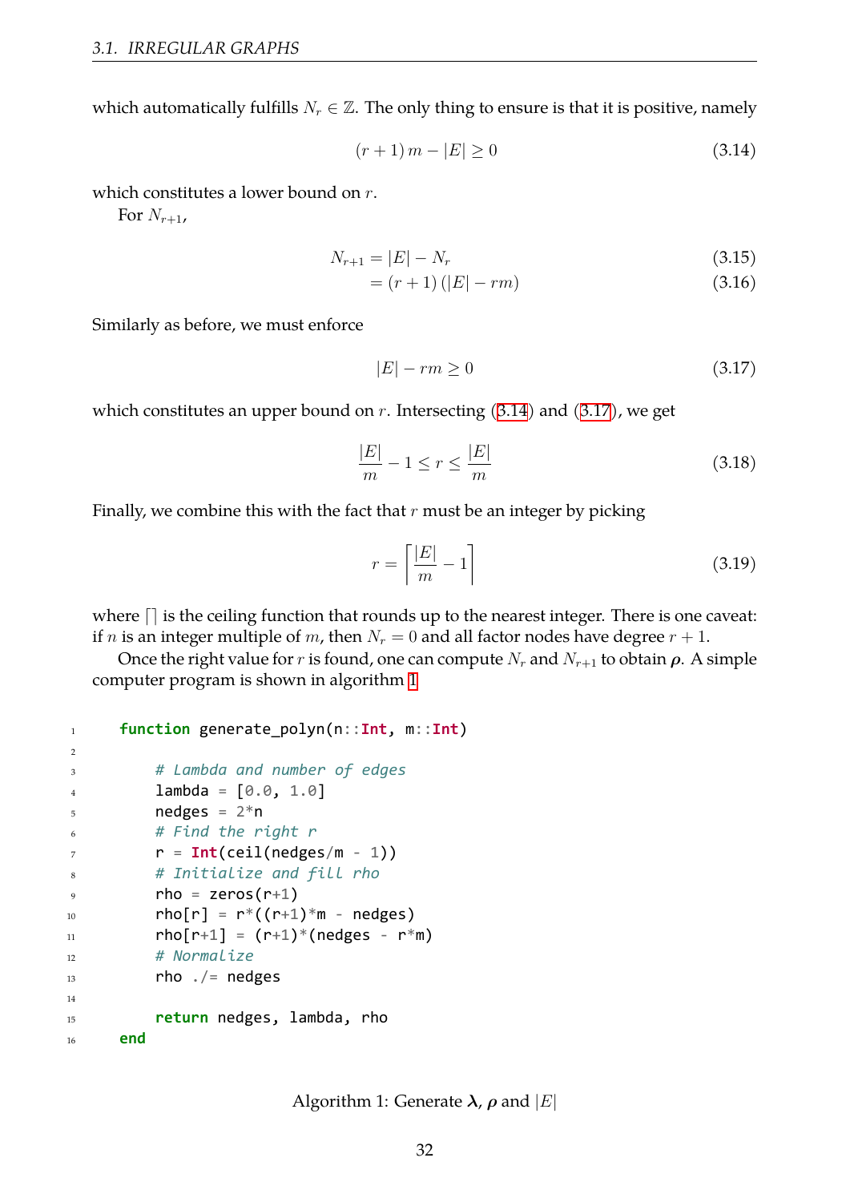which automatically fulfills $N_r \in \mathbb{Z}$. The only thing to ensure is that it is positive, namely

$$(r+1)\,m - |E| \geq 0 \tag{3.14}$$

which constitutes a lower bound on $r$.

For $N_{r+1}$,

$$N_{r+1} = |E| - N_r \tag{3.15}$$

$$= (r+1)\,(|E| - rm) \tag{3.16}$$

Similarly as before, we must enforce

$$|E| - rm \geq 0 \tag{3.17}$$

which constitutes an upper bound on $r$. Intersecting (3.14) and (3.17), we get

$$\frac{|E|}{m} - 1 \leq r \leq \frac{|E|}{m} \tag{3.18}$$

Finally, we combine this with the fact that $r$ must be an integer by picking

$$r = \left\lceil \frac{|E|}{m} - 1 \right\rceil \tag{3.19}$$

where $\lceil\rceil$ is the ceiling function that rounds up to the nearest integer. There is one caveat: if $n$ is an integer multiple of $m$, then $N_r = 0$ and all factor nodes have degree $r+1$.

Once the right value for $r$ is found, one can compute $N_r$ and $N_{r+1}$ to obtain $\boldsymbol{\rho}$. A simple computer program is shown in algorithm 1.

```julia
function generate_polyn(n::Int, m::Int)

    # Lambda and number of edges
    lambda = [0.0, 1.0]
    nedges = 2*n
    # Find the right r
    r = Int(ceil(nedges/m - 1))
    # Initialize and fill rho
    rho = zeros(r+1)
    rho[r] = r*((r+1)*m - nedges)
    rho[r+1] = (r+1)*(nedges - r*m)
    # Normalize
    rho ./= nedges

    return nedges, lambda, rho
end
```

Algorithm 1: Generate $\boldsymbol{\lambda}$, $\boldsymbol{\rho}$ and $|E|$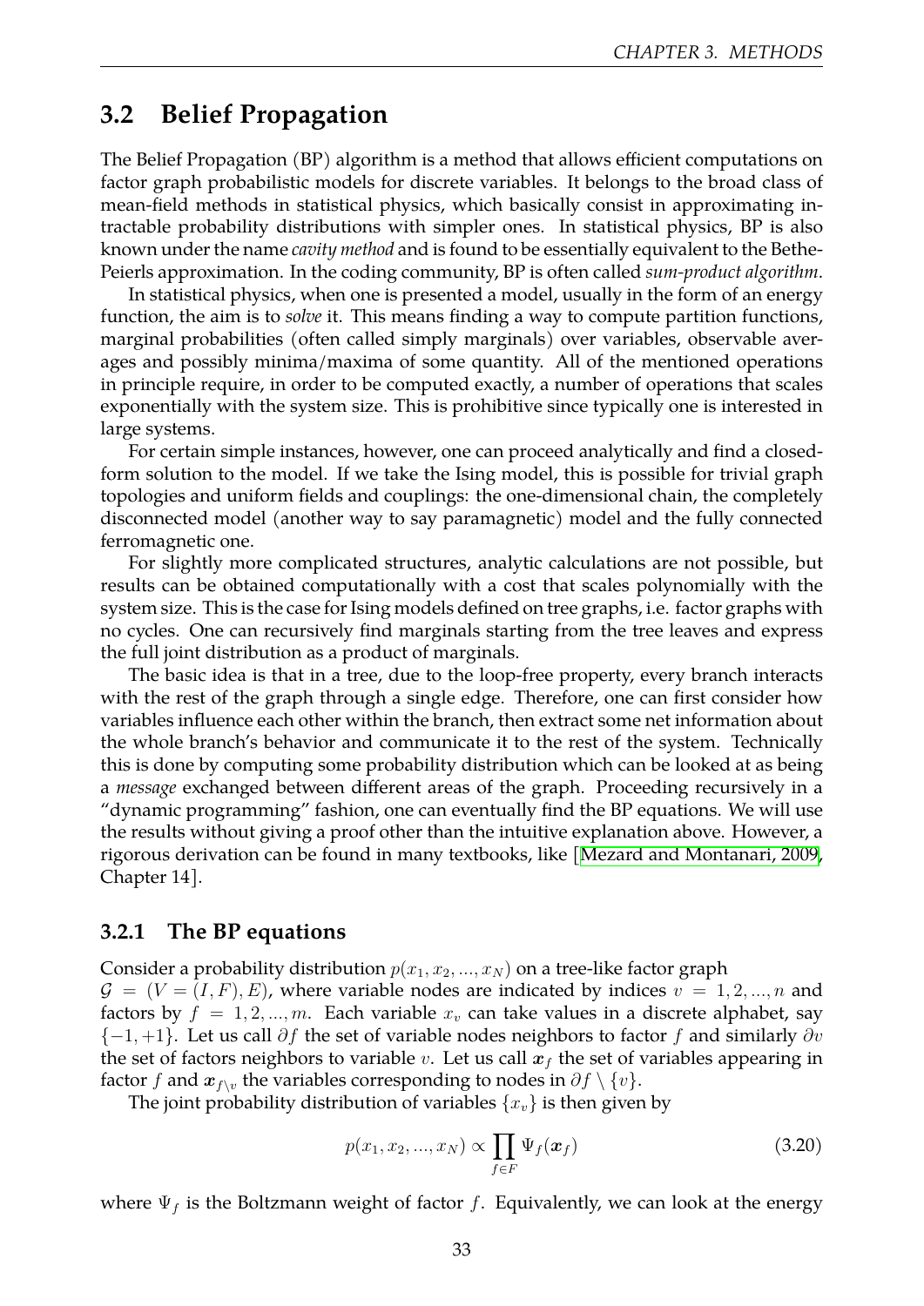## 3.2 Belief Propagation

The Belief Propagation (BP) algorithm is a method that allows efficient computations on factor graph probabilistic models for discrete variables. It belongs to the broad class of mean-field methods in statistical physics, which basically consist in approximating intractable probability distributions with simpler ones. In statistical physics, BP is also known under the name *cavity method* and is found to be essentially equivalent to the Bethe-Peierls approximation. In the coding community, BP is often called *sum-product algorithm*.

In statistical physics, when one is presented a model, usually in the form of an energy function, the aim is to *solve* it. This means finding a way to compute partition functions, marginal probabilities (often called simply marginals) over variables, observable averages and possibly minima/maxima of some quantity. All of the mentioned operations in principle require, in order to be computed exactly, a number of operations that scales exponentially with the system size. This is prohibitive since typically one is interested in large systems.

For certain simple instances, however, one can proceed analytically and find a closed-form solution to the model. If we take the Ising model, this is possible for trivial graph topologies and uniform fields and couplings: the one-dimensional chain, the completely disconnected model (another way to say paramagnetic) model and the fully connected ferromagnetic one.

For slightly more complicated structures, analytic calculations are not possible, but results can be obtained computationally with a cost that scales polynomially with the system size. This is the case for Ising models defined on tree graphs, i.e. factor graphs with no cycles. One can recursively find marginals starting from the tree leaves and express the full joint distribution as a product of marginals.

The basic idea is that in a tree, due to the loop-free property, every branch interacts with the rest of the graph through a single edge. Therefore, one can first consider how variables influence each other within the branch, then extract some net information about the whole branch's behavior and communicate it to the rest of the system. Technically this is done by computing some probability distribution which can be looked at as being a *message* exchanged between different areas of the graph. Proceeding recursively in a "dynamic programming" fashion, one can eventually find the BP equations. We will use the results without giving a proof other than the intuitive explanation above. However, a rigorous derivation can be found in many textbooks, like [Mezard and Montanari, 2009, Chapter 14].

### 3.2.1 The BP equations

Consider a probability distribution $p(x_1, x_2, ..., x_N)$ on a tree-like factor graph $\mathcal{G} = (V = (I, F), E)$, where variable nodes are indicated by indices $v = 1, 2, ..., n$ and factors by $f = 1, 2, ..., m$. Each variable $x_v$ can take values in a discrete alphabet, say $\{-1, +1\}$. Let us call $\partial f$ the set of variable nodes neighbors to factor $f$ and similarly $\partial v$ the set of factors neighbors to variable $v$. Let us call $\boldsymbol{x}_f$ the set of variables appearing in factor $f$ and $\boldsymbol{x}_{f\setminus v}$ the variables corresponding to nodes in $\partial f \setminus \{v\}$.

The joint probability distribution of variables $\{x_v\}$ is then given by

$$p(x_1, x_2, ..., x_N) \propto \prod_{f \in F} \Psi_f(\boldsymbol{x}_f) \tag{3.20}$$

where $\Psi_f$ is the Boltzmann weight of factor $f$. Equivalently, we can look at the energy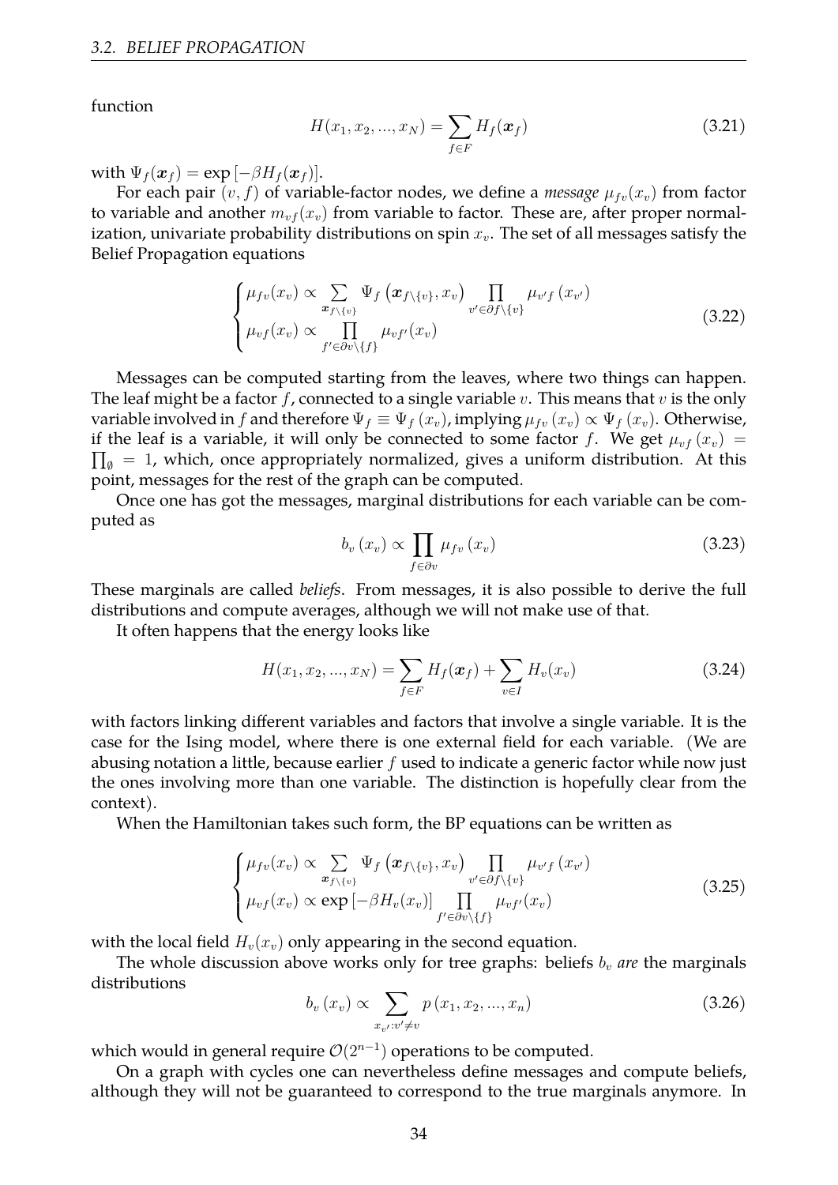function

$$H(x_1, x_2, ..., x_N) = \sum_{f \in F} H_f(\boldsymbol{x}_f) \tag{3.21}$$

with $\Psi_f(\boldsymbol{x}_f) = \exp\left[-\beta H_f(\boldsymbol{x}_f)\right]$.

For each pair $(v, f)$ of variable-factor nodes, we define a *message* $\mu_{fv}(x_v)$ from factor to variable and another $m_{vf}(x_v)$ from variable to factor. These are, after proper normalization, univariate probability distributions on spin $x_v$. The set of all messages satisfy the Belief Propagation equations

$$\begin{cases} \mu_{fv}(x_v) \propto \sum\limits_{\boldsymbol{x}_{f\setminus\{v\}}} \Psi_f\left(\boldsymbol{x}_{f\setminus\{v\}}, x_v\right) \prod\limits_{v' \in \partial f \setminus \{v\}} \mu_{v'f}\left(x_{v'}\right) \\ \mu_{vf}(x_v) \propto \prod\limits_{f' \in \partial v \setminus \{f\}} \mu_{vf'}(x_v) \end{cases} \tag{3.22}$$

Messages can be computed starting from the leaves, where two things can happen. The leaf might be a factor $f$, connected to a single variable $v$. This means that $v$ is the only variable involved in $f$ and therefore $\Psi_f \equiv \Psi_f\left(x_v\right)$, implying $\mu_{fv}\left(x_v\right) \propto \Psi_f\left(x_v\right)$. Otherwise, if the leaf is a variable, it will only be connected to some factor $f$. We get $\mu_{vf}\left(x_v\right) = \prod_{\emptyset} = 1$, which, once appropriately normalized, gives a uniform distribution. At this point, messages for the rest of the graph can be computed.

Once one has got the messages, marginal distributions for each variable can be computed as

$$b_v\left(x_v\right) \propto \prod_{f \in \partial v} \mu_{fv}\left(x_v\right) \tag{3.23}$$

These marginals are called *beliefs*. From messages, it is also possible to derive the full distributions and compute averages, although we will not make use of that.

It often happens that the energy looks like

$$H(x_1, x_2, ..., x_N) = \sum_{f \in F} H_f(\boldsymbol{x}_f) + \sum_{v \in I} H_v(x_v) \tag{3.24}$$

with factors linking different variables and factors that involve a single variable. It is the case for the Ising model, where there is one external field for each variable. (We are abusing notation a little, because earlier $f$ used to indicate a generic factor while now just the ones involving more than one variable. The distinction is hopefully clear from the context).

When the Hamiltonian takes such form, the BP equations can be written as

$$\begin{cases} \mu_{fv}(x_v) \propto \sum\limits_{\boldsymbol{x}_{f\setminus\{v\}}} \Psi_f\left(\boldsymbol{x}_{f\setminus\{v\}}, x_v\right) \prod\limits_{v' \in \partial f \setminus \{v\}} \mu_{v'f}\left(x_{v'}\right) \\ \mu_{vf}(x_v) \propto \exp\left[-\beta H_v(x_v)\right] \prod\limits_{f' \in \partial v \setminus \{f\}} \mu_{vf'}(x_v) \end{cases} \tag{3.25}$$

with the local field $H_v(x_v)$ only appearing in the second equation.

The whole discussion above works only for tree graphs: beliefs $b_v$ *are* the marginals distributions

$$b_v\left(x_v\right) \propto \sum_{x_{v'}: v' \neq v} p\left(x_1, x_2, ..., x_n\right) \tag{3.26}$$

which would in general require $\mathcal{O}(2^{n-1})$ operations to be computed.

On a graph with cycles one can nevertheless define messages and compute beliefs, although they will not be guaranteed to correspond to the true marginals anymore. In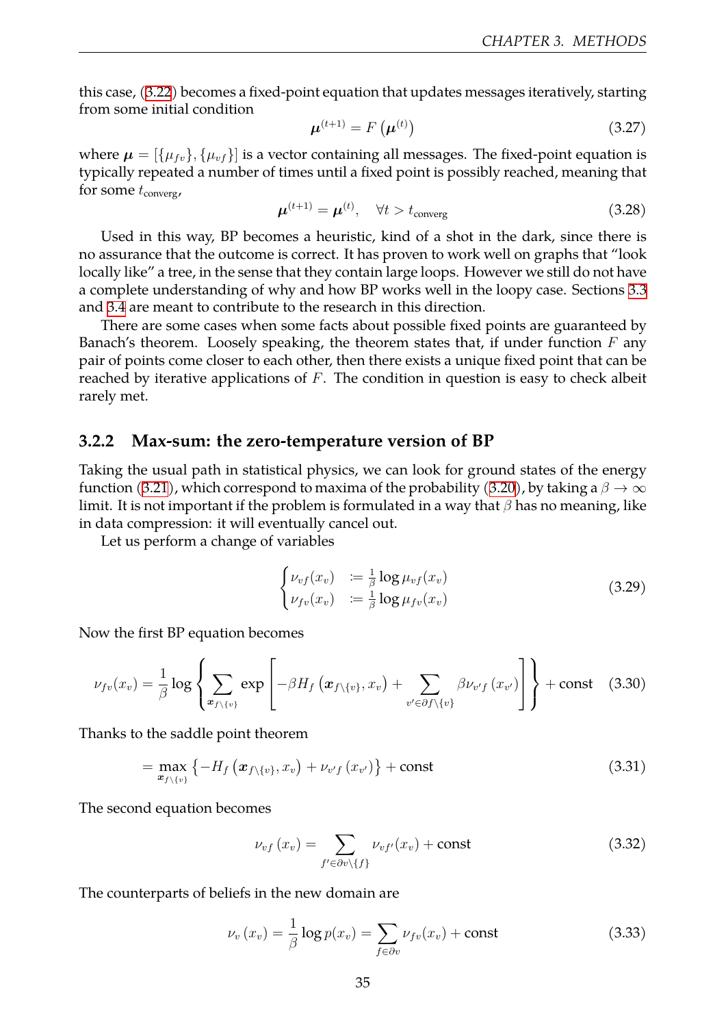this case, (3.22) becomes a fixed-point equation that updates messages iteratively, starting from some initial condition

$$\boldsymbol{\mu}^{(t+1)} = F\left(\boldsymbol{\mu}^{(t)}\right) \tag{3.27}$$

where $\boldsymbol{\mu} = [\{\mu_{fv}\}, \{\mu_{vf}\}]$ is a vector containing all messages. The fixed-point equation is typically repeated a number of times until a fixed point is possibly reached, meaning that for some $t_{\text{converg}}$,

$$\boldsymbol{\mu}^{(t+1)} = \boldsymbol{\mu}^{(t)}, \quad \forall t > t_{\text{converg}} \tag{3.28}$$

Used in this way, BP becomes a heuristic, kind of a shot in the dark, since there is no assurance that the outcome is correct. It has proven to work well on graphs that "look locally like" a tree, in the sense that they contain large loops. However we still do not have a complete understanding of why and how BP works well in the loopy case. Sections 3.3 and 3.4 are meant to contribute to the research in this direction.

There are some cases when some facts about possible fixed points are guaranteed by Banach's theorem. Loosely speaking, the theorem states that, if under function $F$ any pair of points come closer to each other, then there exists a unique fixed point that can be reached by iterative applications of $F$. The condition in question is easy to check albeit rarely met.

### 3.2.2 Max-sum: the zero-temperature version of BP

Taking the usual path in statistical physics, we can look for ground states of the energy function (3.21), which correspond to maxima of the probability (3.20), by taking a $\beta \to \infty$ limit. It is not important if the problem is formulated in a way that $\beta$ has no meaning, like in data compression: it will eventually cancel out.

Let us perform a change of variables

$$\begin{cases} \nu_{vf}(x_v) & := \frac{1}{\beta}\log \mu_{vf}(x_v) \\ \nu_{fv}(x_v) & := \frac{1}{\beta}\log \mu_{fv}(x_v) \end{cases} \tag{3.29}$$

Now the first BP equation becomes

$$\nu_{fv}(x_v) = \frac{1}{\beta}\log\left\{\sum_{\boldsymbol{x}_{f\setminus\{v\}}} \exp\left[-\beta H_f\left(\boldsymbol{x}_{f\setminus\{v\}}, x_v\right) + \sum_{v'\in\partial f\setminus\{v\}} \beta\nu_{v'f}\left(x_{v'}\right)\right]\right\} + \text{const} \tag{3.30}$$

Thanks to the saddle point theorem

$$= \max_{\boldsymbol{x}_{f\setminus\{v\}}}\left\{-H_f\left(\boldsymbol{x}_{f\setminus\{v\}}, x_v\right) + \nu_{v'f}\left(x_{v'}\right)\right\} + \text{const} \tag{3.31}$$

The second equation becomes

$$\nu_{vf}\left(x_v\right) = \sum_{f'\in\partial v\setminus\{f\}} \nu_{vf'}(x_v) + \text{const} \tag{3.32}$$

The counterparts of beliefs in the new domain are

$$\nu_v\left(x_v\right) = \frac{1}{\beta}\log p(x_v) = \sum_{f\in\partial v} \nu_{fv}(x_v) + \text{const} \tag{3.33}$$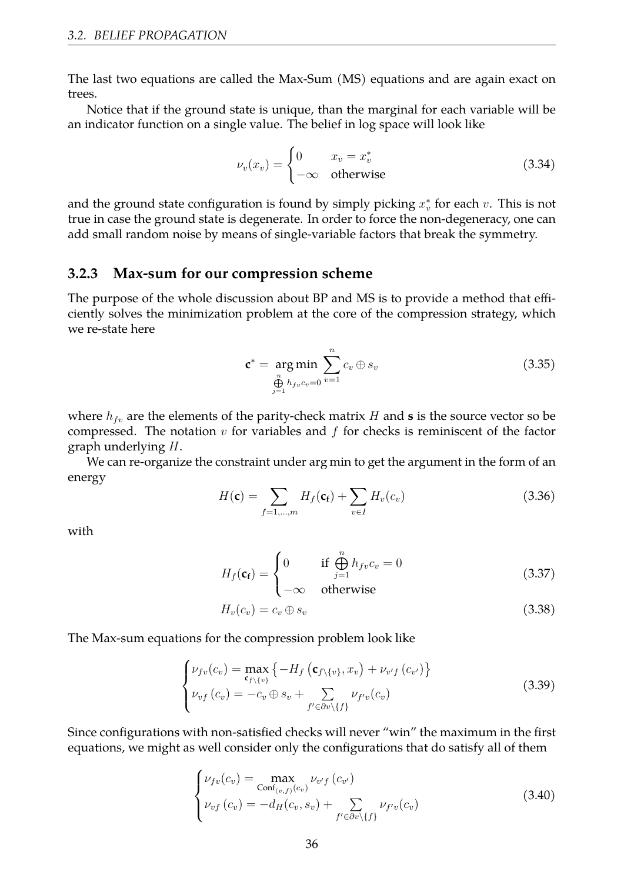The last two equations are called the Max-Sum (MS) equations and are again exact on trees.

Notice that if the ground state is unique, than the marginal for each variable will be an indicator function on a single value. The belief in log space will look like

$$\nu_v(x_v) = \begin{cases} 0 & x_v = x_v^* \\ -\infty & \text{otherwise} \end{cases} \tag{3.34}$$

and the ground state configuration is found by simply picking $x_v^*$ for each $v$. This is not true in case the ground state is degenerate. In order to force the non-degeneracy, one can add small random noise by means of single-variable factors that break the symmetry.

### 3.2.3 Max-sum for our compression scheme

The purpose of the whole discussion about BP and MS is to provide a method that efficiently solves the minimization problem at the core of the compression strategy, which we re-state here

$$\mathbf{c}^* = \underset{\bigoplus_{j=1}^{n} h_{fv} c_v = 0}{\arg\min} \sum_{v=1}^{n} c_v \oplus s_v \tag{3.35}$$

where $h_{fv}$ are the elements of the parity-check matrix $H$ and $\mathbf{s}$ is the source vector so be compressed. The notation $v$ for variables and $f$ for checks is reminiscent of the factor graph underlying $H$.

We can re-organize the constraint under arg min to get the argument in the form of an energy

$$H(\mathbf{c}) = \sum_{f=1,\ldots,m} H_f(\mathbf{c_f}) + \sum_{v \in I} H_v(c_v) \tag{3.36}$$

with

$$H_f(\mathbf{c_f}) = \begin{cases} 0 & \text{if } \bigoplus_{j=1}^{n} h_{fv} c_v = 0 \\ -\infty & \text{otherwise} \end{cases} \tag{3.37}$$

$$H_v(c_v) = c_v \oplus s_v \tag{3.38}$$

The Max-sum equations for the compression problem look like

$$\begin{cases} \nu_{fv}(c_v) = \max\limits_{\mathbf{c}_{f\setminus\{v\}}} \left\{ -H_f\left(\mathbf{c}_{f\setminus\{v\}}, x_v\right) + \nu_{v'f}\left(c_{v'}\right) \right\} \\ \nu_{vf}\left(c_v\right) = -c_v \oplus s_v + \sum\limits_{f' \in \partial v \setminus \{f\}} \nu_{f'v}(c_v) \end{cases} \tag{3.39}$$

Since configurations with non-satisfied checks will never "win" the maximum in the first equations, we might as well consider only the configurations that do satisfy all of them

$$\begin{cases} \nu_{fv}(c_v) = \max\limits_{\text{Conf}_{(v,f)}(c_v)} \nu_{v'f}\left(c_{v'}\right) \\ \nu_{vf}\left(c_v\right) = -d_H(c_v, s_v) + \sum\limits_{f' \in \partial v \setminus \{f\}} \nu_{f'v}(c_v) \end{cases} \tag{3.40}$$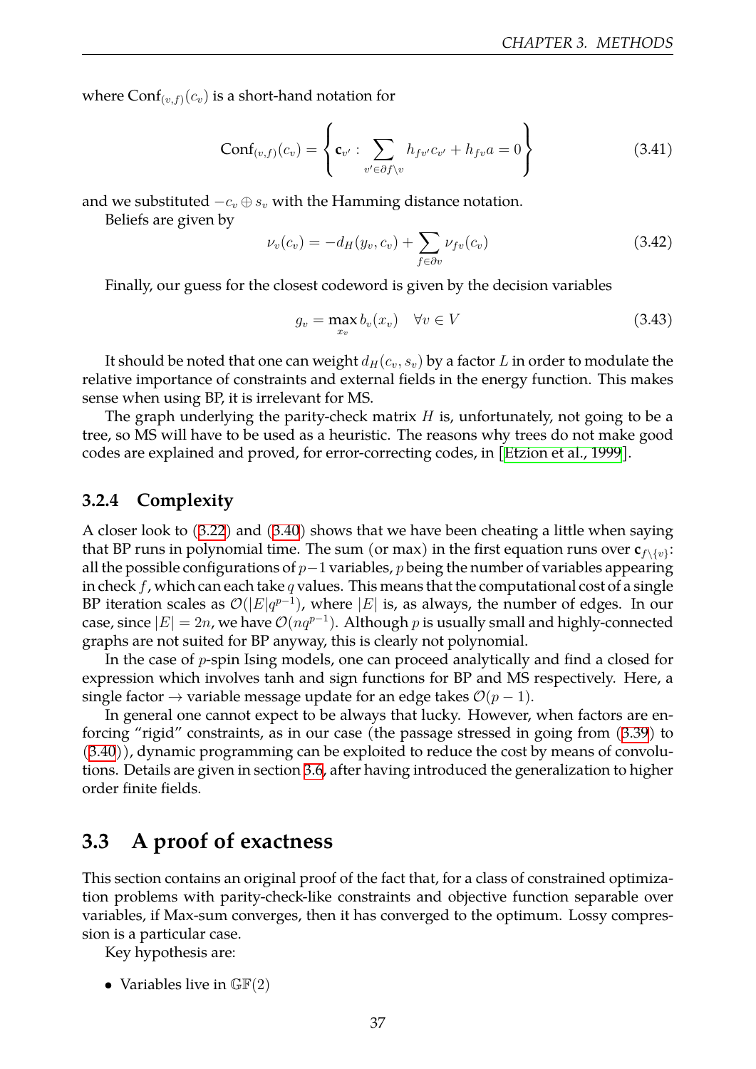where $\text{Conf}_{(v,f)}(c_v)$ is a short-hand notation for

$$\text{Conf}_{(v,f)}(c_v) = \left\{ \mathbf{c}_{v'} : \sum_{v' \in \partial f \setminus v} h_{fv'} c_{v'} + h_{fv} a = 0 \right\} \tag{3.41}$$

and we substituted $-c_v \oplus s_v$ with the Hamming distance notation.

Beliefs are given by

$$\nu_v(c_v) = -d_H(y_v, c_v) + \sum_{f \in \partial v} \nu_{fv}(c_v) \tag{3.42}$$

Finally, our guess for the closest codeword is given by the decision variables

$$g_v = \max_{x_v} b_v(x_v) \quad \forall v \in V \tag{3.43}$$

It should be noted that one can weight $d_H(c_v, s_v)$ by a factor $L$ in order to modulate the relative importance of constraints and external fields in the energy function. This makes sense when using BP, it is irrelevant for MS.

The graph underlying the parity-check matrix $H$ is, unfortunately, not going to be a tree, so MS will have to be used as a heuristic. The reasons why trees do not make good codes are explained and proved, for error-correcting codes, in [Etzion et al., 1999].

### 3.2.4 Complexity

A closer look to (3.22) and (3.40) shows that we have been cheating a little when saying that BP runs in polynomial time. The sum (or max) in the first equation runs over $\mathbf{c}_{f\setminus\{v\}}$: all the possible configurations of $p-1$ variables, $p$ being the number of variables appearing in check $f$, which can each take $q$ values. This means that the computational cost of a single BP iteration scales as $\mathcal{O}(|E|q^{p-1})$, where $|E|$ is, as always, the number of edges. In our case, since $|E| = 2n$, we have $\mathcal{O}(nq^{p-1})$. Although $p$ is usually small and highly-connected graphs are not suited for BP anyway, this is clearly not polynomial.

In the case of $p$-spin Ising models, one can proceed analytically and find a closed for expression which involves tanh and sign functions for BP and MS respectively. Here, a single factor $\rightarrow$ variable message update for an edge takes $\mathcal{O}(p-1)$.

In general one cannot expect to be always that lucky. However, when factors are enforcing "rigid" constraints, as in our case (the passage stressed in going from (3.39) to (3.40)), dynamic programming can be exploited to reduce the cost by means of convolutions. Details are given in section 3.6, after having introduced the generalization to higher order finite fields.

## 3.3 A proof of exactness

This section contains an original proof of the fact that, for a class of constrained optimization problems with parity-check-like constraints and objective function separable over variables, if Max-sum converges, then it has converged to the optimum. Lossy compression is a particular case.

Key hypothesis are:

- Variables live in $\mathbb{GF}(2)$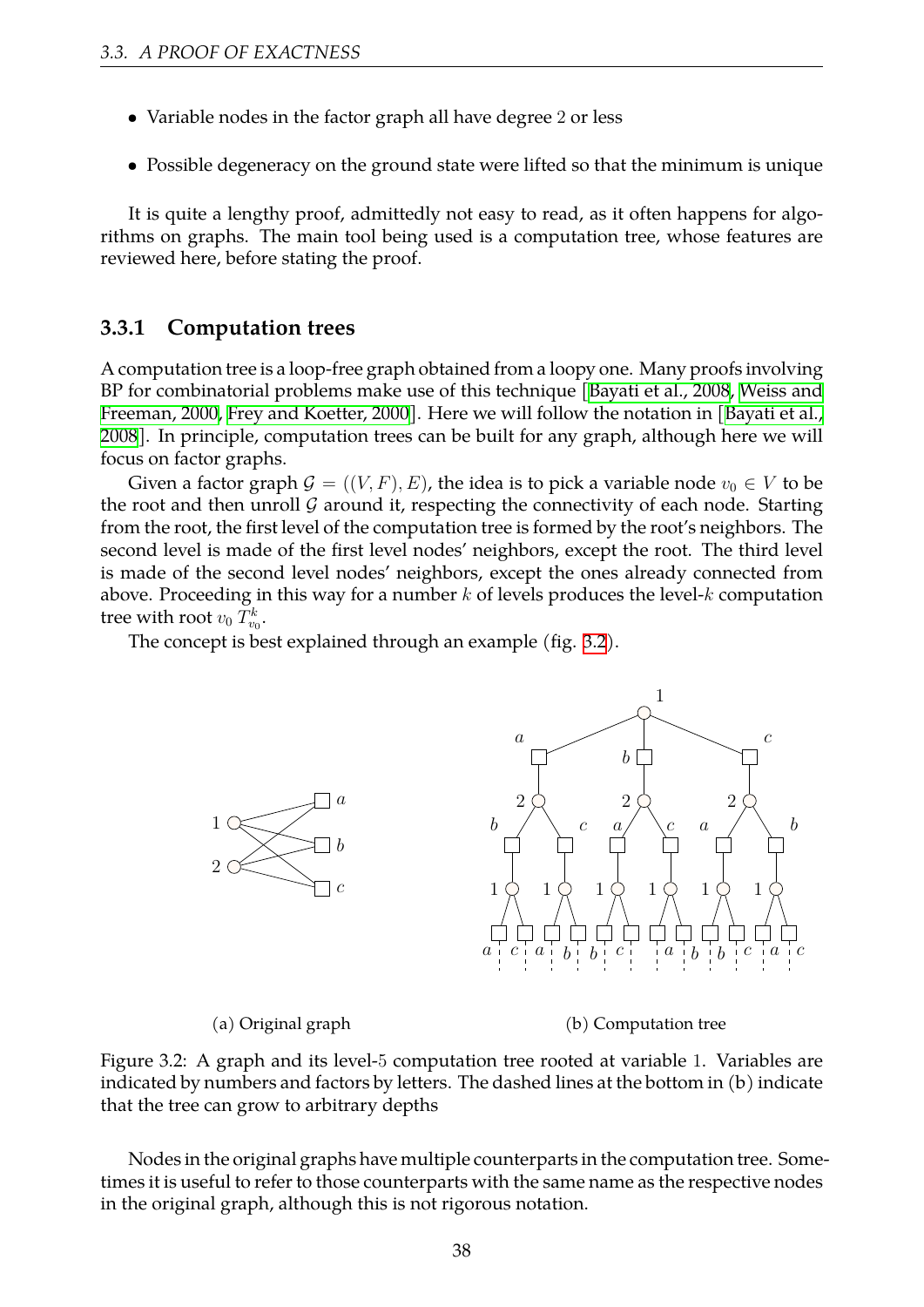- Variable nodes in the factor graph all have degree 2 or less
- Possible degeneracy on the ground state were lifted so that the minimum is unique

It is quite a lengthy proof, admittedly not easy to read, as it often happens for algorithms on graphs. The main tool being used is a computation tree, whose features are reviewed here, before stating the proof.

### 3.3.1 Computation trees

A computation tree is a loop-free graph obtained from a loopy one. Many proofs involving BP for combinatorial problems make use of this technique [Bayati et al., 2008, Weiss and Freeman, 2000, Frey and Koetter, 2000]. Here we will follow the notation in [Bayati et al., 2008]. In principle, computation trees can be built for any graph, although here we will focus on factor graphs.

Given a factor graph $\mathcal{G} = ((V, F), E)$, the idea is to pick a variable node $v_0 \in V$ to be the root and then unroll $\mathcal{G}$ around it, respecting the connectivity of each node. Starting from the root, the first level of the computation tree is formed by the root's neighbors. The second level is made of the first level nodes' neighbors, except the root. The third level is made of the second level nodes' neighbors, except the ones already connected from above. Proceeding in this way for a number $k$ of levels produces the level-$k$ computation tree with root $v_0$ $T_{v_0}^k$.

The concept is best explained through an example (fig. 3.2).

(a) Original graph

(b) Computation tree

Figure 3.2: A graph and its level-5 computation tree rooted at variable 1. Variables are indicated by numbers and factors by letters. The dashed lines at the bottom in (b) indicate that the tree can grow to arbitrary depths

Nodes in the original graphs have multiple counterparts in the computation tree. Sometimes it is useful to refer to those counterparts with the same name as the respective nodes in the original graph, although this is not rigorous notation.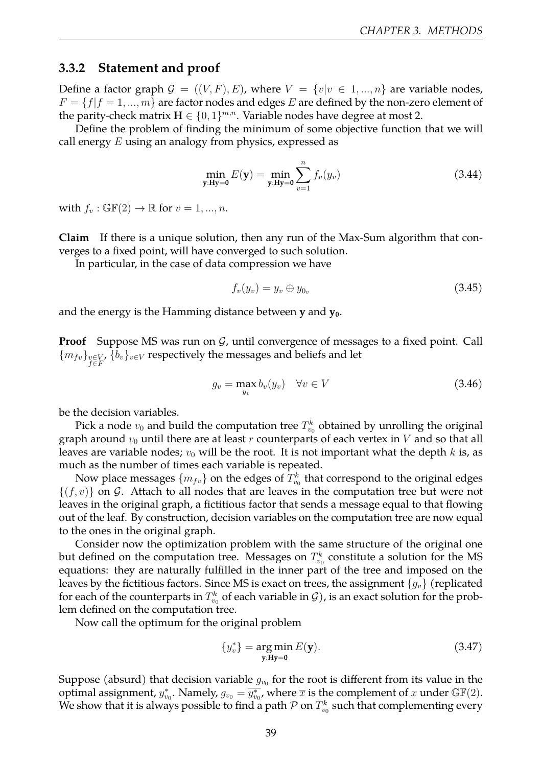### 3.3.2 Statement and proof

Define a factor graph $\mathcal{G} = ((V, F), E)$, where $V = \{v | v \in 1, ..., n\}$ are variable nodes, $F = \{f | f = 1, ..., m\}$ are factor nodes and edges $E$ are defined by the non-zero element of the parity-check matrix $\mathbf{H} \in \{0, 1\}^{m,n}$. Variable nodes have degree at most 2.

Define the problem of finding the minimum of some objective function that we will call energy $E$ using an analogy from physics, expressed as

$$\min_{\mathbf{y}:\mathbf{H}\mathbf{y}=\mathbf{0}} E(\mathbf{y}) = \min_{\mathbf{y}:\mathbf{H}\mathbf{y}=\mathbf{0}} \sum_{v=1}^{n} f_v(y_v) \tag{3.44}$$

with $f_v : \mathbb{GF}(2) \to \mathbb{R}$ for $v = 1, ..., n$.

**Claim** If there is a unique solution, then any run of the Max-Sum algorithm that converges to a fixed point, will have converged to such solution.

In particular, in the case of data compression we have

$$f_v(y_v) = y_v \oplus y_{0_v} \tag{3.45}$$

and the energy is the Hamming distance between $\mathbf{y}$ and $\mathbf{y_0}$.

**Proof** Suppose MS was run on $\mathcal{G}$, until convergence of messages to a fixed point. Call $\{m_{fv}\}_{\substack{v \in V \\ f \in F}}$, $\{b_v\}_{v \in V}$ respectively the messages and beliefs and let

$$g_v = \max_{y_v} b_v(y_v) \quad \forall v \in V \tag{3.46}$$

be the decision variables.

Pick a node $v_0$ and build the computation tree $T^k_{v_0}$ obtained by unrolling the original graph around $v_0$ until there are at least $r$ counterparts of each vertex in $V$ and so that all leaves are variable nodes; $v_0$ will be the root. It is not important what the depth $k$ is, as much as the number of times each variable is repeated.

Now place messages $\{m_{fv}\}$ on the edges of $T^k_{v_0}$ that correspond to the original edges $\{(f, v)\}$ on $\mathcal{G}$. Attach to all nodes that are leaves in the computation tree but were not leaves in the original graph, a fictitious factor that sends a message equal to that flowing out of the leaf. By construction, decision variables on the computation tree are now equal to the ones in the original graph.

Consider now the optimization problem with the same structure of the original one but defined on the computation tree. Messages on $T^k_{v_0}$ constitute a solution for the MS equations: they are naturally fulfilled in the inner part of the tree and imposed on the leaves by the fictitious factors. Since MS is exact on trees, the assignment $\{g_v\}$ (replicated for each of the counterparts in $T^k_{v_0}$ of each variable in $\mathcal{G}$), is an exact solution for the problem defined on the computation tree.

Now call the optimum for the original problem

$$\{y^*_v\} = \arg\min_{\mathbf{y}:\mathbf{H}\mathbf{y}=\mathbf{0}} E(\mathbf{y}). \tag{3.47}$$

Suppose (absurd) that decision variable $g_{v_0}$ for the root is different from its value in the optimal assignment, $y^*_{v_0}$. Namely, $g_{v_0} = \overline{y^*_{v_0}}$, where $\overline{x}$ is the complement of $x$ under $\mathbb{GF}(2)$. We show that it is always possible to find a path $\mathcal{P}$ on $T^k_{v_0}$ such that complementing every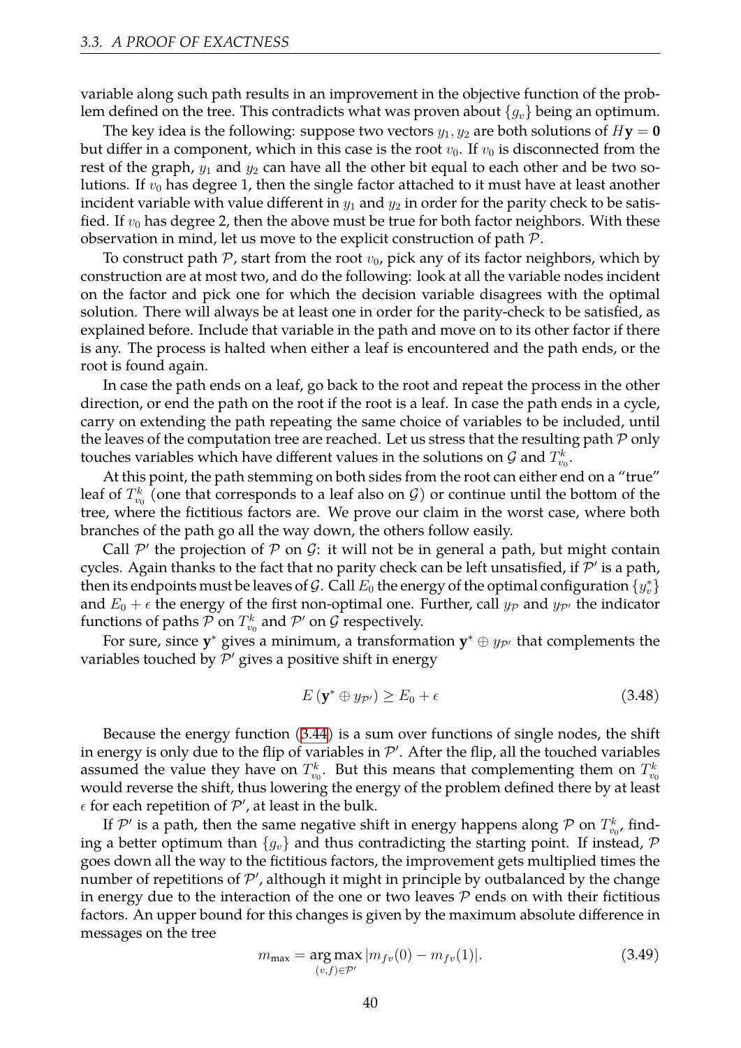variable along such path results in an improvement in the objective function of the problem defined on the tree. This contradicts what was proven about $\{g_v\}$ being an optimum.

The key idea is the following: suppose two vectors $y_1, y_2$ are both solutions of $H\mathbf{y} = \mathbf{0}$ but differ in a component, which in this case is the root $v_0$. If $v_0$ is disconnected from the rest of the graph, $y_1$ and $y_2$ can have all the other bit equal to each other and be two solutions. If $v_0$ has degree 1, then the single factor attached to it must have at least another incident variable with value different in $y_1$ and $y_2$ in order for the parity check to be satisfied. If $v_0$ has degree 2, then the above must be true for both factor neighbors. With these observation in mind, let us move to the explicit construction of path $\mathcal{P}$.

To construct path $\mathcal{P}$, start from the root $v_0$, pick any of its factor neighbors, which by construction are at most two, and do the following: look at all the variable nodes incident on the factor and pick one for which the decision variable disagrees with the optimal solution. There will always be at least one in order for the parity-check to be satisfied, as explained before. Include that variable in the path and move on to its other factor if there is any. The process is halted when either a leaf is encountered and the path ends, or the root is found again.

In case the path ends on a leaf, go back to the root and repeat the process in the other direction, or end the path on the root if the root is a leaf. In case the path ends in a cycle, carry on extending the path repeating the same choice of variables to be included, until the leaves of the computation tree are reached. Let us stress that the resulting path $\mathcal{P}$ only touches variables which have different values in the solutions on $\mathcal{G}$ and $T_{v_0}^k$.

At this point, the path stemming on both sides from the root can either end on a "true" leaf of $T_{v_0}^k$ (one that corresponds to a leaf also on $\mathcal{G}$) or continue until the bottom of the tree, where the fictitious factors are. We prove our claim in the worst case, where both branches of the path go all the way down, the others follow easily.

Call $\mathcal{P}'$ the projection of $\mathcal{P}$ on $\mathcal{G}$: it will not be in general a path, but might contain cycles. Again thanks to the fact that no parity check can be left unsatisfied, if $\mathcal{P}'$ is a path, then its endpoints must be leaves of $\mathcal{G}$. Call $E_0$ the energy of the optimal configuration $\{y_v^*\}$ and $E_0 + \epsilon$ the energy of the first non-optimal one. Further, call $y_{\mathcal{P}}$ and $y_{\mathcal{P}'}$ the indicator functions of paths $\mathcal{P}$ on $T_{v_0}^k$ and $\mathcal{P}'$ on $\mathcal{G}$ respectively.

For sure, since $\mathbf{y}^*$ gives a minimum, a transformation $\mathbf{y}^* \oplus y_{\mathcal{P}'}$ that complements the variables touched by $\mathcal{P}'$ gives a positive shift in energy

$$E\left(\mathbf{y}^* \oplus y_{\mathcal{P}'}\right) \geq E_0 + \epsilon \tag{3.48}$$

Because the energy function (3.44) is a sum over functions of single nodes, the shift in energy is only due to the flip of variables in $\mathcal{P}'$. After the flip, all the touched variables assumed the value they have on $T_{v_0}^k$. But this means that complementing them on $T_{v_0}^k$ would reverse the shift, thus lowering the energy of the problem defined there by at least $\epsilon$ for each repetition of $\mathcal{P}'$, at least in the bulk.

If $\mathcal{P}'$ is a path, then the same negative shift in energy happens along $\mathcal{P}$ on $T_{v_0}^k$, finding a better optimum than $\{g_v\}$ and thus contradicting the starting point. If instead, $\mathcal{P}$ goes down all the way to the fictitious factors, the improvement gets multiplied times the number of repetitions of $\mathcal{P}'$, although it might in principle by outbalanced by the change in energy due to the interaction of the one or two leaves $\mathcal{P}$ ends on with their fictitious factors. An upper bound for this changes is given by the maximum absolute difference in messages on the tree

$$m_{\text{max}} = \underset{(v,f)\in\mathcal{P}'}{\arg\max} \left|m_{fv}(0) - m_{fv}(1)\right|. \tag{3.49}$$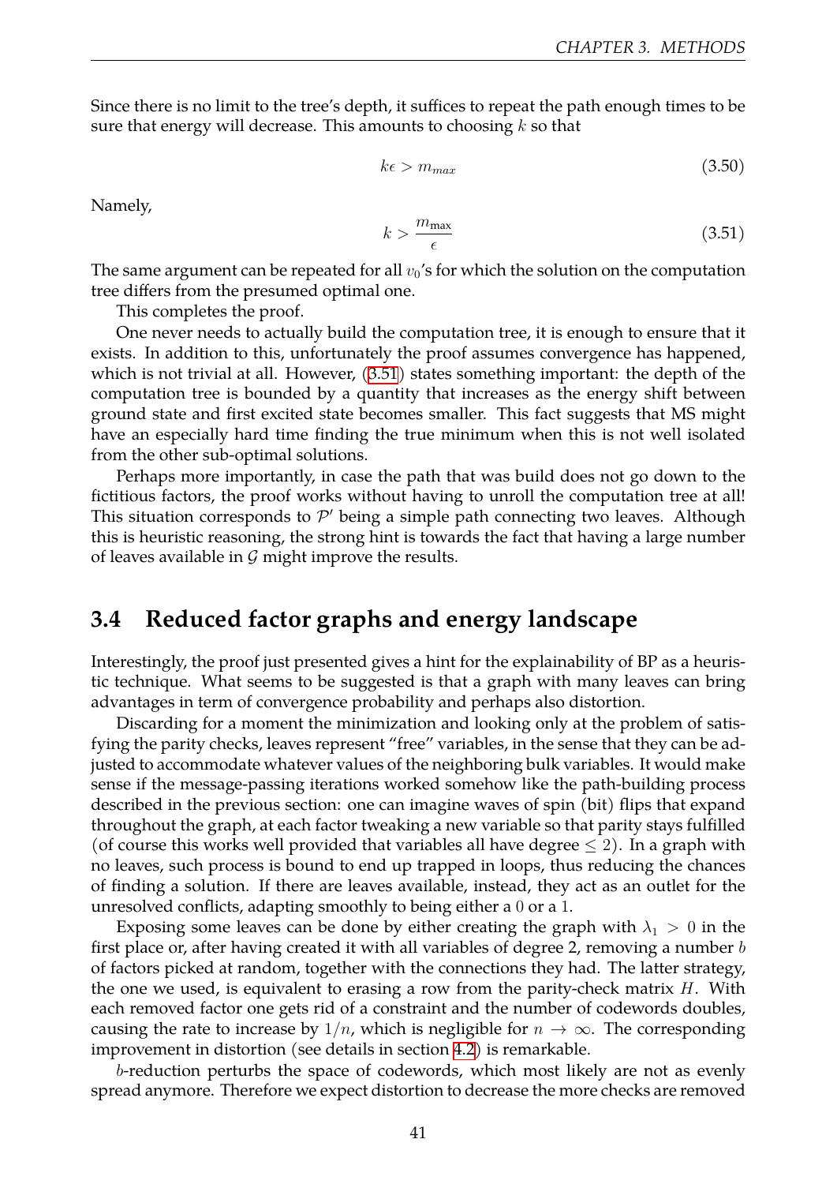Since there is no limit to the tree's depth, it suffices to repeat the path enough times to be sure that energy will decrease. This amounts to choosing $k$ so that

$$k\epsilon > m_{max} \tag{3.50}$$

Namely,

$$k > \frac{m_{\max}}{\epsilon} \tag{3.51}$$

The same argument can be repeated for all $v_0$'s for which the solution on the computation tree differs from the presumed optimal one.

This completes the proof.

One never needs to actually build the computation tree, it is enough to ensure that it exists. In addition to this, unfortunately the proof assumes convergence has happened, which is not trivial at all. However, (3.51) states something important: the depth of the computation tree is bounded by a quantity that increases as the energy shift between ground state and first excited state becomes smaller. This fact suggests that MS might have an especially hard time finding the true minimum when this is not well isolated from the other sub-optimal solutions.

Perhaps more importantly, in case the path that was build does not go down to the fictitious factors, the proof works without having to unroll the computation tree at all! This situation corresponds to $\mathcal{P}'$ being a simple path connecting two leaves. Although this is heuristic reasoning, the strong hint is towards the fact that having a large number of leaves available in $\mathcal{G}$ might improve the results.

## 3.4 Reduced factor graphs and energy landscape

Interestingly, the proof just presented gives a hint for the explainability of BP as a heuristic technique. What seems to be suggested is that a graph with many leaves can bring advantages in term of convergence probability and perhaps also distortion.

Discarding for a moment the minimization and looking only at the problem of satisfying the parity checks, leaves represent "free" variables, in the sense that they can be adjusted to accommodate whatever values of the neighboring bulk variables. It would make sense if the message-passing iterations worked somehow like the path-building process described in the previous section: one can imagine waves of spin (bit) flips that expand throughout the graph, at each factor tweaking a new variable so that parity stays fulfilled (of course this works well provided that variables all have degree $\leq 2$). In a graph with no leaves, such process is bound to end up trapped in loops, thus reducing the chances of finding a solution. If there are leaves available, instead, they act as an outlet for the unresolved conflicts, adapting smoothly to being either a $0$ or a $1$.

Exposing some leaves can be done by either creating the graph with $\lambda_1 > 0$ in the first place or, after having created it with all variables of degree 2, removing a number $b$ of factors picked at random, together with the connections they had. The latter strategy, the one we used, is equivalent to erasing a row from the parity-check matrix $H$. With each removed factor one gets rid of a constraint and the number of codewords doubles, causing the rate to increase by $1/n$, which is negligible for $n \to \infty$. The corresponding improvement in distortion (see details in section 4.2) is remarkable.

$b$-reduction perturbs the space of codewords, which most likely are not as evenly spread anymore. Therefore we expect distortion to decrease the more checks are removed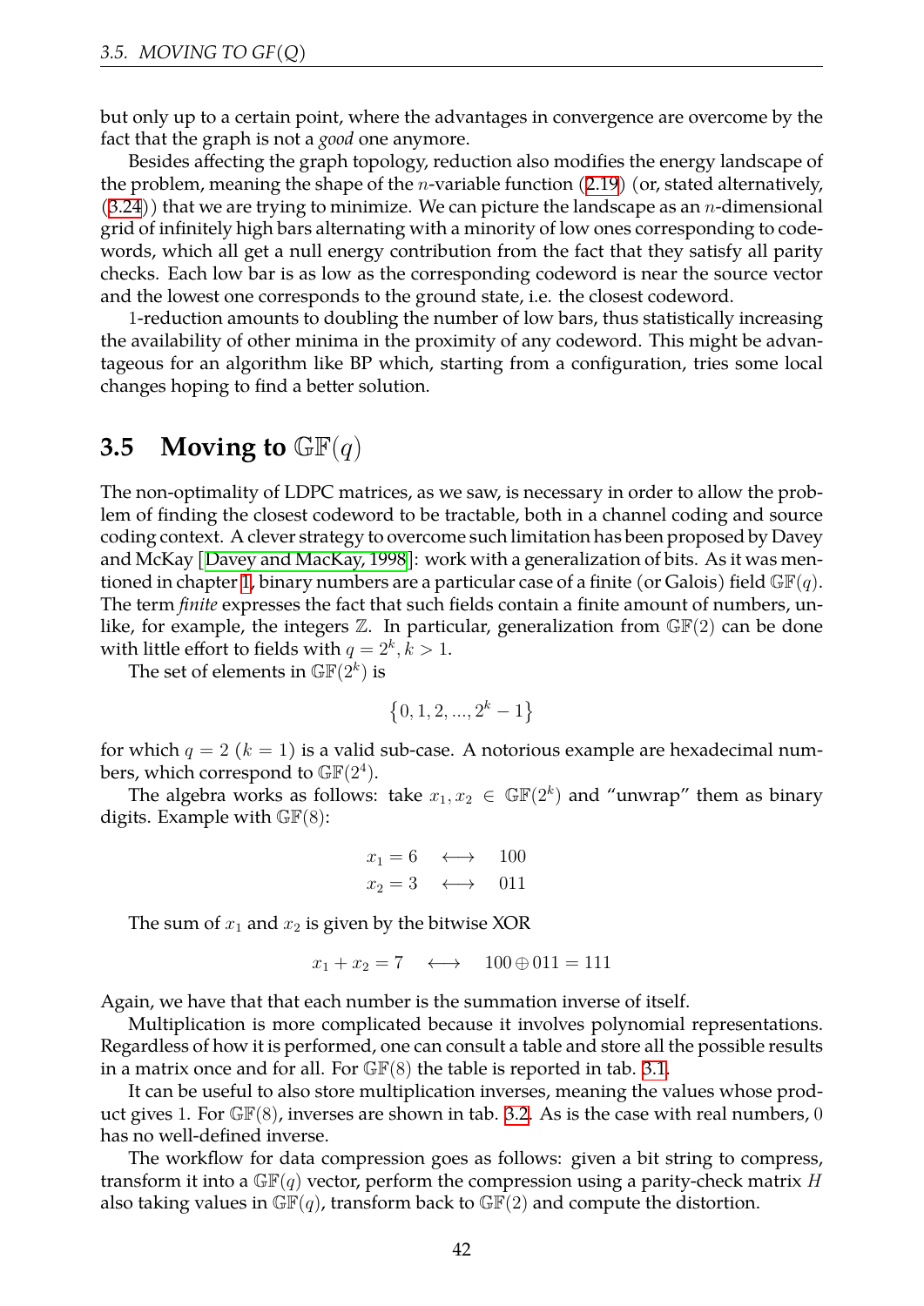but only up to a certain point, where the advantages in convergence are overcome by the fact that the graph is not a *good* one anymore.

Besides affecting the graph topology, reduction also modifies the energy landscape of the problem, meaning the shape of the $n$-variable function (2.19) (or, stated alternatively, (3.24)) that we are trying to minimize. We can picture the landscape as an $n$-dimensional grid of infinitely high bars alternating with a minority of low ones corresponding to codewords, which all get a null energy contribution from the fact that they satisfy all parity checks. Each low bar is as low as the corresponding codeword is near the source vector and the lowest one corresponds to the ground state, i.e. the closest codeword.

1-reduction amounts to doubling the number of low bars, thus statistically increasing the availability of other minima in the proximity of any codeword. This might be advantageous for an algorithm like BP which, starting from a configuration, tries some local changes hoping to find a better solution.

## 3.5 Moving to $\mathbb{GF}(q)$

The non-optimality of LDPC matrices, as we saw, is necessary in order to allow the problem of finding the closest codeword to be tractable, both in a channel coding and source coding context. A clever strategy to overcome such limitation has been proposed by Davey and McKay [Davey and MacKay, 1998]: work with a generalization of bits. As it was mentioned in chapter 1, binary numbers are a particular case of a finite (or Galois) field $\mathbb{GF}(q)$. The term *finite* expresses the fact that such fields contain a finite amount of numbers, unlike, for example, the integers $\mathbb{Z}$. In particular, generalization from $\mathbb{GF}(2)$ can be done with little effort to fields with $q = 2^k, k > 1$.

The set of elements in $\mathbb{GF}(2^k)$ is

$$\{0, 1, 2, ..., 2^k - 1\}$$

for which $q = 2$ ($k = 1$) is a valid sub-case. A notorious example are hexadecimal numbers, which correspond to $\mathbb{GF}(2^4)$.

The algebra works as follows: take $x_1, x_2 \in \mathbb{GF}(2^k)$ and "unwrap" them as binary digits. Example with $\mathbb{GF}(8)$:

$$\begin{aligned} x_1 = 6 \quad &\longleftrightarrow \quad 100 \\ x_2 = 3 \quad &\longleftrightarrow \quad 011 \end{aligned}$$

The sum of $x_1$ and $x_2$ is given by the bitwise XOR

$$x_1 + x_2 = 7 \quad \longleftrightarrow \quad 100 \oplus 011 = 111$$

Again, we have that that each number is the summation inverse of itself.

Multiplication is more complicated because it involves polynomial representations. Regardless of how it is performed, one can consult a table and store all the possible results in a matrix once and for all. For $\mathbb{GF}(8)$ the table is reported in tab. 3.1.

It can be useful to also store multiplication inverses, meaning the values whose product gives 1. For $\mathbb{GF}(8)$, inverses are shown in tab. 3.2. As is the case with real numbers, 0 has no well-defined inverse.

The workflow for data compression goes as follows: given a bit string to compress, transform it into a $\mathbb{GF}(q)$ vector, perform the compression using a parity-check matrix $H$ also taking values in $\mathbb{GF}(q)$, transform back to $\mathbb{GF}(2)$ and compute the distortion.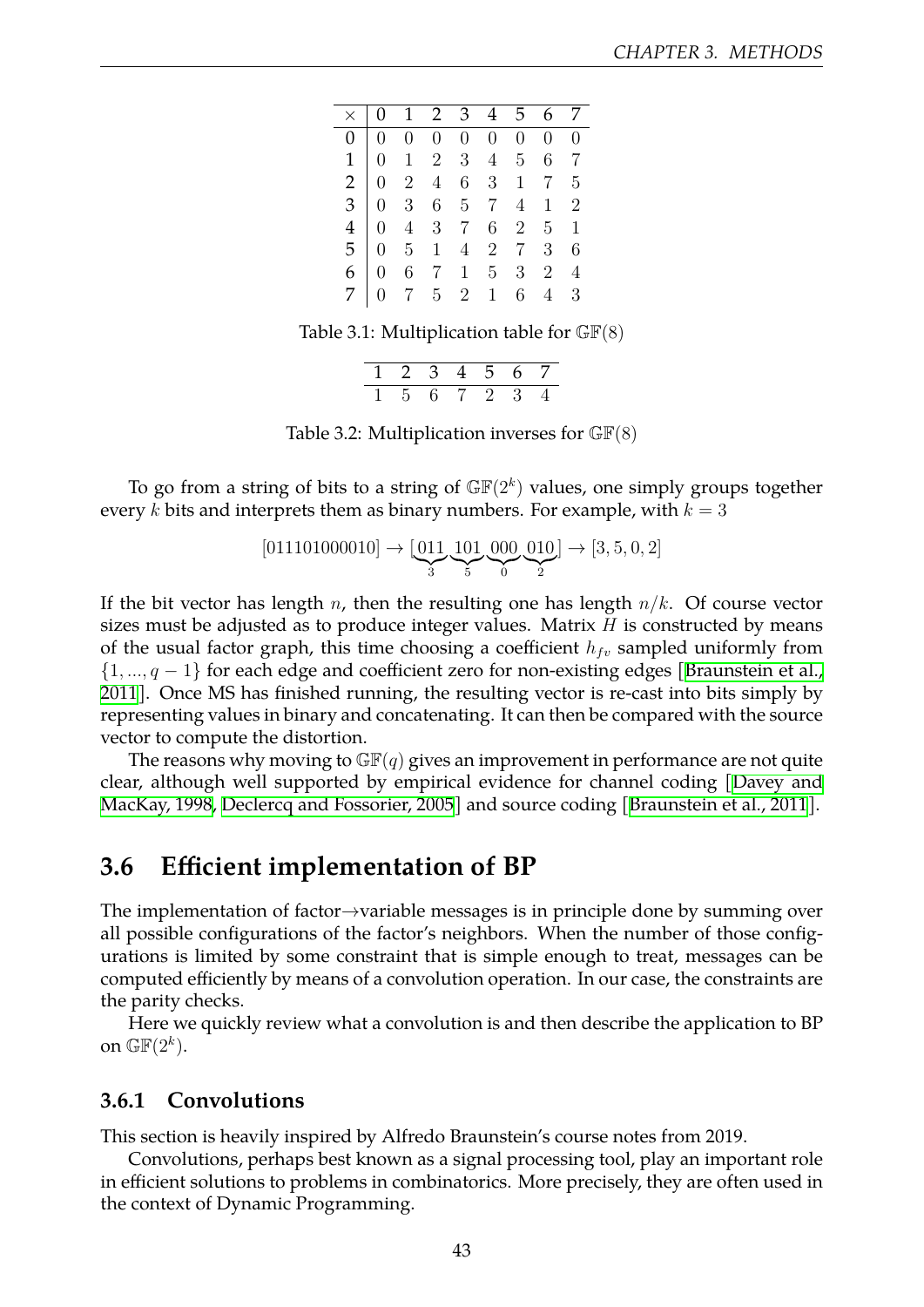| × | 0 | 1 | 2 | 3 | 4 | 5 | 6 | 7 |
|---|---|---|---|---|---|---|---|---|
| 0 | 0 | 0 | 0 | 0 | 0 | 0 | 0 | 0 |
| 1 | 0 | 1 | 2 | 3 | 4 | 5 | 6 | 7 |
| 2 | 0 | 2 | 4 | 6 | 3 | 1 | 7 | 5 |
| 3 | 0 | 3 | 6 | 5 | 7 | 4 | 1 | 2 |
| 4 | 0 | 4 | 3 | 7 | 6 | 2 | 5 | 1 |
| 5 | 0 | 5 | 1 | 4 | 2 | 7 | 3 | 6 |
| 6 | 0 | 6 | 7 | 1 | 5 | 3 | 2 | 4 |
| 7 | 0 | 7 | 5 | 2 | 1 | 6 | 4 | 3 |

Table 3.1: Multiplication table for $\mathbb{GF}(8)$

| 1 | 2 | 3 | 4 | 5 | 6 | 7 |
|---|---|---|---|---|---|---|
| 1 | 5 | 6 | 7 | 2 | 3 | 4 |

Table 3.2: Multiplication inverses for $\mathbb{GF}(8)$

To go from a string of bits to a string of $\mathbb{GF}(2^k)$ values, one simply groups together every $k$ bits and interprets them as binary numbers. For example, with $k = 3$

$$[011101000010] \rightarrow [\underbrace{011}_{3}\underbrace{101}_{5}\underbrace{000}_{0}\underbrace{010}_{2}] \rightarrow [3, 5, 0, 2]$$

If the bit vector has length $n$, then the resulting one has length $n/k$. Of course vector sizes must be adjusted as to produce integer values. Matrix $H$ is constructed by means of the usual factor graph, this time choosing a coefficient $h_{fv}$ sampled uniformly from $\{1, ..., q-1\}$ for each edge and coefficient zero for non-existing edges [Braunstein et al., 2011]. Once MS has finished running, the resulting vector is re-cast into bits simply by representing values in binary and concatenating. It can then be compared with the source vector to compute the distortion.

The reasons why moving to $\mathbb{GF}(q)$ gives an improvement in performance are not quite clear, although well supported by empirical evidence for channel coding [Davey and MacKay, 1998, Declercq and Fossorier, 2005] and source coding [Braunstein et al., 2011].

## 3.6 Efficient implementation of BP

The implementation of factor→variable messages is in principle done by summing over all possible configurations of the factor's neighbors. When the number of those configurations is limited by some constraint that is simple enough to treat, messages can be computed efficiently by means of a convolution operation. In our case, the constraints are the parity checks.

Here we quickly review what a convolution is and then describe the application to BP on $\mathbb{GF}(2^k)$.

### 3.6.1 Convolutions

This section is heavily inspired by Alfredo Braunstein's course notes from 2019.

Convolutions, perhaps best known as a signal processing tool, play an important role in efficient solutions to problems in combinatorics. More precisely, they are often used in the context of Dynamic Programming.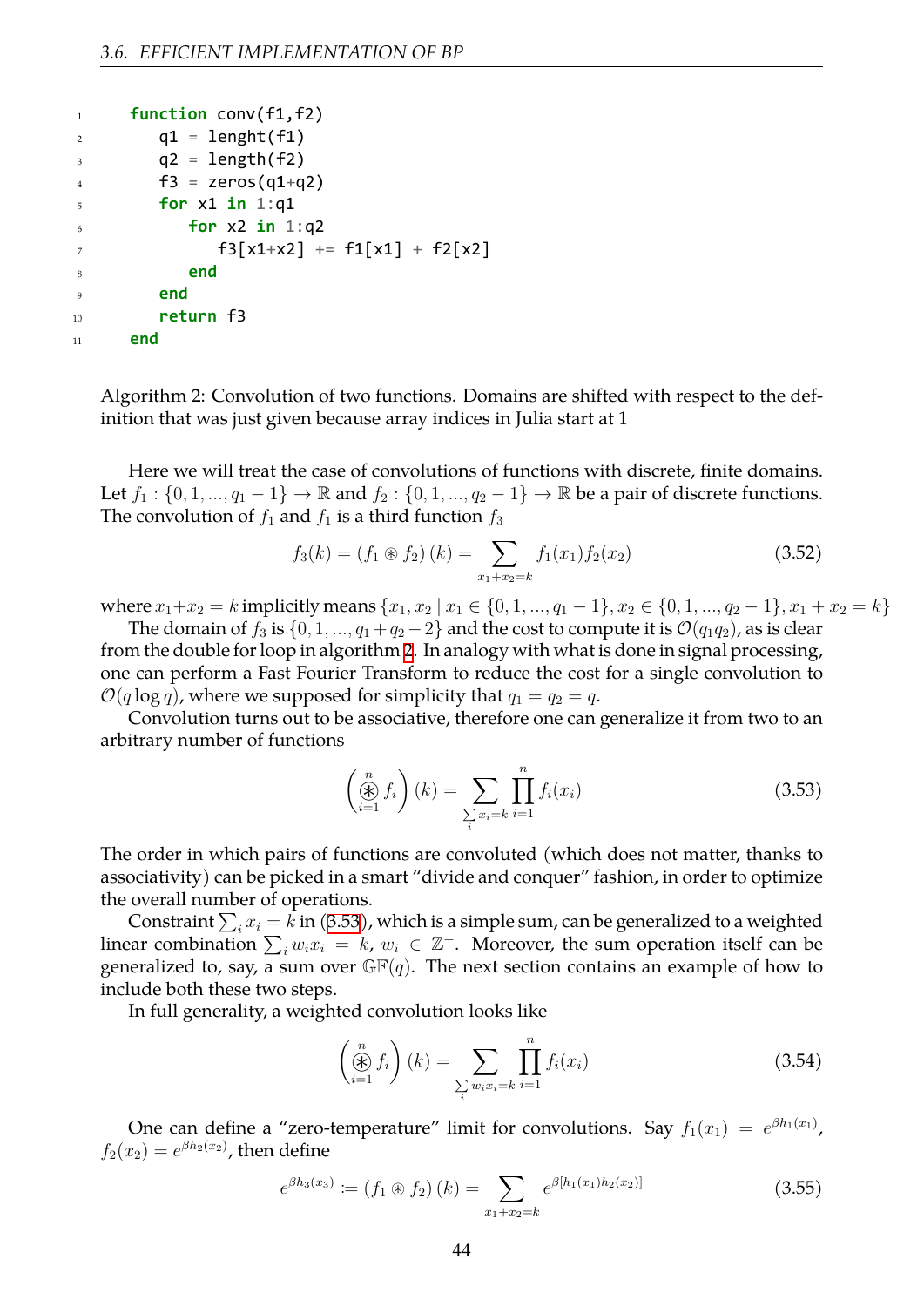```
function conv(f1,f2)
   q1 = lenght(f1)
   q2 = length(f2)
   f3 = zeros(q1+q2)
   for x1 in 1:q1
      for x2 in 1:q2
         f3[x1+x2] += f1[x1] + f2[x2]
      end
   end
   return f3
end
```

Algorithm 2: Convolution of two functions. Domains are shifted with respect to the definition that was just given because array indices in Julia start at 1

Here we will treat the case of convolutions of functions with discrete, finite domains. Let $f_1 : \{0, 1, ..., q_1 - 1\} \to \mathbb{R}$ and $f_2 : \{0, 1, ..., q_2 - 1\} \to \mathbb{R}$ be a pair of discrete functions. The convolution of $f_1$ and $f_1$ is a third function $f_3$

$$f_3(k) = (f_1 \circledast f_2)(k) = \sum_{x_1 + x_2 = k} f_1(x_1) f_2(x_2) \tag{3.52}$$

where $x_1 + x_2 = k$ implicitly means $\{x_1, x_2 \mid x_1 \in \{0, 1, ..., q_1 - 1\}, x_2 \in \{0, 1, ..., q_2 - 1\}, x_1 + x_2 = k\}$

The domain of $f_3$ is $\{0, 1, ..., q_1 + q_2 - 2\}$ and the cost to compute it is $\mathcal{O}(q_1 q_2)$, as is clear from the double for loop in algorithm 2. In analogy with what is done in signal processing, one can perform a Fast Fourier Transform to reduce the cost for a single convolution to $\mathcal{O}(q \log q)$, where we supposed for simplicity that $q_1 = q_2 = q$.

Convolution turns out to be associative, therefore one can generalize it from two to an arbitrary number of functions

$$\left( \circledast_{i=1}^{n} f_i \right)(k) = \sum_{\sum_i x_i = k} \prod_{i=1}^{n} f_i(x_i) \tag{3.53}$$

The order in which pairs of functions are convoluted (which does not matter, thanks to associativity) can be picked in a smart "divide and conquer" fashion, in order to optimize the overall number of operations.

Constraint $\sum_i x_i = k$ in (3.53), which is a simple sum, can be generalized to a weighted linear combination $\sum_i w_i x_i = k$, $w_i \in \mathbb{Z}^+$. Moreover, the sum operation itself can be generalized to, say, a sum over $\mathbb{GF}(q)$. The next section contains an example of how to include both these two steps.

In full generality, a weighted convolution looks like

$$\left( \circledast_{i=1}^{n} f_i \right)(k) = \sum_{\sum_i w_i x_i = k} \prod_{i=1}^{n} f_i(x_i) \tag{3.54}$$

One can define a "zero-temperature" limit for convolutions. Say $f_1(x_1) = e^{\beta h_1(x_1)}$, $f_2(x_2) = e^{\beta h_2(x_2)}$, then define

$$e^{\beta h_3(x_3)} := (f_1 \circledast f_2)(k) = \sum_{x_1 + x_2 = k} e^{\beta [h_1(x_1) h_2(x_2)]} \tag{3.55}$$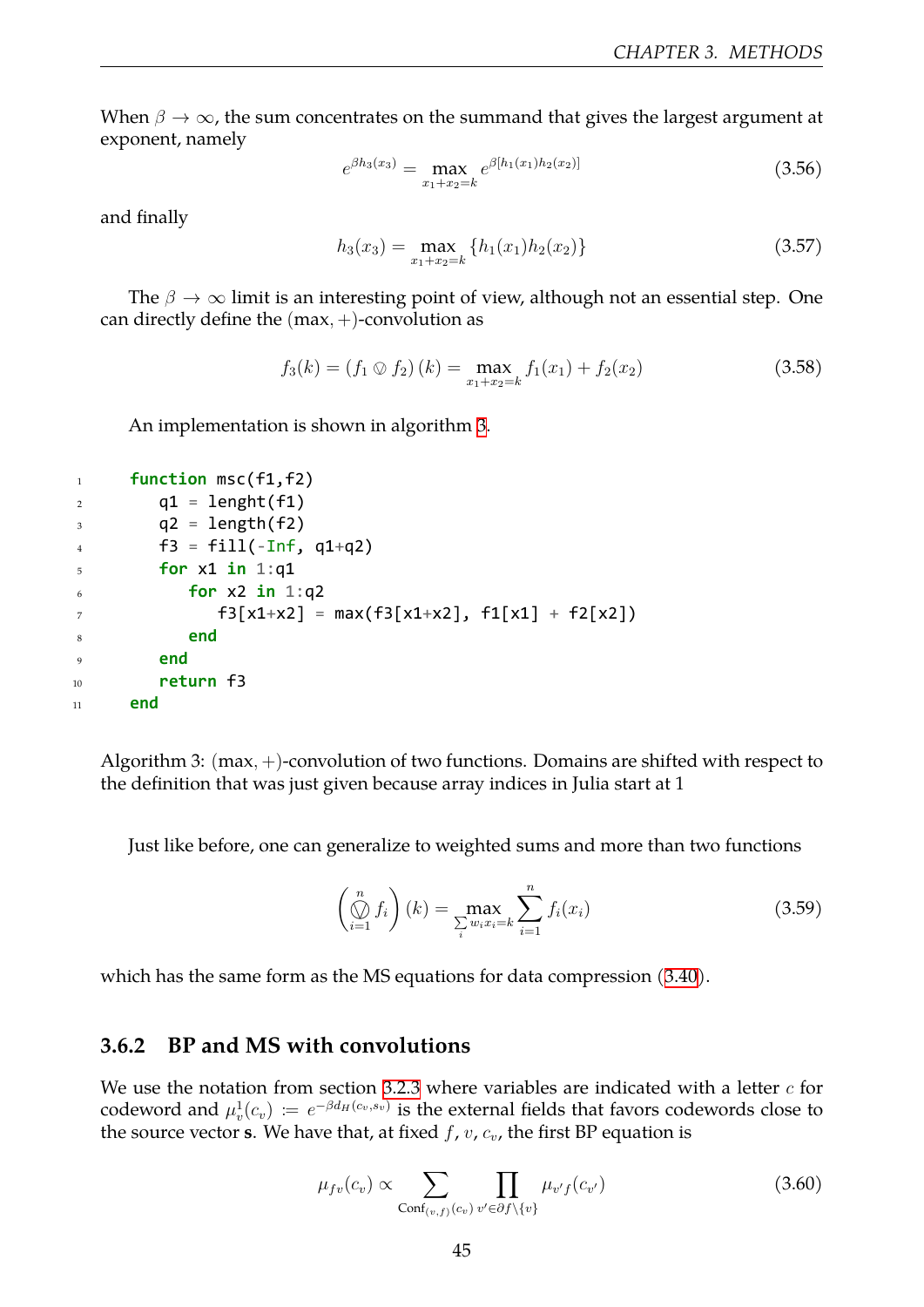When $\beta \to \infty$, the sum concentrates on the summand that gives the largest argument at exponent, namely

$$e^{\beta h_3(x_3)} = \max_{x_1+x_2=k} e^{\beta[h_1(x_1)h_2(x_2)]} \tag{3.56}$$

and finally

$$h_3(x_3) = \max_{x_1+x_2=k} \{h_1(x_1)h_2(x_2)\} \tag{3.57}$$

The $\beta \to \infty$ limit is an interesting point of view, although not an essential step. One can directly define the $(\max, +)$-convolution as

$$f_3(k) = (f_1 \circledvee f_2)(k) = \max_{x_1+x_2=k} f_1(x_1) + f_2(x_2) \tag{3.58}$$

An implementation is shown in algorithm 3.

```
function msc(f1,f2)
   q1 = lenght(f1)
   q2 = length(f2)
   f3 = fill(-Inf, q1+q2)
   for x1 in 1:q1
      for x2 in 1:q2
         f3[x1+x2] = max(f3[x1+x2], f1[x1] + f2[x2])
      end
   end
   return f3
end
```

Algorithm 3: $(\max, +)$-convolution of two functions. Domains are shifted with respect to the definition that was just given because array indices in Julia start at 1

Just like before, one can generalize to weighted sums and more than two functions

$$\left( \bigcircledvee_{i=1}^{n} f_i \right)(k) = \max_{\sum_i w_i x_i = k} \sum_{i=1}^{n} f_i(x_i) \tag{3.59}$$

which has the same form as the MS equations for data compression (3.40).

### 3.6.2 BP and MS with convolutions

We use the notation from section 3.2.3 where variables are indicated with a letter $c$ for codeword and $\mu_v^1(c_v) := e^{-\beta d_H(c_v, s_v)}$ is the external fields that favors codewords close to the source vector $\mathbf{s}$. We have that, at fixed $f$, $v$, $c_v$, the first BP equation is

$$\mu_{fv}(c_v) \propto \sum_{\text{Conf}_{(v,f)}(c_v)} \prod_{v' \in \partial f \setminus \{v\}} \mu_{v'f}(c_{v'}) \tag{3.60}$$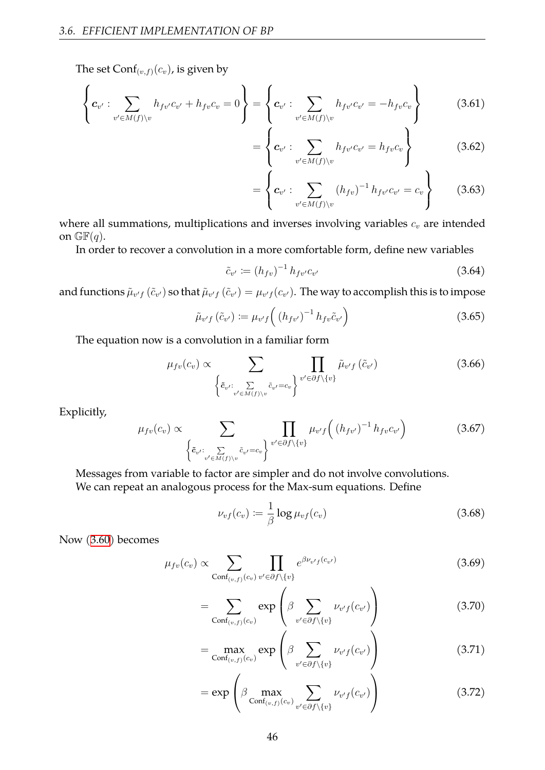The set $\text{Conf}_{(v,f)}(c_v)$, is given by

$$\left\{ \boldsymbol{c}_{v'} : \sum_{v' \in M(f) \setminus v} h_{fv'} c_{v'} + h_{fv} c_v = 0 \right\} = \left\{ \boldsymbol{c}_{v'} : \sum_{v' \in M(f) \setminus v} h_{fv'} c_{v'} = -h_{fv} c_v \right\} \tag{3.61}$$

$$= \left\{ \boldsymbol{c}_{v'} : \sum_{v' \in M(f) \setminus v} h_{fv'} c_{v'} = h_{fv} c_v \right\} \tag{3.62}$$

$$= \left\{ \boldsymbol{c}_{v'} : \sum_{v' \in M(f) \setminus v} (h_{fv})^{-1} h_{fv'} c_{v'} = c_v \right\} \tag{3.63}$$

where all summations, multiplications and inverses involving variables $c_v$ are intended on $\mathbb{GF}(q)$.

In order to recover a convolution in a more comfortable form, define new variables

$$\tilde{c}_{v'} := (h_{fv})^{-1} h_{fv'} c_{v'} \tag{3.64}$$

and functions $\tilde{\mu}_{v'f}(\tilde{c}_{v'})$ so that $\tilde{\mu}_{v'f}(\tilde{c}_{v'}) = \mu_{v'f}(c_{v'})$. The way to accomplish this is to impose

$$\tilde{\mu}_{v'f}(\tilde{c}_{v'}) := \mu_{v'f}\Big( (h_{fv'})^{-1} h_{fv} \tilde{c}_{v'} \Big) \tag{3.65}$$

The equation now is a convolution in a familiar form

$$\mu_{fv}(c_v) \propto \sum_{\left\{ \tilde{\boldsymbol{c}}_{v'} : \sum\limits_{v' \in M(f) \setminus v} \tilde{c}_{v'} = c_v \right\}} \prod_{v' \in \partial f \setminus \{v\}} \tilde{\mu}_{v'f}(\tilde{c}_{v'}) \tag{3.66}$$

Explicitly,

$$\mu_{fv}(c_v) \propto \sum_{\left\{ \tilde{\boldsymbol{c}}_{v'} : \sum\limits_{v' \in M(f) \setminus v} \tilde{c}_{v'} = c_v \right\}} \prod_{v' \in \partial f \setminus \{v\}} \mu_{v'f}\Big( (h_{fv'})^{-1} h_{fv} c_{v'} \Big) \tag{3.67}$$

Messages from variable to factor are simpler and do not involve convolutions.

We can repeat an analogous process for the Max-sum equations. Define

$$\nu_{vf}(c_v) := \frac{1}{\beta} \log \mu_{vf}(c_v) \tag{3.68}$$

Now (3.60) becomes

$$\mu_{fv}(c_v) \propto \sum_{\text{Conf}_{(v,f)}(c_v)} \prod_{v' \in \partial f \setminus \{v\}} e^{\beta \nu_{v'f}(c_{v'})} \tag{3.69}$$

$$= \sum_{\text{Conf}_{(v,f)}(c_v)} \exp\left( \beta \sum_{v' \in \partial f \setminus \{v\}} \nu_{v'f}(c_{v'}) \right) \tag{3.70}$$

$$= \max_{\text{Conf}_{(v,f)}(c_v)} \exp\left( \beta \sum_{v' \in \partial f \setminus \{v\}} \nu_{v'f}(c_{v'}) \right) \tag{3.71}$$

$$= \exp\left( \beta \max_{\text{Conf}_{(v,f)}(c_v)} \sum_{v' \in \partial f \setminus \{v\}} \nu_{v'f}(c_{v'}) \right) \tag{3.72}$$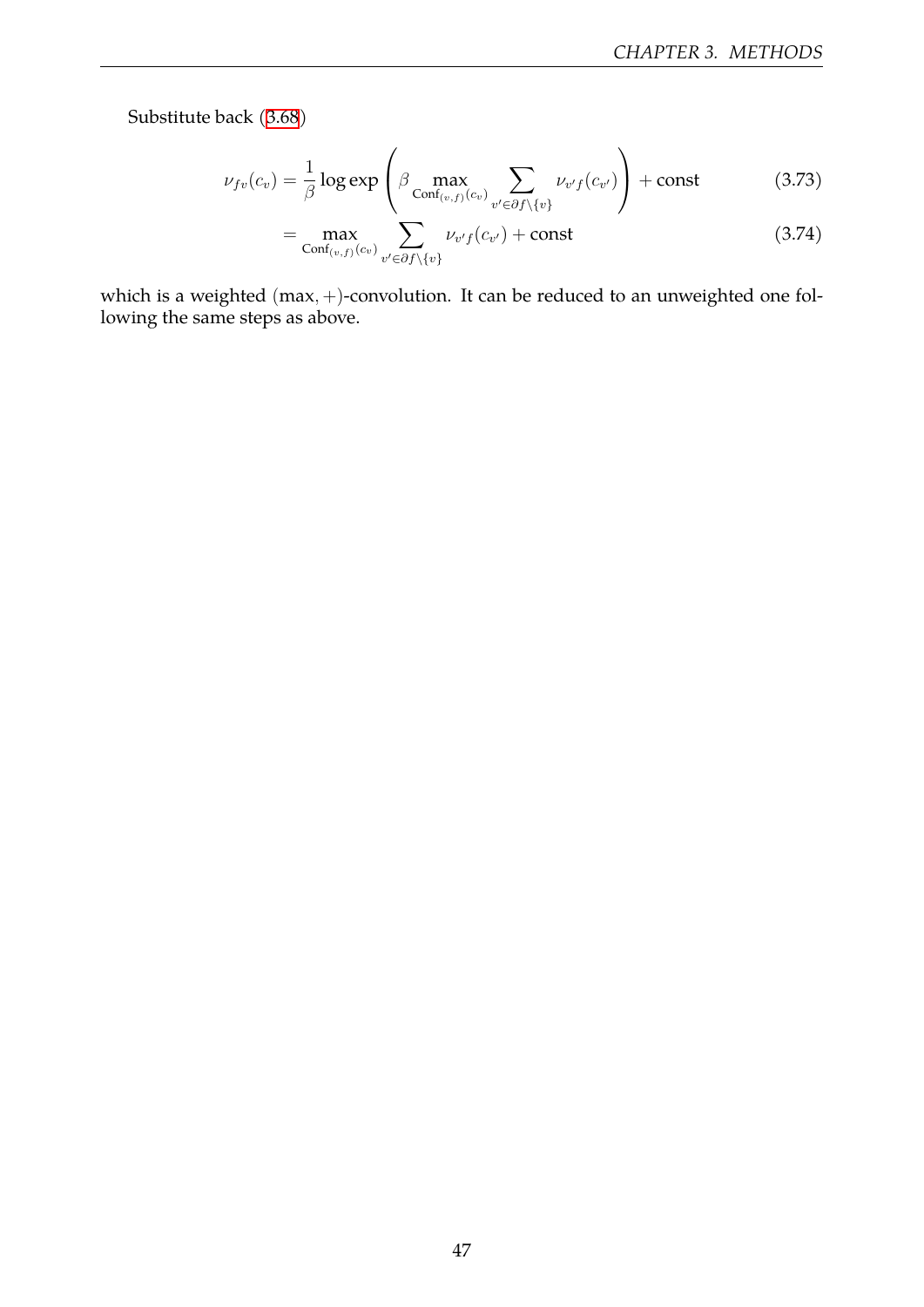Substitute back (3.68)

$$
\nu_{fv}(c_v) = \frac{1}{\beta} \log \exp \left( \beta \max_{\mathrm{Conf}_{(v,f)}(c_v)} \sum_{v' \in \partial f \setminus \{v\}} \nu_{v'f}(c_{v'}) \right) + \mathrm{const} \tag{3.73}
$$

$$
= \max_{\mathrm{Conf}_{(v,f)}(c_v)} \sum_{v' \in \partial f \setminus \{v\}} \nu_{v'f}(c_{v'}) + \mathrm{const} \tag{3.74}
$$

which is a weighted $(\max, +)$-convolution. It can be reduced to an unweighted one following the same steps as above.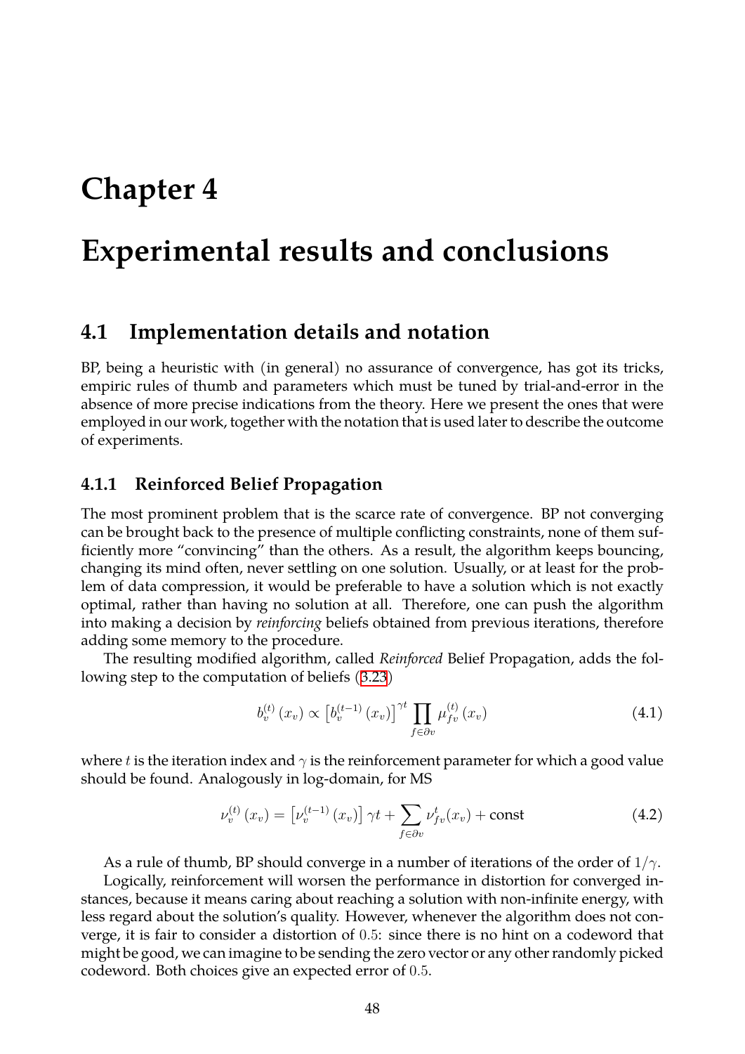# Chapter 4

# Experimental results and conclusions

## 4.1 Implementation details and notation

BP, being a heuristic with (in general) no assurance of convergence, has got its tricks, empiric rules of thumb and parameters which must be tuned by trial-and-error in the absence of more precise indications from the theory. Here we present the ones that were employed in our work, together with the notation that is used later to describe the outcome of experiments.

### 4.1.1 Reinforced Belief Propagation

The most prominent problem that is the scarce rate of convergence. BP not converging can be brought back to the presence of multiple conflicting constraints, none of them sufficiently more "convincing" than the others. As a result, the algorithm keeps bouncing, changing its mind often, never settling on one solution. Usually, or at least for the problem of data compression, it would be preferable to have a solution which is not exactly optimal, rather than having no solution at all. Therefore, one can push the algorithm into making a decision by *reinforcing* beliefs obtained from previous iterations, therefore adding some memory to the procedure.

The resulting modified algorithm, called *Reinforced* Belief Propagation, adds the following step to the computation of beliefs (3.23)

$$b_v^{(t)}(x_v) \propto \left[b_v^{(t-1)}(x_v)\right]^{\gamma t} \prod_{f \in \partial v} \mu_{fv}^{(t)}(x_v) \tag{4.1}$$

where $t$ is the iteration index and $\gamma$ is the reinforcement parameter for which a good value should be found. Analogously in log-domain, for MS

$$\nu_v^{(t)}(x_v) = \left[\nu_v^{(t-1)}(x_v)\right] \gamma t + \sum_{f \in \partial v} \nu_{fv}^{t}(x_v) + \text{const} \tag{4.2}$$

As a rule of thumb, BP should converge in a number of iterations of the order of $1/\gamma$.

Logically, reinforcement will worsen the performance in distortion for converged instances, because it means caring about reaching a solution with non-infinite energy, with less regard about the solution's quality. However, whenever the algorithm does not converge, it is fair to consider a distortion of $0.5$: since there is no hint on a codeword that might be good, we can imagine to be sending the zero vector or any other randomly picked codeword. Both choices give an expected error of $0.5$.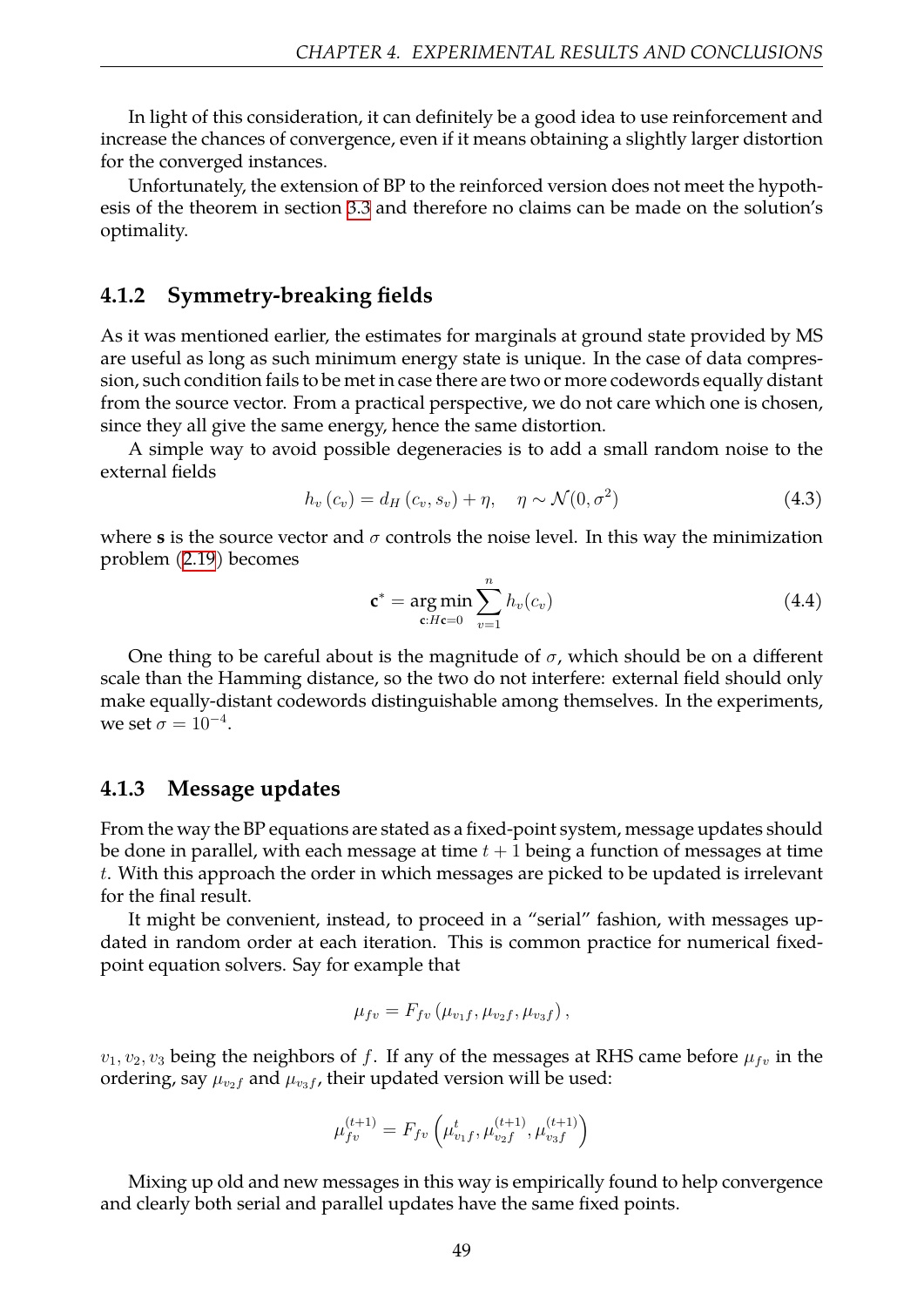In light of this consideration, it can definitely be a good idea to use reinforcement and increase the chances of convergence, even if it means obtaining a slightly larger distortion for the converged instances.

Unfortunately, the extension of BP to the reinforced version does not meet the hypothesis of the theorem in section 3.3 and therefore no claims can be made on the solution's optimality.

### 4.1.2 Symmetry-breaking fields

As it was mentioned earlier, the estimates for marginals at ground state provided by MS are useful as long as such minimum energy state is unique. In the case of data compression, such condition fails to be met in case there are two or more codewords equally distant from the source vector. From a practical perspective, we do not care which one is chosen, since they all give the same energy, hence the same distortion.

A simple way to avoid possible degeneracies is to add a small random noise to the external fields

$$h_v(c_v) = d_H(c_v, s_v) + \eta, \quad \eta \sim \mathcal{N}(0, \sigma^2) \tag{4.3}$$

where $\mathbf{s}$ is the source vector and $\sigma$ controls the noise level. In this way the minimization problem (2.19) becomes

$$\mathbf{c}^* = \operatorname*{arg\,min}_{\mathbf{c}: H\mathbf{c}=0} \sum_{v=1}^{n} h_v(c_v) \tag{4.4}$$

One thing to be careful about is the magnitude of $\sigma$, which should be on a different scale than the Hamming distance, so the two do not interfere: external field should only make equally-distant codewords distinguishable among themselves. In the experiments, we set $\sigma = 10^{-4}$.

### 4.1.3 Message updates

From the way the BP equations are stated as a fixed-point system, message updates should be done in parallel, with each message at time $t+1$ being a function of messages at time $t$. With this approach the order in which messages are picked to be updated is irrelevant for the final result.

It might be convenient, instead, to proceed in a "serial" fashion, with messages updated in random order at each iteration. This is common practice for numerical fixed-point equation solvers. Say for example that

$$\mu_{fv} = F_{fv}\left(\mu_{v_1 f}, \mu_{v_2 f}, \mu_{v_3 f}\right),$$

$v_1, v_2, v_3$ being the neighbors of $f$. If any of the messages at RHS came before $\mu_{fv}$ in the ordering, say $\mu_{v_2 f}$ and $\mu_{v_3 f}$, their updated version will be used:

$$\mu_{fv}^{(t+1)} = F_{fv}\left(\mu_{v_1 f}^{t}, \mu_{v_2 f}^{(t+1)}, \mu_{v_3 f}^{(t+1)}\right)$$

Mixing up old and new messages in this way is empirically found to help convergence and clearly both serial and parallel updates have the same fixed points.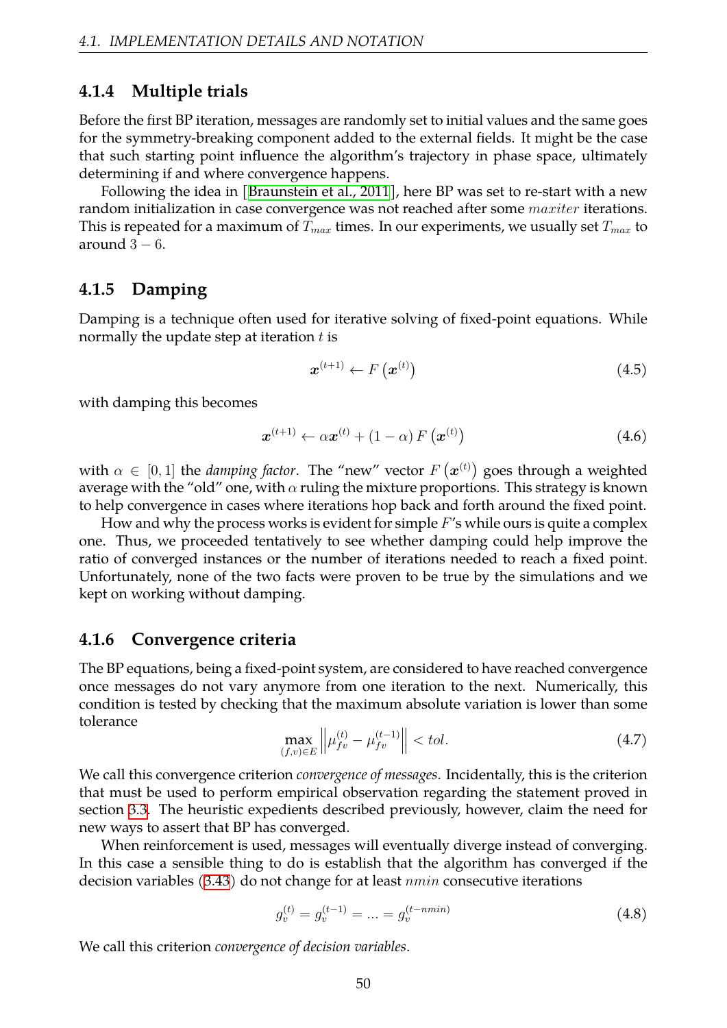### 4.1.4 Multiple trials

Before the first BP iteration, messages are randomly set to initial values and the same goes for the symmetry-breaking component added to the external fields. It might be the case that such starting point influence the algorithm's trajectory in phase space, ultimately determining if and where convergence happens.

Following the idea in [Braunstein et al., 2011], here BP was set to re-start with a new random initialization in case convergence was not reached after some $maxiter$ iterations. This is repeated for a maximum of $T_{max}$ times. In our experiments, we usually set $T_{max}$ to around $3-6$.

### 4.1.5 Damping

Damping is a technique often used for iterative solving of fixed-point equations. While normally the update step at iteration $t$ is

$$\boldsymbol{x}^{(t+1)} \leftarrow F\left(\boldsymbol{x}^{(t)}\right) \tag{4.5}$$

with damping this becomes

$$\boldsymbol{x}^{(t+1)} \leftarrow \alpha \boldsymbol{x}^{(t)} + (1-\alpha)\, F\left(\boldsymbol{x}^{(t)}\right) \tag{4.6}$$

with $\alpha \in [0,1]$ the *damping factor*. The "new" vector $F\left(\boldsymbol{x}^{(t)}\right)$ goes through a weighted average with the "old" one, with $\alpha$ ruling the mixture proportions. This strategy is known to help convergence in cases where iterations hop back and forth around the fixed point.

How and why the process works is evident for simple $F$'s while ours is quite a complex one. Thus, we proceeded tentatively to see whether damping could help improve the ratio of converged instances or the number of iterations needed to reach a fixed point. Unfortunately, none of the two facts were proven to be true by the simulations and we kept on working without damping.

### 4.1.6 Convergence criteria

The BP equations, being a fixed-point system, are considered to have reached convergence once messages do not vary anymore from one iteration to the next. Numerically, this condition is tested by checking that the maximum absolute variation is lower than some tolerance

$$\max_{(f,v)\in E} \left\| \mu_{fv}^{(t)} - \mu_{fv}^{(t-1)} \right\| < tol. \tag{4.7}$$

We call this convergence criterion *convergence of messages*. Incidentally, this is the criterion that must be used to perform empirical observation regarding the statement proved in section 3.3. The heuristic expedients described previously, however, claim the need for new ways to assert that BP has converged.

When reinforcement is used, messages will eventually diverge instead of converging. In this case a sensible thing to do is establish that the algorithm has converged if the decision variables (3.43) do not change for at least $nmin$ consecutive iterations

$$g_v^{(t)} = g_v^{(t-1)} = \ldots = g_v^{(t-nmin)} \tag{4.8}$$

We call this criterion *convergence of decision variables*.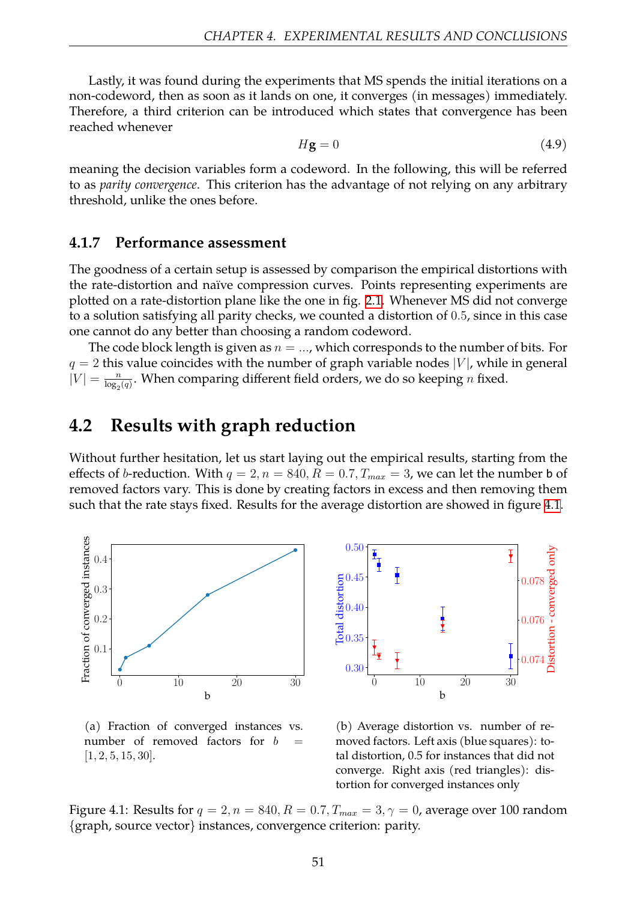Lastly, it was found during the experiments that MS spends the initial iterations on a non-codeword, then as soon as it lands on one, it converges (in messages) immediately. Therefore, a third criterion can be introduced which states that convergence has been reached whenever

$$H\mathbf{g} = 0 \tag{4.9}$$

meaning the decision variables form a codeword. In the following, this will be referred to as *parity convergence*. This criterion has the advantage of not relying on any arbitrary threshold, unlike the ones before.

### 4.1.7 Performance assessment

The goodness of a certain setup is assessed by comparison the empirical distortions with the rate-distortion and naïve compression curves. Points representing experiments are plotted on a rate-distortion plane like the one in fig. 2.1. Whenever MS did not converge to a solution satisfying all parity checks, we counted a distortion of $0.5$, since in this case one cannot do any better than choosing a random codeword.

The code block length is given as $n = ...$, which corresponds to the number of bits. For $q = 2$ this value coincides with the number of graph variable nodes $|V|$, while in general $|V| = \frac{n}{\log_2(q)}$. When comparing different field orders, we do so keeping $n$ fixed.

## 4.2 Results with graph reduction

Without further hesitation, let us start laying out the empirical results, starting from the effects of $b$-reduction. With $q = 2, n = 840, R = 0.7, T_{max} = 3$, we can let the number b of removed factors vary. This is done by creating factors in excess and then removing them such that the rate stays fixed. Results for the average distortion are showed in figure 4.1.

(a) Fraction of converged instances vs. number of removed factors for $b = [1, 2, 5, 15, 30]$.

(b) Average distortion vs. number of removed factors. Left axis (blue squares): total distortion, 0.5 for instances that did not converge. Right axis (red triangles): distortion for converged instances only

Figure 4.1: Results for $q = 2, n = 840, R = 0.7, T_{max} = 3, \gamma = 0$, average over 100 random {graph, source vector} instances, convergence criterion: parity.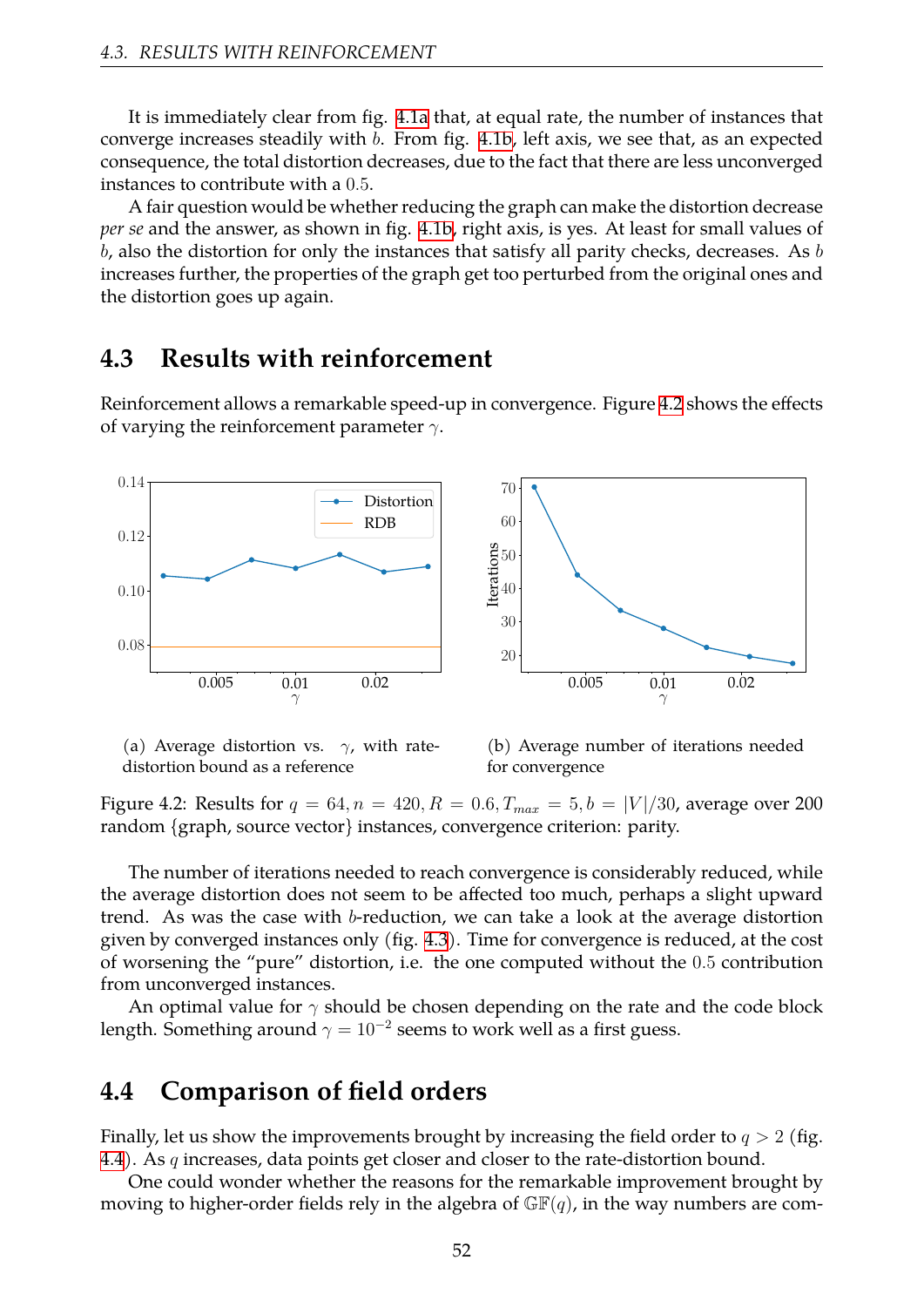It is immediately clear from fig. 4.1a that, at equal rate, the number of instances that converge increases steadily with $b$. From fig. 4.1b, left axis, we see that, as an expected consequence, the total distortion decreases, due to the fact that there are less unconverged instances to contribute with a $0.5$.

A fair question would be whether reducing the graph can make the distortion decrease *per se* and the answer, as shown in fig. 4.1b, right axis, is yes. At least for small values of $b$, also the distortion for only the instances that satisfy all parity checks, decreases. As $b$ increases further, the properties of the graph get too perturbed from the original ones and the distortion goes up again.

## 4.3 Results with reinforcement

Reinforcement allows a remarkable speed-up in convergence. Figure 4.2 shows the effects of varying the reinforcement parameter $\gamma$.

(a) Average distortion vs. $\gamma$, with rate-distortion bound as a reference

(b) Average number of iterations needed for convergence

Figure 4.2: Results for $q = 64, n = 420, R = 0.6, T_{max} = 5, b = |V|/30$, average over 200 random {graph, source vector} instances, convergence criterion: parity.

The number of iterations needed to reach convergence is considerably reduced, while the average distortion does not seem to be affected too much, perhaps a slight upward trend. As was the case with $b$-reduction, we can take a look at the average distortion given by converged instances only (fig. 4.3). Time for convergence is reduced, at the cost of worsening the "pure" distortion, i.e. the one computed without the $0.5$ contribution from unconverged instances.

An optimal value for $\gamma$ should be chosen depending on the rate and the code block length. Something around $\gamma = 10^{-2}$ seems to work well as a first guess.

## 4.4 Comparison of field orders

Finally, let us show the improvements brought by increasing the field order to $q > 2$ (fig. 4.4). As $q$ increases, data points get closer and closer to the rate-distortion bound.

One could wonder whether the reasons for the remarkable improvement brought by moving to higher-order fields rely in the algebra of $\mathbb{GF}(q)$, in the way numbers are com-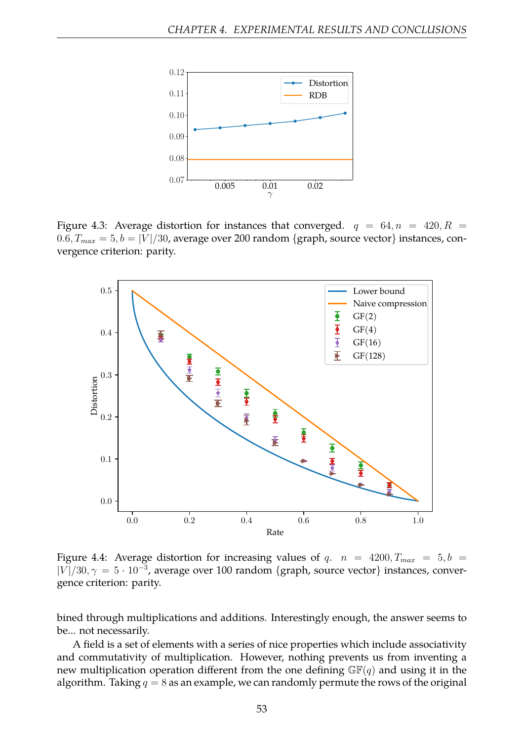Figure 4.3: Average distortion for instances that converged. $q = 64, n = 420, R = 0.6, T_{max} = 5, b = |V|/30$, average over 200 random {graph, source vector} instances, convergence criterion: parity.

Figure 4.4: Average distortion for increasing values of $q$. $n = 4200, T_{max} = 5, b = |V|/30, \gamma = 5 \cdot 10^{-3}$, average over 100 random {graph, source vector} instances, convergence criterion: parity.

bined through multiplications and additions. Interestingly enough, the answer seems to be... not necessarily.

A field is a set of elements with a series of nice properties which include associativity and commutativity of multiplication. However, nothing prevents us from inventing a new multiplication operation different from the one defining $\mathbb{GF}(q)$ and using it in the algorithm. Taking $q = 8$ as an example, we can randomly permute the rows of the original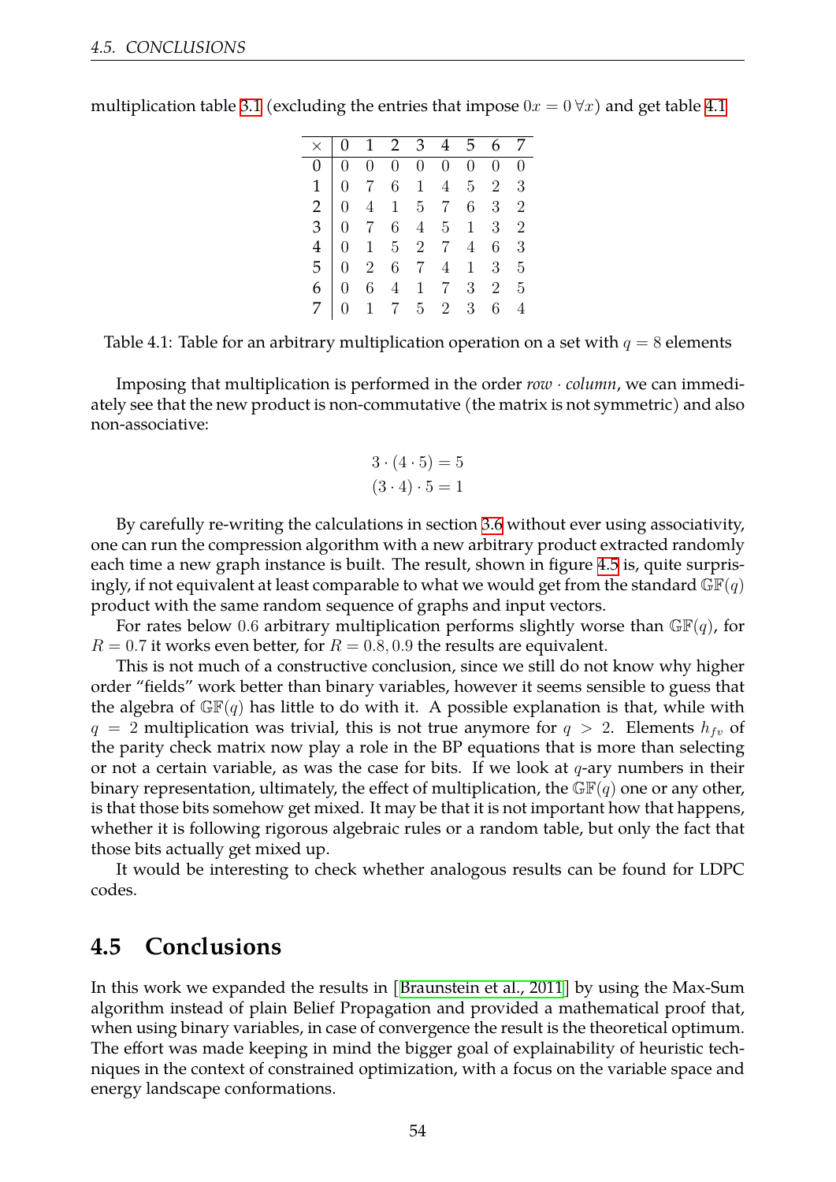multiplication table 3.1 (excluding the entries that impose $0x = 0 \, \forall x$) and get table 4.1

| × | 0 | 1 | 2 | 3 | 4 | 5 | 6 | 7 |
|---|---|---|---|---|---|---|---|---|
| 0 | 0 | 0 | 0 | 0 | 0 | 0 | 0 | 0 |
| 1 | 0 | 7 | 6 | 1 | 4 | 5 | 2 | 3 |
| 2 | 0 | 4 | 1 | 5 | 7 | 6 | 3 | 2 |
| 3 | 0 | 7 | 6 | 4 | 5 | 1 | 3 | 2 |
| 4 | 0 | 1 | 5 | 2 | 7 | 4 | 6 | 3 |
| 5 | 0 | 2 | 6 | 7 | 4 | 1 | 3 | 5 |
| 6 | 0 | 6 | 4 | 1 | 7 | 3 | 2 | 5 |
| 7 | 0 | 1 | 7 | 5 | 2 | 3 | 6 | 4 |

Table 4.1: Table for an arbitrary multiplication operation on a set with $q = 8$ elements

Imposing that multiplication is performed in the order *row* · *column*, we can immediately see that the new product is non-commutative (the matrix is not symmetric) and also non-associative:

$$3 \cdot (4 \cdot 5) = 5$$
$$(3 \cdot 4) \cdot 5 = 1$$

By carefully re-writing the calculations in section 3.6 without ever using associativity, one can run the compression algorithm with a new arbitrary product extracted randomly each time a new graph instance is built. The result, shown in figure 4.5 is, quite surprisingly, if not equivalent at least comparable to what we would get from the standard $\mathbb{GF}(q)$ product with the same random sequence of graphs and input vectors.

For rates below $0.6$ arbitrary multiplication performs slightly worse than $\mathbb{GF}(q)$, for $R = 0.7$ it works even better, for $R = 0.8, 0.9$ the results are equivalent.

This is not much of a constructive conclusion, since we still do not know why higher order "fields" work better than binary variables, however it seems sensible to guess that the algebra of $\mathbb{GF}(q)$ has little to do with it. A possible explanation is that, while with $q = 2$ multiplication was trivial, this is not true anymore for $q > 2$. Elements $h_{fv}$ of the parity check matrix now play a role in the BP equations that is more than selecting or not a certain variable, as was the case for bits. If we look at $q$-ary numbers in their binary representation, ultimately, the effect of multiplication, the $\mathbb{GF}(q)$ one or any other, is that those bits somehow get mixed. It may be that it is not important how that happens, whether it is following rigorous algebraic rules or a random table, but only the fact that those bits actually get mixed up.

It would be interesting to check whether analogous results can be found for LDPC codes.

## 4.5 Conclusions

In this work we expanded the results in [Braunstein et al., 2011] by using the Max-Sum algorithm instead of plain Belief Propagation and provided a mathematical proof that, when using binary variables, in case of convergence the result is the theoretical optimum. The effort was made keeping in mind the bigger goal of explainability of heuristic techniques in the context of constrained optimization, with a focus on the variable space and energy landscape conformations.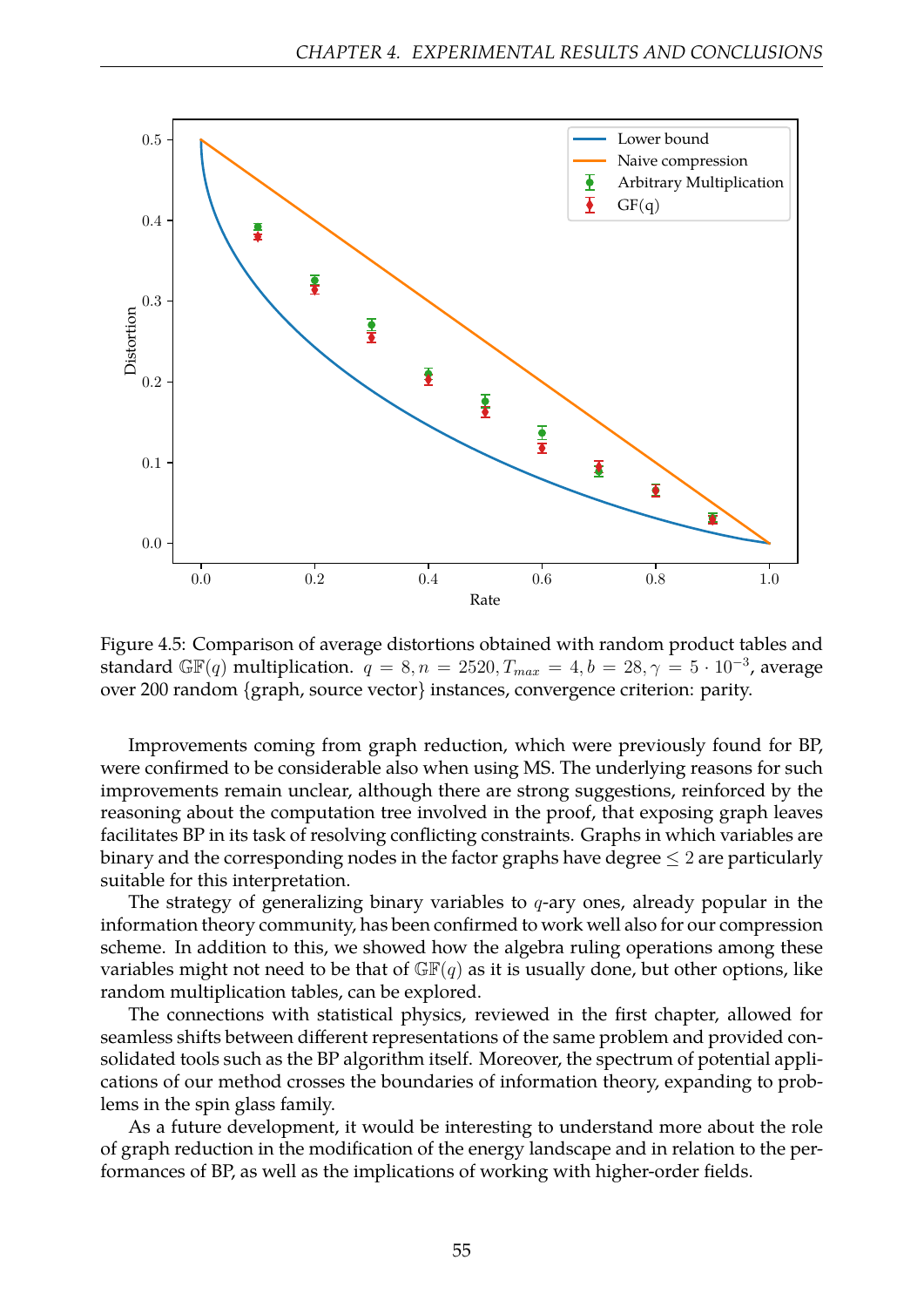Figure 4.5: Comparison of average distortions obtained with random product tables and standard $\mathbb{GF}(q)$ multiplication. $q = 8, n = 2520, T_{max} = 4, b = 28, \gamma = 5 \cdot 10^{-3}$, average over 200 random {graph, source vector} instances, convergence criterion: parity.

Improvements coming from graph reduction, which were previously found for BP, were confirmed to be considerable also when using MS. The underlying reasons for such improvements remain unclear, although there are strong suggestions, reinforced by the reasoning about the computation tree involved in the proof, that exposing graph leaves facilitates BP in its task of resolving conflicting constraints. Graphs in which variables are binary and the corresponding nodes in the factor graphs have degree $\leq 2$ are particularly suitable for this interpretation.

The strategy of generalizing binary variables to $q$-ary ones, already popular in the information theory community, has been confirmed to work well also for our compression scheme. In addition to this, we showed how the algebra ruling operations among these variables might not need to be that of $\mathbb{GF}(q)$ as it is usually done, but other options, like random multiplication tables, can be explored.

The connections with statistical physics, reviewed in the first chapter, allowed for seamless shifts between different representations of the same problem and provided consolidated tools such as the BP algorithm itself. Moreover, the spectrum of potential applications of our method crosses the boundaries of information theory, expanding to problems in the spin glass family.

As a future development, it would be interesting to understand more about the role of graph reduction in the modification of the energy landscape and in relation to the performances of BP, as well as the implications of working with higher-order fields.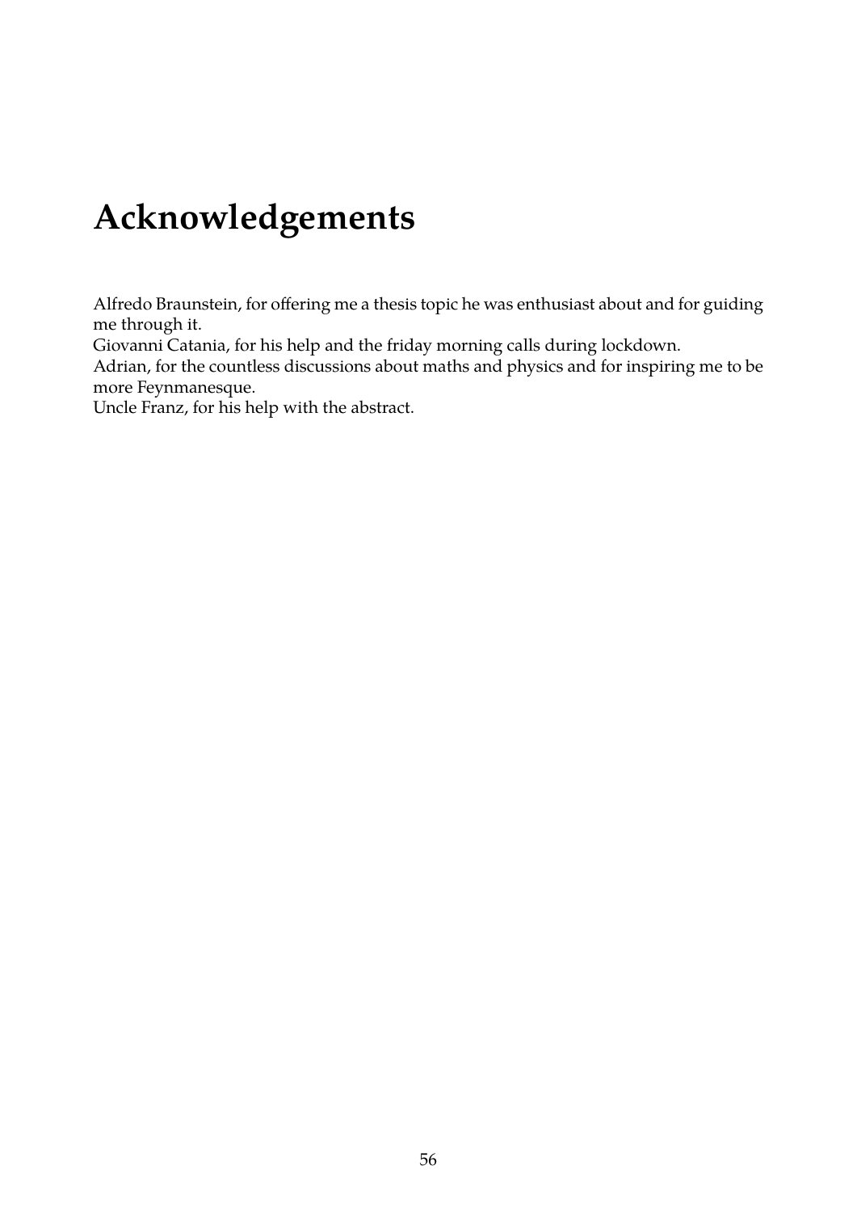# Acknowledgements

Alfredo Braunstein, for offering me a thesis topic he was enthusiast about and for guiding me through it.
Giovanni Catania, for his help and the friday morning calls during lockdown.
Adrian, for the countless discussions about maths and physics and for inspiring me to be more Feynmanesque.
Uncle Franz, for his help with the abstract.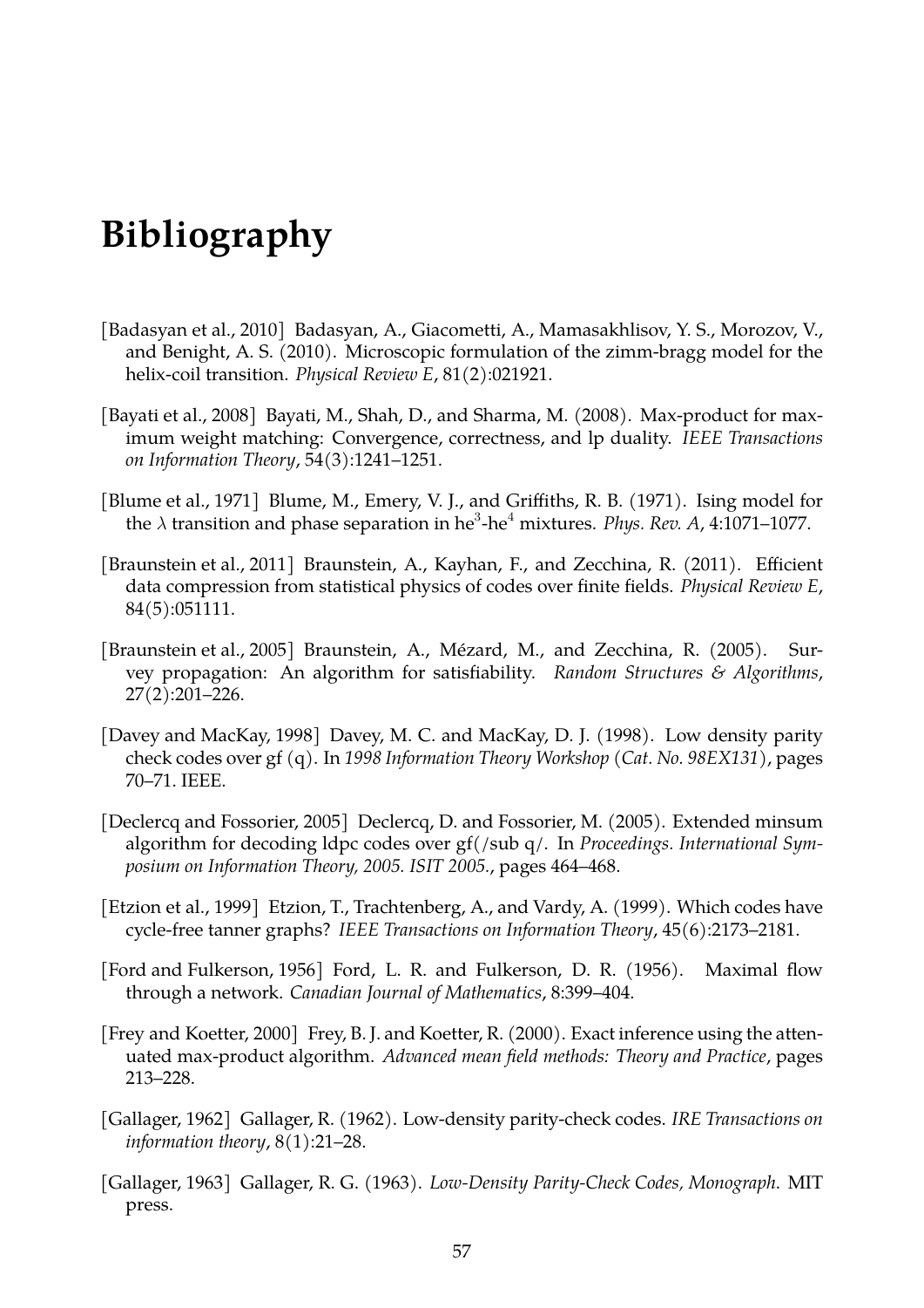# Bibliography

[Badasyan et al., 2010] Badasyan, A., Giacometti, A., Mamasakhlisov, Y. S., Morozov, V., and Benight, A. S. (2010). Microscopic formulation of the zimm-bragg model for the helix-coil transition. *Physical Review E*, 81(2):021921.

[Bayati et al., 2008] Bayati, M., Shah, D., and Sharma, M. (2008). Max-product for maximum weight matching: Convergence, correctness, and lp duality. *IEEE Transactions on Information Theory*, 54(3):1241–1251.

[Blume et al., 1971] Blume, M., Emery, V. J., and Griffiths, R. B. (1971). Ising model for the $\lambda$ transition and phase separation in he$^3$-he$^4$ mixtures. *Phys. Rev. A*, 4:1071–1077.

[Braunstein et al., 2011] Braunstein, A., Kayhan, F., and Zecchina, R. (2011). Efficient data compression from statistical physics of codes over finite fields. *Physical Review E*, 84(5):051111.

[Braunstein et al., 2005] Braunstein, A., Mézard, M., and Zecchina, R. (2005). Survey propagation: An algorithm for satisfiability. *Random Structures & Algorithms*, 27(2):201–226.

[Davey and MacKay, 1998] Davey, M. C. and MacKay, D. J. (1998). Low density parity check codes over gf (q). In *1998 Information Theory Workshop (Cat. No. 98EX131)*, pages 70–71. IEEE.

[Declercq and Fossorier, 2005] Declercq, D. and Fossorier, M. (2005). Extended minsum algorithm for decoding ldpc codes over gf(/sub q/. In *Proceedings. International Symposium on Information Theory, 2005. ISIT 2005.*, pages 464–468.

[Etzion et al., 1999] Etzion, T., Trachtenberg, A., and Vardy, A. (1999). Which codes have cycle-free tanner graphs? *IEEE Transactions on Information Theory*, 45(6):2173–2181.

[Ford and Fulkerson, 1956] Ford, L. R. and Fulkerson, D. R. (1956). Maximal flow through a network. *Canadian Journal of Mathematics*, 8:399–404.

[Frey and Koetter, 2000] Frey, B. J. and Koetter, R. (2000). Exact inference using the attenuated max-product algorithm. *Advanced mean field methods: Theory and Practice*, pages 213–228.

[Gallager, 1962] Gallager, R. (1962). Low-density parity-check codes. *IRE Transactions on information theory*, 8(1):21–28.

[Gallager, 1963] Gallager, R. G. (1963). *Low-Density Parity-Check Codes, Monograph*. MIT press.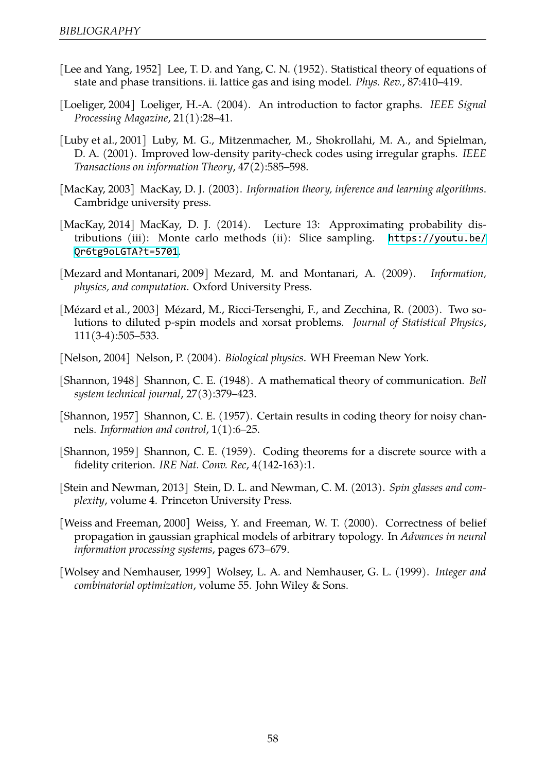[Lee and Yang, 1952] Lee, T. D. and Yang, C. N. (1952). Statistical theory of equations of state and phase transitions. ii. lattice gas and ising model. *Phys. Rev.*, 87:410–419.

[Loeliger, 2004] Loeliger, H.-A. (2004). An introduction to factor graphs. *IEEE Signal Processing Magazine*, 21(1):28–41.

[Luby et al., 2001] Luby, M. G., Mitzenmacher, M., Shokrollahi, M. A., and Spielman, D. A. (2001). Improved low-density parity-check codes using irregular graphs. *IEEE Transactions on information Theory*, 47(2):585–598.

[MacKay, 2003] MacKay, D. J. (2003). *Information theory, inference and learning algorithms*. Cambridge university press.

[MacKay, 2014] MacKay, D. J. (2014). Lecture 13: Approximating probability distributions (iii): Monte carlo methods (ii): Slice sampling. https://youtu.be/Qr6tg9oLGTA?t=5701.

[Mezard and Montanari, 2009] Mezard, M. and Montanari, A. (2009). *Information, physics, and computation*. Oxford University Press.

[Mézard et al., 2003] Mézard, M., Ricci-Tersenghi, F., and Zecchina, R. (2003). Two solutions to diluted p-spin models and xorsat problems. *Journal of Statistical Physics*, 111(3-4):505–533.

[Nelson, 2004] Nelson, P. (2004). *Biological physics*. WH Freeman New York.

[Shannon, 1948] Shannon, C. E. (1948). A mathematical theory of communication. *Bell system technical journal*, 27(3):379–423.

[Shannon, 1957] Shannon, C. E. (1957). Certain results in coding theory for noisy channels. *Information and control*, 1(1):6–25.

[Shannon, 1959] Shannon, C. E. (1959). Coding theorems for a discrete source with a fidelity criterion. *IRE Nat. Conv. Rec*, 4(142-163):1.

[Stein and Newman, 2013] Stein, D. L. and Newman, C. M. (2013). *Spin glasses and complexity*, volume 4. Princeton University Press.

[Weiss and Freeman, 2000] Weiss, Y. and Freeman, W. T. (2000). Correctness of belief propagation in gaussian graphical models of arbitrary topology. In *Advances in neural information processing systems*, pages 673–679.

[Wolsey and Nemhauser, 1999] Wolsey, L. A. and Nemhauser, G. L. (1999). *Integer and combinatorial optimization*, volume 55. John Wiley & Sons.